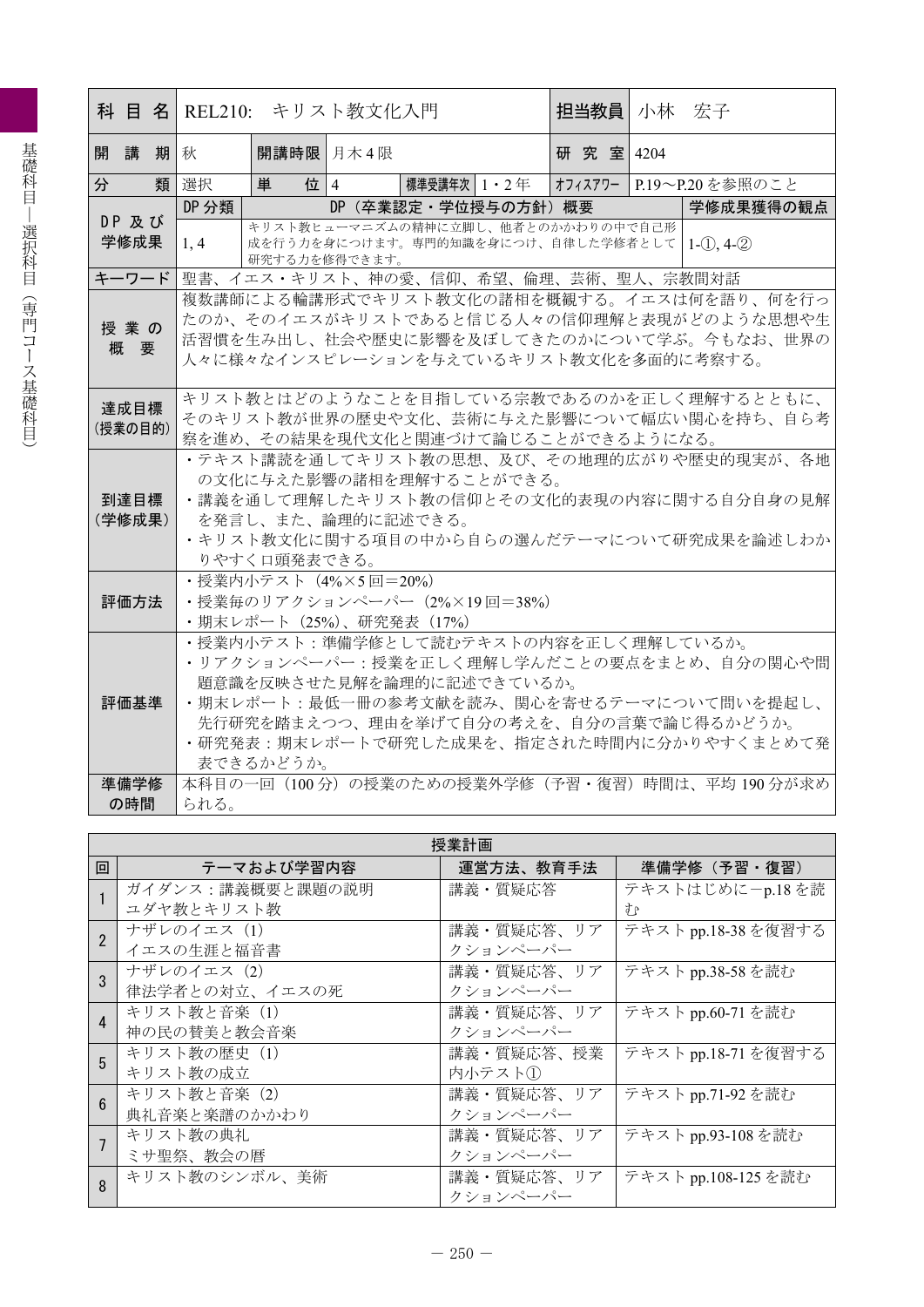| 科目名 | REL210: キリスト教文化入門 | | | | | 担当教員 | 小林 宏子 |
|---|---|---|---|---|---|---|---|
| 開講期 | 秋 | 開講時限 | 月木4限 | | | 研究室 | 4204 |
| 分類 | 選択 | 単位 | 4 | 標準受講年次 | 1・2年 | オフィスアワー | P.19〜P.20を参照のこと |
| DP及び学修成果 | DP分類 | DP（卒業認定・学位授与の方針）概要 | | | | | 学修成果獲得の観点 |
| | 1, 4 | キリスト教ヒューマニズムの精神に立脚し、他者とのかかわりの中で自己形成を行う力を身につけます。専門的知識を身につけ、自律した学修者として研究する力を修得できます。 | | | | | 1-①, 4-② |
| キーワード | 聖書、イエス・キリスト、神の愛、信仰、希望、倫理、芸術、聖人、宗教間対話 | | | | | | |
| 授業の概要 | 複数講師による輪講形式でキリスト教文化の諸相を概観する。イエスは何を語り、何を行ったのか、そのイエスがキリストであると信じる人々の信仰理解と表現がどのような思想や生活習慣を生み出し、社会や歴史に影響を及ぼしてきたのかについて学ぶ。今もなお、世界の人々に様々なインスピレーションを与えているキリスト教文化を多面的に考察する。 | | | | | | |
| 達成目標（授業の目的） | キリスト教とはどのようなことを目指している宗教であるのかを正しく理解するとともに、そのキリスト教が世界の歴史や文化、芸術に与えた影響について幅広い関心を持ち、自ら考察を進め、その結果を現代文化と関連づけて論じることができるようになる。 | | | | | | |
| 到達目標（学修成果） | ・テキスト講読を通してキリスト教の思想、及び、その地理的広がりや歴史的現実が、各地の文化に与えた影響の諸相を理解することができる。<br>・講義を通して理解したキリスト教の信仰とその文化的表現の内容に関する自分自身の見解を発言し、また、論理的に記述できる。<br>・キリスト教文化に関する項目の中から自らの選んだテーマについて研究成果を論述しわかりやすく口頭発表できる。 | | | | | | |
| 評価方法 | ・授業内小テスト（4%×5回=20%）<br>・授業毎のリアクションペーパー（2%×19回=38%）<br>・期末レポート（25%）、研究発表（17%） | | | | | | |
| 評価基準 | ・授業内小テスト：準備学修として読むテキストの内容を正しく理解しているか。<br>・リアクションペーパー：授業を正しく理解し学んだことの要点をまとめ、自分の関心や問題意識を反映させた見解を論理的に記述できているか。<br>・期末レポート：最低一冊の参考文献を読み、関心を寄せるテーマについて問いを提起し、先行研究を踏まえつつ、理由を挙げて自分の考えを、自分の言葉で論じ得るかどうか。<br>・研究発表：期末レポートで研究した成果を、指定された時間内に分かりやすくまとめて発表できるかどうか。 | | | | | | |
| 準備学修の時間 | 本科目の一回（100分）の授業のための授業外学修（予習・復習）時間は、平均190分が求められる。 | | | | | | |

**授業計画**

| 回 | テーマおよび学習内容 | 運営方法、教育手法 | 準備学修（予習・復習） |
|---|---|---|---|
| 1 | ガイダンス：講義概要と課題の説明<br>ユダヤ教とキリスト教 | 講義・質疑応答 | テキストはじめに－p.18を読む |
| 2 | ナザレのイエス（1）<br>イエスの生涯と福音書 | 講義・質疑応答、リアクションペーパー | テキストpp.18-38を復習する |
| 3 | ナザレのイエス（2）<br>律法学者との対立、イエスの死 | 講義・質疑応答、リアクションペーパー | テキストpp.38-58を読む |
| 4 | キリスト教と音楽（1）<br>神の民の賛美と教会音楽 | 講義・質疑応答、リアクションペーパー | テキストpp.60-71を読む |
| 5 | キリスト教の歴史（1）<br>キリスト教の成立 | 講義・質疑応答、授業内小テスト① | テキストpp.18-71を復習する |
| 6 | キリスト教と音楽（2）<br>典礼音楽と楽譜のかかわり | 講義・質疑応答、リアクションペーパー | テキストpp.71-92を読む |
| 7 | キリスト教の典礼<br>ミサ聖祭、教会の暦 | 講義・質疑応答、リアクションペーパー | テキストpp.93-108を読む |
| 8 | キリスト教のシンボル、美術 | 講義・質疑応答、リアクションペーパー | テキストpp.108-125を読む |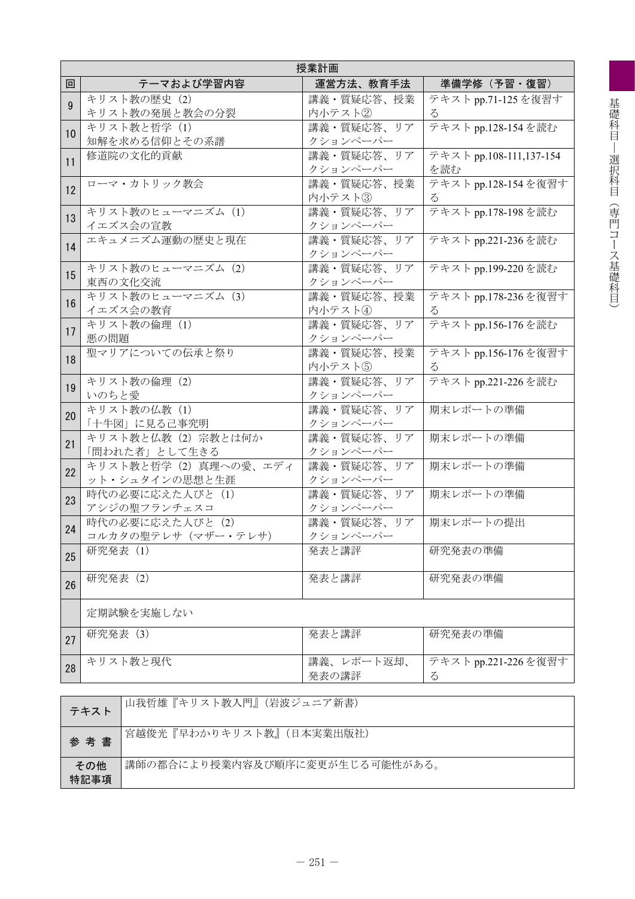| 授業計画 | | | |
|---|---|---|---|
| 回 | テーマおよび学習内容 | 運営方法、教育手法 | 準備学修（予習・復習） |
| 9 | キリスト教の歴史（2）<br>キリスト教の発展と教会の分裂 | 講義・質疑応答、授業内小テスト② | テキスト pp.71-125 を復習する |
| 10 | キリスト教と哲学（1）<br>知解を求める信仰とその系譜 | 講義・質疑応答、リアクションペーパー | テキスト pp.128-154 を読む |
| 11 | 修道院の文化的貢献 | 講義・質疑応答、リアクションペーパー | テキスト pp.108-111,137-154 を読む |
| 12 | ローマ・カトリック教会 | 講義・質疑応答、授業内小テスト③ | テキスト pp.128-154 を復習する |
| 13 | キリスト教のヒューマニズム（1）<br>イエズス会の宣教 | 講義・質疑応答、リアクションペーパー | テキスト pp.178-198 を読む |
| 14 | エキュメニズム運動の歴史と現在 | 講義・質疑応答、リアクションペーパー | テキスト pp.221-236 を読む |
| 15 | キリスト教のヒューマニズム（2）<br>東西の文化交流 | 講義・質疑応答、リアクションペーパー | テキスト pp.199-220 を読む |
| 16 | キリスト教のヒューマニズム（3）<br>イエズス会の教育 | 講義・質疑応答、授業内小テスト④ | テキスト pp.178-236 を復習する |
| 17 | キリスト教の倫理（1）<br>悪の問題 | 講義・質疑応答、リアクションペーパー | テキスト pp.156-176 を読む |
| 18 | 聖マリアについての伝承と祭り | 講義・質疑応答、授業内小テスト⑤ | テキスト pp.156-176 を復習する |
| 19 | キリスト教の倫理（2）<br>いのちと愛 | 講義・質疑応答、リアクションペーパー | テキスト pp.221-226 を読む |
| 20 | キリスト教の仏教（1）<br>「十牛図」に見る己事究明 | 講義・質疑応答、リアクションペーパー | 期末レポートの準備 |
| 21 | キリスト教と仏教（2）宗教とは何か<br>「問われた者」として生きる | 講義・質疑応答、リアクションペーパー | 期末レポートの準備 |
| 22 | キリスト教と哲学（2）真理への愛、エディット・シュタインの思想と生涯 | 講義・質疑応答、リアクションペーパー | 期末レポートの準備 |
| 23 | 時代の必要に応えた人びと（1）<br>アシジの聖フランチェスコ | 講義・質疑応答、リアクションペーパー | 期末レポートの準備 |
| 24 | 時代の必要に応えた人びと（2）<br>コルカタの聖テレサ（マザー・テレサ） | 講義・質疑応答、リアクションペーパー | 期末レポートの提出 |
| 25 | 研究発表（1） | 発表と講評 | 研究発表の準備 |
| 26 | 研究発表（2） | 発表と講評 | 研究発表の準備 |
| | 定期試験を実施しない | | |
| 27 | 研究発表（3） | 発表と講評 | 研究発表の準備 |
| 28 | キリスト教と現代 | 講義、レポート返却、発表の講評 | テキスト pp.221-226 を復習する |

| テキスト | 山我哲雄『キリスト教入門』（岩波ジュニア新書） |
|---|---|
| 参考書 | 宮越俊光『早わかりキリスト教』（日本実業出版社） |
| その他特記事項 | 講師の都合により授業内容及び順序に変更が生じる可能性がある。 |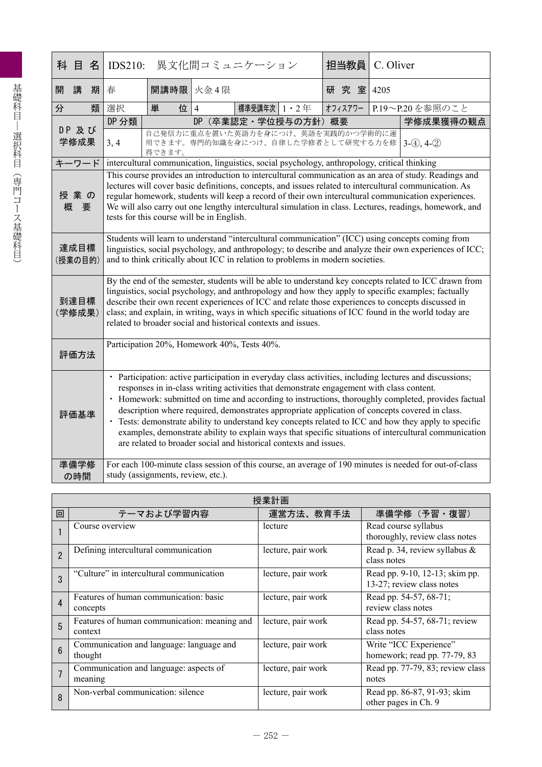| 科 目 名 | IDS210: 異文化間コミュニケーション | | | | 担当教員 | C. Oliver |
|---|---|---|---|---|---|---|
| 開 講 期 | 春 | 開講時限 | 火金 4 限 | | 研 究 室 | 4205 |
| 分 類 | 選択 | 単 位 | 4 | 標準受講年次 1・2 年 | オフィスアワー | P.19〜P.20 を参照のこと |
| DP 及び学修成果 | DP 分類 | DP（卒業認定・学位授与の方針）概要 | | | | 学修成果獲得の観点 |
| | 3, 4 | 自己発信力に重点を置いた英語力を身につけ、英語を実践的かつ学術的に運用できます。専門的知識を身につけ、自律した学修者として研究する力を修得できます。 | | | | 3-④, 4-② |
| キーワード | intercultural communication, linguistics, social psychology, anthropology, critical thinking | | | | | |
| 授 業 の 概 要 | This course provides an introduction to intercultural communication as an area of study. Readings and lectures will cover basic definitions, concepts, and issues related to intercultural communication. As regular homework, students will keep a record of their own intercultural communication experiences. We will also carry out one lengthy intercultural simulation in class. Lectures, readings, homework, and tests for this course will be in English. | | | | | |
| 達成目標（授業の目的） | Students will learn to understand "intercultural communication" (ICC) using concepts coming from linguistics, social psychology, and anthropology; to describe and analyze their own experiences of ICC; and to think critically about ICC in relation to problems in modern societies. | | | | | |
| 到達目標（学修成果） | By the end of the semester, students will be able to understand key concepts related to ICC drawn from linguistics, social psychology, and anthropology and how they apply to specific examples; factually describe their own recent experiences of ICC and relate those experiences to concepts discussed in class; and explain, in writing, ways in which specific situations of ICC found in the world today are related to broader social and historical contexts and issues. | | | | | |
| 評価方法 | Participation 20%, Homework 40%, Tests 40%. | | | | | |
| 評価基準 | ・ Participation: active participation in everyday class activities, including lectures and discussions; responses in in-class writing activities that demonstrate engagement with class content.<br>・ Homework: submitted on time and according to instructions, thoroughly completed, provides factual description where required, demonstrates appropriate application of concepts covered in class.<br>・ Tests: demonstrate ability to understand key concepts related to ICC and how they apply to specific examples, demonstrate ability to explain ways that specific situations of intercultural communication are related to broader social and historical contexts and issues. | | | | | |
| 準備学修の時間 | For each 100-minute class session of this course, an average of 190 minutes is needed for out-of-class study (assignments, review, etc.). | | | | | |

**授業計画**

| 回 | テーマおよび学習内容 | 運営方法、教育手法 | 準備学修（予習・復習） |
|---|---|---|---|
| 1 | Course overview | lecture | Read course syllabus thoroughly, review class notes |
| 2 | Defining intercultural communication | lecture, pair work | Read p. 34, review syllabus & class notes |
| 3 | "Culture" in intercultural communication | lecture, pair work | Read pp. 9-10, 12-13; skim pp. 13-27; review class notes |
| 4 | Features of human communication: basic concepts | lecture, pair work | Read pp. 54-57, 68-71; review class notes |
| 5 | Features of human communication: meaning and context | lecture, pair work | Read pp. 54-57, 68-71; review class notes |
| 6 | Communication and language: language and thought | lecture, pair work | Write "ICC Experience" homework; read pp. 77-79, 83 |
| 7 | Communication and language: aspects of meaning | lecture, pair work | Read pp. 77-79, 83; review class notes |
| 8 | Non-verbal communication: silence | lecture, pair work | Read pp. 86-87, 91-93; skim other pages in Ch. 9 |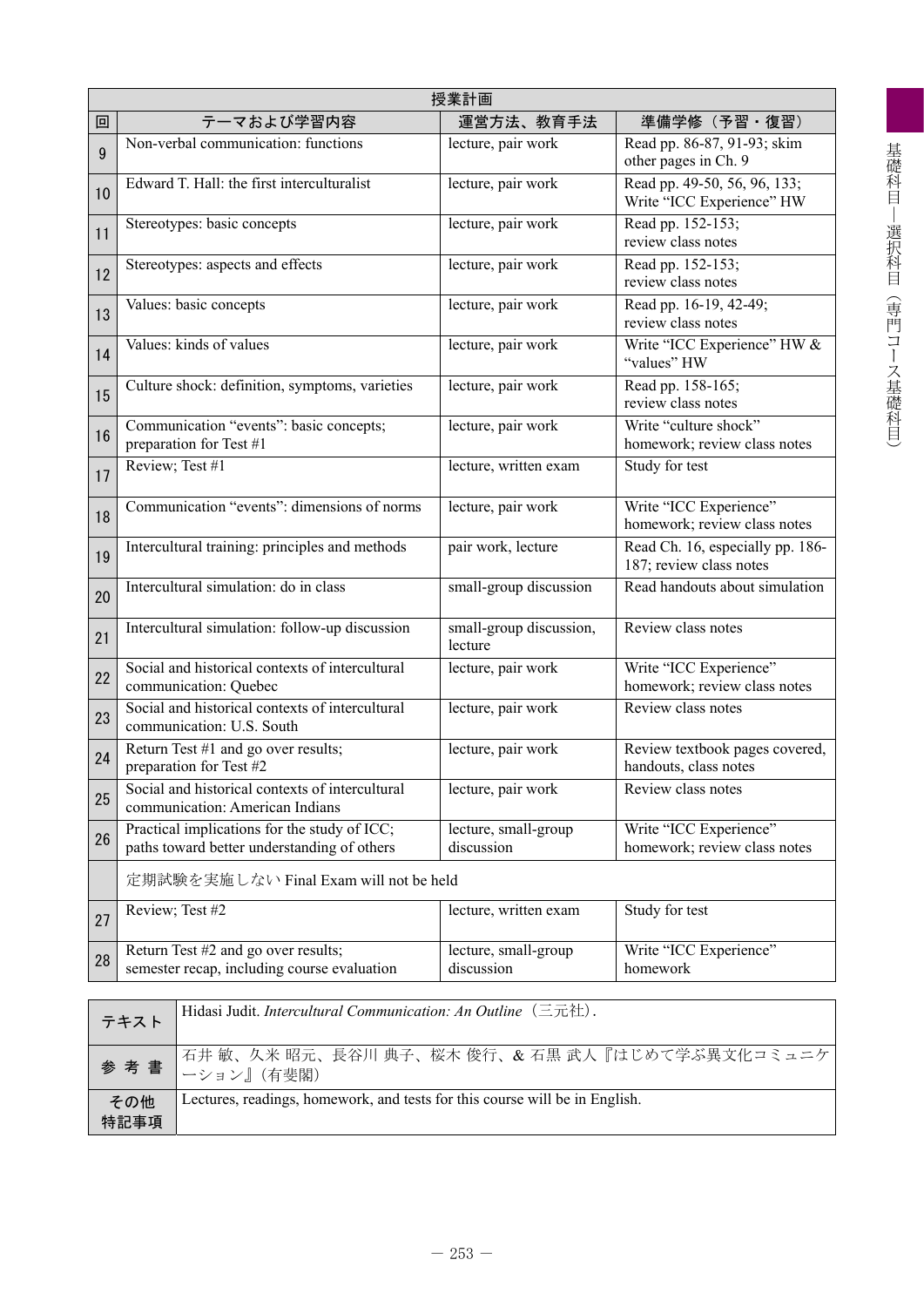| 授業計画 | | | |
|---|---|---|---|
| 回 | テーマおよび学習内容 | 運営方法、教育手法 | 準備学修（予習・復習） |
| 9 | Non-verbal communication: functions | lecture, pair work | Read pp. 86-87, 91-93; skim other pages in Ch. 9 |
| 10 | Edward T. Hall: the first interculturalist | lecture, pair work | Read pp. 49-50, 56, 96, 133; Write "ICC Experience" HW |
| 11 | Stereotypes: basic concepts | lecture, pair work | Read pp. 152-153; review class notes |
| 12 | Stereotypes: aspects and effects | lecture, pair work | Read pp. 152-153; review class notes |
| 13 | Values: basic concepts | lecture, pair work | Read pp. 16-19, 42-49; review class notes |
| 14 | Values: kinds of values | lecture, pair work | Write "ICC Experience" HW & "values" HW |
| 15 | Culture shock: definition, symptoms, varieties | lecture, pair work | Read pp. 158-165; review class notes |
| 16 | Communication "events": basic concepts; preparation for Test #1 | lecture, pair work | Write "culture shock" homework; review class notes |
| 17 | Review; Test #1 | lecture, written exam | Study for test |
| 18 | Communication "events": dimensions of norms | lecture, pair work | Write "ICC Experience" homework; review class notes |
| 19 | Intercultural training: principles and methods | pair work, lecture | Read Ch. 16, especially pp. 186-187; review class notes |
| 20 | Intercultural simulation: do in class | small-group discussion | Read handouts about simulation |
| 21 | Intercultural simulation: follow-up discussion | small-group discussion, lecture | Review class notes |
| 22 | Social and historical contexts of intercultural communication: Quebec | lecture, pair work | Write "ICC Experience" homework; review class notes |
| 23 | Social and historical contexts of intercultural communication: U.S. South | lecture, pair work | Review class notes |
| 24 | Return Test #1 and go over results; preparation for Test #2 | lecture, pair work | Review textbook pages covered, handouts, class notes |
| 25 | Social and historical contexts of intercultural communication: American Indians | lecture, pair work | Review class notes |
| 26 | Practical implications for the study of ICC; paths toward better understanding of others | lecture, small-group discussion | Write "ICC Experience" homework; review class notes |
| | 定期試験を実施しない Final Exam will not be held | | |
| 27 | Review; Test #2 | lecture, written exam | Study for test |
| 28 | Return Test #2 and go over results; semester recap, including course evaluation | lecture, small-group discussion | Write "ICC Experience" homework |

| | |
|---|---|
| テキスト | Hidasi Judit. *Intercultural Communication: An Outline*（三元社）. |
| 参考書 | 石井 敏、久米 昭元、長谷川 典子、桜木 俊行、& 石黒 武人『はじめて学ぶ異文化コミュニケーション』（有斐閣） |
| その他特記事項 | Lectures, readings, homework, and tests for this course will be in English. |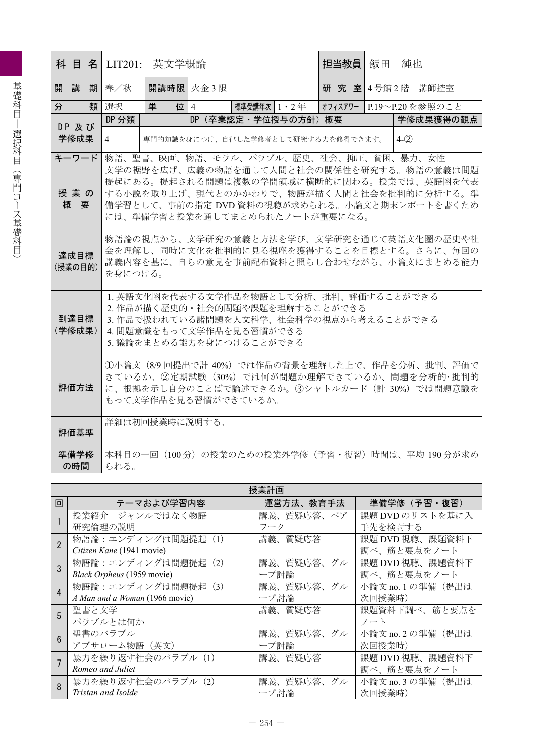| 科目名 | LIT201: 英文学概論 | | | | | 担当教員 | 飯田 純也 |
|---|---|---|---|---|---|---|---|
| 開講期 | 春／秋 | 開講時限 | 火金３限 | | | 研究室 | 4 号館 2 階 講師控室 |
| 分類 | 選択 | 単位 | 4 | 標準受講年次 | 1・2 年 | オフィスアワー | P.19〜P.20 を参照のこと |

| DP 及び学修成果 | DP 分類 | DP（卒業認定・学位授与の方針）概要 | 学修成果獲得の観点 |
|---|---|---|---|
| | 4 | 専門的知識を身につけ、自律した学修者として研究する力を修得できます。 | 4-② |

| 項目 | 内容 |
|---|---|
| キーワード | 物語、聖書、映画、物語、モラル、パラブル、歴史、社会、抑圧、貧困、暴力、女性 |
| 授業の概要 | 文学の裾野を広げ、広義の物語を通して人間と社会の関係性を研究する。物語の意義は問題提起にある。提起される問題は複数の学問領域に横断的に関わる。授業では、英語圏を代表する小説を取り上げ、現代とのかかわりで、物語が描く人間と社会を批判的に分析する。準備学習として、事前の指定 DVD 資料の視聴が求められる。小論文と期末レポートを書くためには、準備学習と授業を通してまとめられたノートが重要になる。 |
| 達成目標（授業の目的） | 物語論の視点から、文学研究の意義と方法を学び、文学研究を通じて英語文化圏の歴史や社会を理解し、同時に文化を批判的に見る視座を獲得することを目標とする。さらに、毎回の講義内容を基に、自らの意見を事前配布資料と照らし合わせながら、小論文にまとめる能力を身につける。 |
| 到達目標（学修成果） | 1. 英語文化圏を代表する文学作品を物語として分析、批判、評価することができる<br>2. 作品が描く歴史的・社会的問題や課題を理解することができる<br>3. 作品で扱われている諸問題を人文科学、社会科学の視点から考えることができる<br>4. 問題意識をもって文学作品を見る習慣ができる<br>5. 議論をまとめる能力を身につけることができる |
| 評価方法 | ①小論文（8/9 回提出で計 40%）では作品の背景を理解した上で、作品を分析、批判、評価できているか。②定期試験（30%）では何が問題か理解できているか、問題を分析的･批判的に、根拠を示し自分のことばで論述できるか。③シャトルカード（計 30%）では問題意識をもって文学作品を見る習慣ができているか。 |
| 評価基準 | 詳細は初回授業時に説明する。 |
| 準備学修の時間 | 本科目の一回（100 分）の授業のための授業外学修（予習・復習）時間は、平均 190 分が求められる。 |

**授業計画**

| 回 | テーマおよび学習内容 | 運営方法、教育手法 | 準備学修（予習・復習） |
|---|---|---|---|
| 1 | 授業紹介　ジャンルではなく物語<br>研究倫理の説明 | 講義、質疑応答、ペアワーク | 課題 DVD のリストを基に入手先を検討する |
| 2 | 物語論：エンディングは問題提起（1）<br>*Citizen Kane* (1941 movie) | 講義、質疑応答 | 課題 DVD 視聴、課題資料下調べ、筋と要点をノート |
| 3 | 物語論：エンディングは問題提起（2）<br>*Black Orpheus* (1959 movie) | 講義、質疑応答、グループ討論 | 課題 DVD 視聴、課題資料下調べ、筋と要点をノート |
| 4 | 物語論：エンディングは問題提起（3）<br>*A Man and a Woman* (1966 movie) | 講義、質疑応答、グループ討論 | 小論文 no. 1 の準備（提出は次回授業時） |
| 5 | 聖書と文学<br>パラブルとは何か | 講義、質疑応答 | 課題資料下調べ、筋と要点をノート |
| 6 | 聖書のパラブル<br>アブサローム物語（英文） | 講義、質疑応答、グループ討論 | 小論文 no. 2 の準備（提出は次回授業時） |
| 7 | 暴力を繰り返す社会のパラブル（1）<br>*Romeo and Juliet* | 講義、質疑応答 | 課題 DVD 視聴、課題資料下調べ、筋と要点をノート |
| 8 | 暴力を繰り返す社会のパラブル（2）<br>*Tristan and Isolde* | 講義、質疑応答、グループ討論 | 小論文 no. 3 の準備（提出は次回授業時） |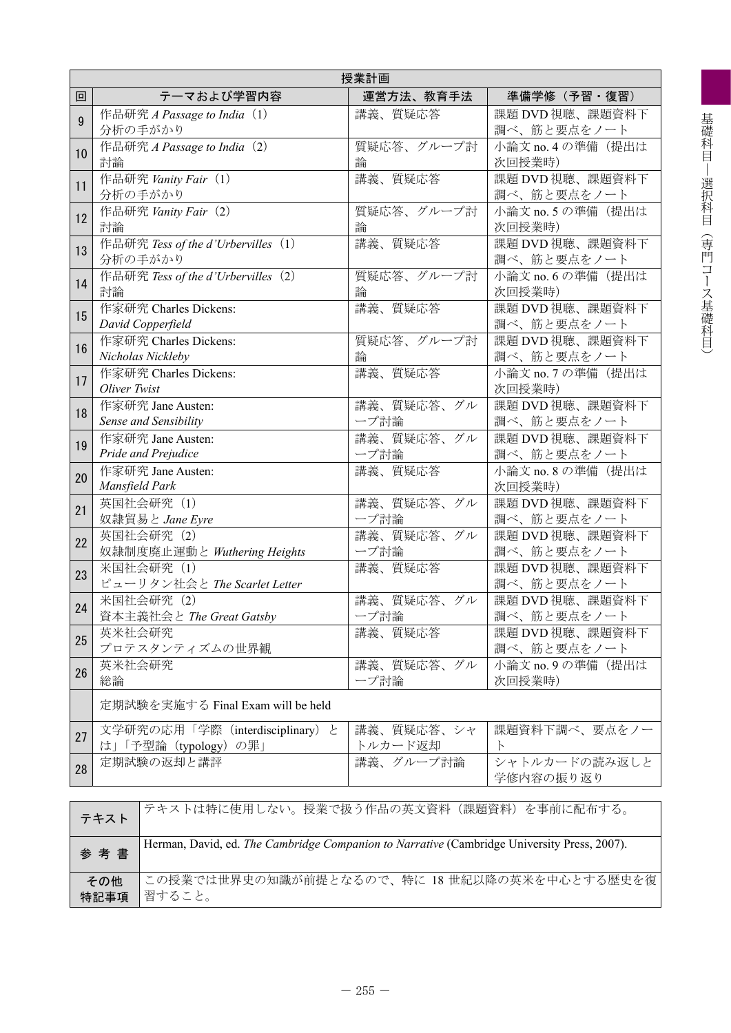| 授業計画 | | | |
|---|---|---|---|
| 回 | テーマおよび学習内容 | 運営方法、教育手法 | 準備学修（予習・復習） |
| 9 | 作品研究 *A Passage to India*（1）<br>分析の手がかり | 講義、質疑応答 | 課題 DVD 視聴、課題資料下調べ、筋と要点をノート |
| 10 | 作品研究 *A Passage to India*（2）<br>討論 | 質疑応答、グループ討論 | 小論文 no. 4 の準備（提出は次回授業時） |
| 11 | 作品研究 *Vanity Fair*（1）<br>分析の手がかり | 講義、質疑応答 | 課題 DVD 視聴、課題資料下調べ、筋と要点をノート |
| 12 | 作品研究 *Vanity Fair*（2）<br>討論 | 質疑応答、グループ討論 | 小論文 no. 5 の準備（提出は次回授業時） |
| 13 | 作品研究 *Tess of the d'Urbervilles*（1）<br>分析の手がかり | 講義、質疑応答 | 課題 DVD 視聴、課題資料下調べ、筋と要点をノート |
| 14 | 作品研究 *Tess of the d'Urbervilles*（2）<br>討論 | 質疑応答、グループ討論 | 小論文 no. 6 の準備（提出は次回授業時） |
| 15 | 作家研究 Charles Dickens:<br>*David Copperfield* | 講義、質疑応答 | 課題 DVD 視聴、課題資料下調べ、筋と要点をノート |
| 16 | 作家研究 Charles Dickens:<br>*Nicholas Nickleby* | 質疑応答、グループ討論 | 課題 DVD 視聴、課題資料下調べ、筋と要点をノート |
| 17 | 作家研究 Charles Dickens:<br>*Oliver Twist* | 講義、質疑応答 | 小論文 no. 7 の準備（提出は次回授業時） |
| 18 | 作家研究 Jane Austen:<br>*Sense and Sensibility* | 講義、質疑応答、グループ討論 | 課題 DVD 視聴、課題資料下調べ、筋と要点をノート |
| 19 | 作家研究 Jane Austen:<br>*Pride and Prejudice* | 講義、質疑応答、グループ討論 | 課題 DVD 視聴、課題資料下調べ、筋と要点をノート |
| 20 | 作家研究 Jane Austen:<br>*Mansfield Park* | 講義、質疑応答 | 小論文 no. 8 の準備（提出は次回授業時） |
| 21 | 英国社会研究（1）<br>奴隷貿易と *Jane Eyre* | 講義、質疑応答、グループ討論 | 課題 DVD 視聴、課題資料下調べ、筋と要点をノート |
| 22 | 英国社会研究（2）<br>奴隷制度廃止運動と *Wuthering Heights* | 講義、質疑応答、グループ討論 | 課題 DVD 視聴、課題資料下調べ、筋と要点をノート |
| 23 | 米国社会研究（1）<br>ピューリタン社会と *The Scarlet Letter* | 講義、質疑応答 | 課題 DVD 視聴、課題資料下調べ、筋と要点をノート |
| 24 | 米国社会研究（2）<br>資本主義社会と *The Great Gatsby* | 講義、質疑応答、グループ討論 | 課題 DVD 視聴、課題資料下調べ、筋と要点をノート |
| 25 | 英米社会研究<br>プロテスタンティズムの世界観 | 講義、質疑応答 | 課題 DVD 視聴、課題資料下調べ、筋と要点をノート |
| 26 | 英米社会研究<br>総論 | 講義、質疑応答、グループ討論 | 小論文 no. 9 の準備（提出は次回授業時） |
| | 定期試験を実施する Final Exam will be held | | |
| 27 | 文学研究の応用「学際（interdisciplinary）とは」「予型論（typology）の罪」 | 講義、質疑応答、シャトルカード返却 | 課題資料下調べ、要点をノート |
| 28 | 定期試験の返却と講評 | 講義、グループ討論 | シャトルカードの読み返しと学修内容の振り返り |

| | |
|---|---|
| テキスト | テキストは特に使用しない。授業で扱う作品の英文資料（課題資料）を事前に配布する。 |
| 参考書 | Herman, David, ed. *The Cambridge Companion to Narrative* (Cambridge University Press, 2007). |
| その他特記事項 | この授業では世界史の知識が前提となるので、特に 18 世紀以降の英米を中心とする歴史を復習すること。 |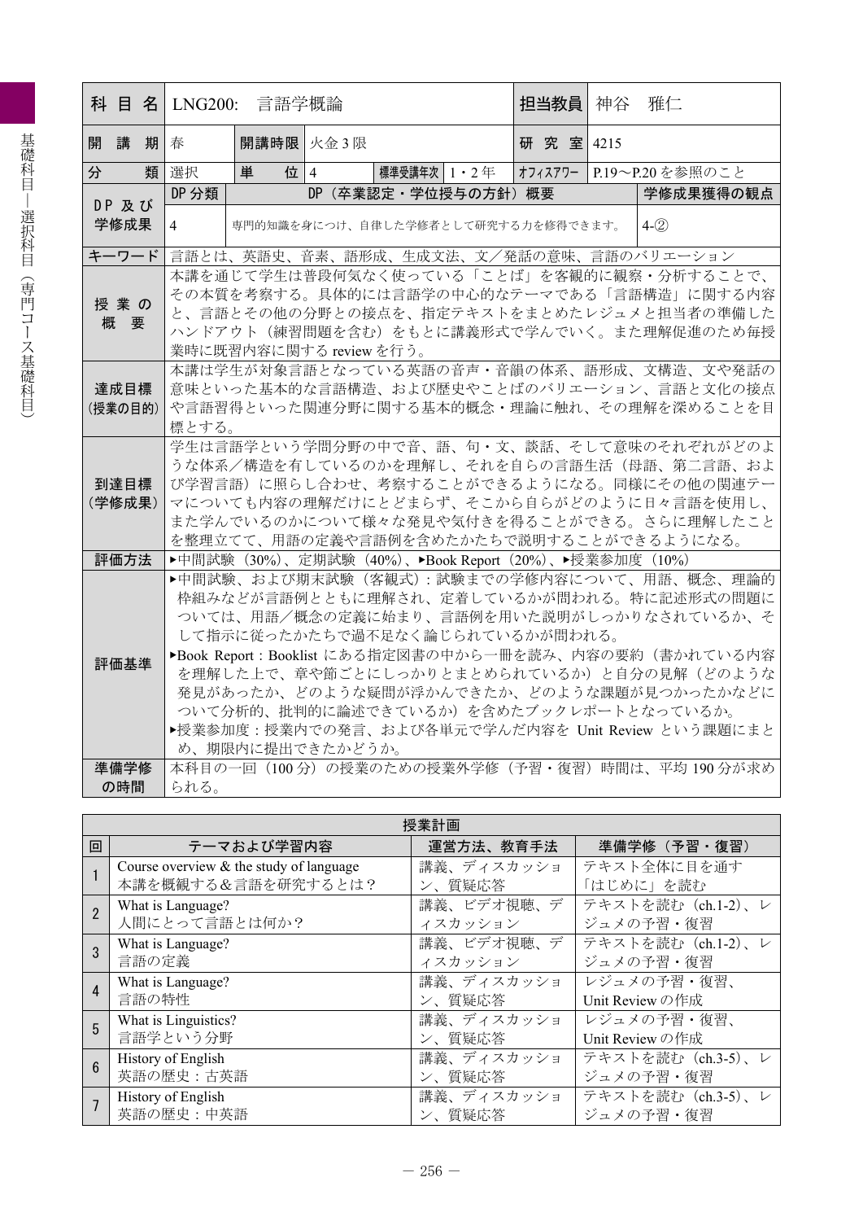| 科目名 | LNG200:　言語学概論 | | | | | 担当教員 | 神谷　雅仁 |
|---|---|---|---|---|---|---|---|
| 開講期 | 春 | 開講時限 | 火金3限 | | | 研究室 | 4215 |
| 分類 | 選択 | 単位 | 4 | 標準受講年次 | 1・2年 | オフィスアワー | P.19～P.20を参照のこと |

| DP及び学修成果 | DP分類 | DP（卒業認定・学位授与の方針）概要 | 学修成果獲得の観点 |
|---|---|---|---|
| | 4 | 専門的知識を身につけ、自律した学修者として研究する力を修得できます。 | 4-② |

| 項目 | 内容 |
|---|---|
| キーワード | 言語とは、英語史、音素、語形成、生成文法、文／発話の意味、言語のバリエーション |
| 授業の概要 | 本講を通じて学生は普段何気なく使っている「ことば」を客観的に観察・分析することで、その本質を考察する。具体的には言語学の中心的なテーマである「言語構造」に関する内容と、言語とその他の分野との接点を、指定テキストをまとめたレジュメと担当者の準備したハンドアウト（練習問題を含む）をもとに講義形式で学んでいく。また理解促進のため毎授業時に既習内容に関するreviewを行う。 |
| 達成目標（授業の目的） | 本講は学生が対象言語となっている英語の音声・音韻の体系、語形成、文構造、文や発話の意味といった基本的な言語構造、および歴史やことばのバリエーション、言語と文化の接点や言語習得といった関連分野に関する基本的概念・理論に触れ、その理解を深めることを目標とする。 |
| 到達目標（学修成果） | 学生は言語学という学問分野の中で音、語、句・文、談話、そして意味のそれぞれがどのような体系／構造を有しているのかを理解し、それを自らの言語生活（母語、第二言語、および学習言語）に照らし合わせ、考察することができるようになる。同様にその他の関連テーマについても内容の理解だけにとどまらず、そこから自らがどのように日々言語を使用し、また学んでいるのかについて様々な発見や気付きを得ることができる。さらに理解したことを整理立てて、用語の定義や言語例を含めたかたちで説明することができるようになる。 |
| 評価方法 | ▶中間試験（30%）、定期試験（40%）、▶Book Report（20%）、▶授業参加度（10%） |
| 評価基準 | ▶中間試験、および期末試験（客観式）：試験までの学修内容について、用語、概念、理論的枠組みなどが言語例とともに理解され、定着しているかが問われる。特に記述形式の問題については、用語／概念の定義に始まり、言語例を用いた説明がしっかりなされているか、そして指示に従ったかたちで過不足なく論じられているかが問われる。<br>▶Book Report：Booklistにある指定図書の中から一冊を読み、内容の要約（書かれている内容を理解した上で、章や節ごとにしっかりとまとめられているか）と自分の見解（どのような発見があったか、どのような疑問が浮かんできたか、どのような課題が見つかったかなどについて分析的、批判的に論述できているか）を含めたブックレポートとなっているか。<br>▶授業参加度：授業内での発言、および各単元で学んだ内容をUnit Reviewという課題にまとめ、期限内に提出できたかどうか。 |
| 準備学修の時間 | 本科目の一回（100分）の授業のための授業外学修（予習・復習）時間は、平均190分が求められる。 |

**授業計画**

| 回 | テーマおよび学習内容 | 運営方法、教育手法 | 準備学修（予習・復習） |
|---|---|---|---|
| 1 | Course overview & the study of language<br>本講を概観する&言語を研究するとは？ | 講義、ディスカッション、質疑応答 | テキスト全体に目を通す<br>「はじめに」を読む |
| 2 | What is Language?<br>人間にとって言語とは何か？ | 講義、ビデオ視聴、ディスカッション | テキストを読む（ch.1-2）、レジュメの予習・復習 |
| 3 | What is Language?<br>言語の定義 | 講義、ビデオ視聴、ディスカッション | テキストを読む（ch.1-2）、レジュメの予習・復習 |
| 4 | What is Language?<br>言語の特性 | 講義、ディスカッション、質疑応答 | レジュメの予習・復習、<br>Unit Reviewの作成 |
| 5 | What is Linguistics?<br>言語学という分野 | 講義、ディスカッション、質疑応答 | レジュメの予習・復習、<br>Unit Reviewの作成 |
| 6 | History of English<br>英語の歴史：古英語 | 講義、ディスカッション、質疑応答 | テキストを読む（ch.3-5）、レジュメの予習・復習 |
| 7 | History of English<br>英語の歴史：中英語 | 講義、ディスカッション、質疑応答 | テキストを読む（ch.3-5）、レジュメの予習・復習 |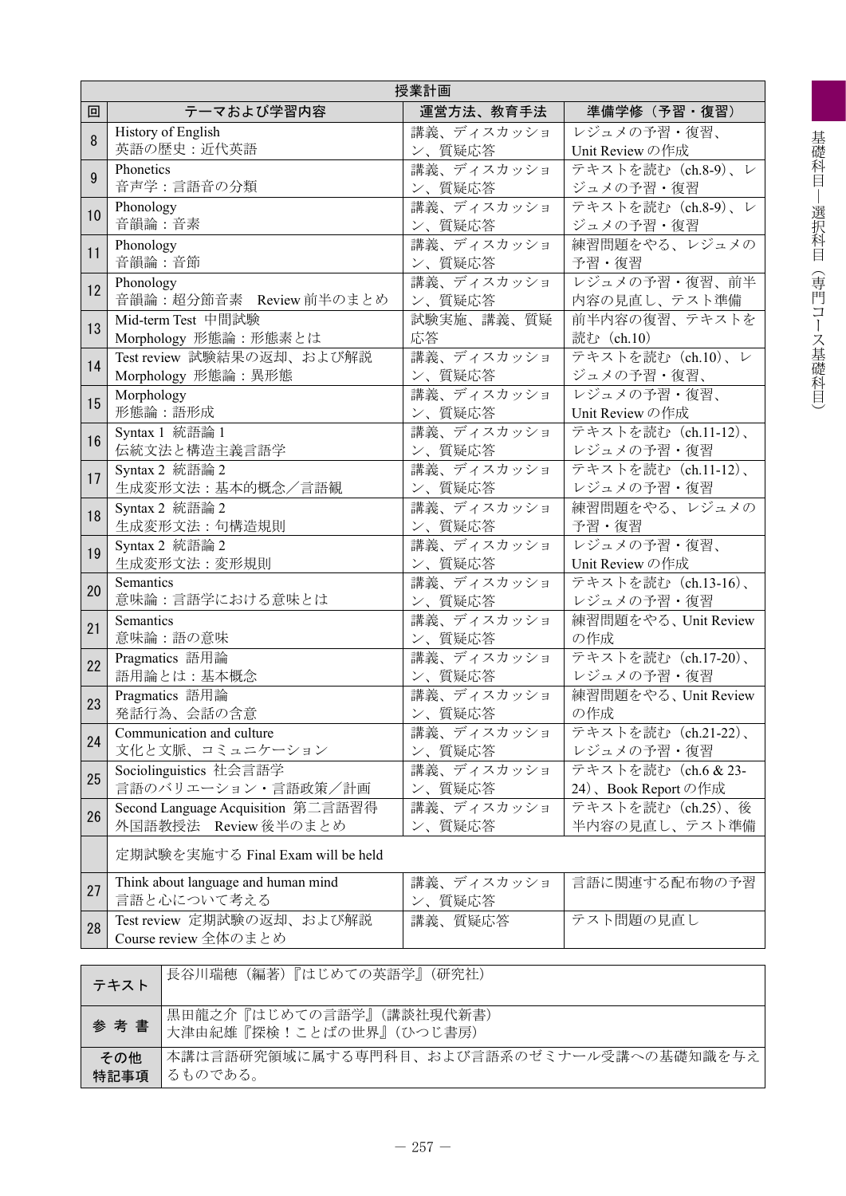| 授業計画 | | | |
|---|---|---|---|
| 回 | テーマおよび学習内容 | 運営方法、教育手法 | 準備学修（予習・復習） |
| 8 | History of English<br>英語の歴史：近代英語 | 講義、ディスカッション、質疑応答 | レジュメの予習・復習、<br>Unit Review の作成 |
| 9 | Phonetics<br>音声学：言語音の分類 | 講義、ディスカッション、質疑応答 | テキストを読む（ch.8-9）、レジュメの予習・復習 |
| 10 | Phonology<br>音韻論：音素 | 講義、ディスカッション、質疑応答 | テキストを読む（ch.8-9）、レジュメの予習・復習 |
| 11 | Phonology<br>音韻論：音節 | 講義、ディスカッション、質疑応答 | 練習問題をやる、レジュメの予習・復習 |
| 12 | Phonology<br>音韻論：超分節音素　Review 前半のまとめ | 講義、ディスカッション、質疑応答 | レジュメの予習・復習、前半内容の見直し、テスト準備 |
| 13 | Mid-term Test 中間試験<br>Morphology 形態論：形態素とは | 試験実施、講義、質疑応答 | 前半内容の復習、テキストを読む（ch.10） |
| 14 | Test review 試験結果の返却、および解説<br>Morphology 形態論：異形態 | 講義、ディスカッション、質疑応答 | テキストを読む（ch.10）、レジュメの予習・復習、 |
| 15 | Morphology<br>形態論：語形成 | 講義、ディスカッション、質疑応答 | レジュメの予習・復習、<br>Unit Review の作成 |
| 16 | Syntax 1 統語論 1<br>伝統文法と構造主義言語学 | 講義、ディスカッション、質疑応答 | テキストを読む（ch.11-12）、レジュメの予習・復習 |
| 17 | Syntax 2 統語論 2<br>生成変形文法：基本的概念／言語観 | 講義、ディスカッション、質疑応答 | テキストを読む（ch.11-12）、レジュメの予習・復習 |
| 18 | Syntax 2 統語論 2<br>生成変形文法：句構造規則 | 講義、ディスカッション、質疑応答 | 練習問題をやる、レジュメの予習・復習 |
| 19 | Syntax 2 統語論 2<br>生成変形文法：変形規則 | 講義、ディスカッション、質疑応答 | レジュメの予習・復習、<br>Unit Review の作成 |
| 20 | Semantics<br>意味論：言語学における意味とは | 講義、ディスカッション、質疑応答 | テキストを読む（ch.13-16）、レジュメの予習・復習 |
| 21 | Semantics<br>意味論：語の意味 | 講義、ディスカッション、質疑応答 | 練習問題をやる、Unit Review の作成 |
| 22 | Pragmatics 語用論<br>語用論とは：基本概念 | 講義、ディスカッション、質疑応答 | テキストを読む（ch.17-20）、レジュメの予習・復習 |
| 23 | Pragmatics 語用論<br>発話行為、会話の含意 | 講義、ディスカッション、質疑応答 | 練習問題をやる、Unit Review の作成 |
| 24 | Communication and culture<br>文化と文脈、コミュニケーション | 講義、ディスカッション、質疑応答 | テキストを読む（ch.21-22）、レジュメの予習・復習 |
| 25 | Sociolinguistics 社会言語学<br>言語のバリエーション・言語政策／計画 | 講義、ディスカッション、質疑応答 | テキストを読む（ch.6 & 23-24）、Book Report の作成 |
| 26 | Second Language Acquisition 第二言語習得<br>外国語教授法　Review 後半のまとめ | 講義、ディスカッション、質疑応答 | テキストを読む（ch.25）、後半内容の見直し、テスト準備 |
| | 定期試験を実施する Final Exam will be held | | |
| 27 | Think about language and human mind<br>言語と心について考える | 講義、ディスカッション、質疑応答 | 言語に関連する配布物の予習 |
| 28 | Test review 定期試験の返却、および解説<br>Course review 全体のまとめ | 講義、質疑応答 | テスト問題の見直し |

| テキスト | 長谷川瑞穂（編著）『はじめての英語学』（研究社） |
|---|---|
| 参考書 | 黒田龍之介『はじめての言語学』（講談社現代新書）<br>大津由紀雄『探検！ことばの世界』（ひつじ書房） |
| その他特記事項 | 本講は言語研究領域に属する専門科目、および言語系のゼミナール受講への基礎知識を与えるものである。 |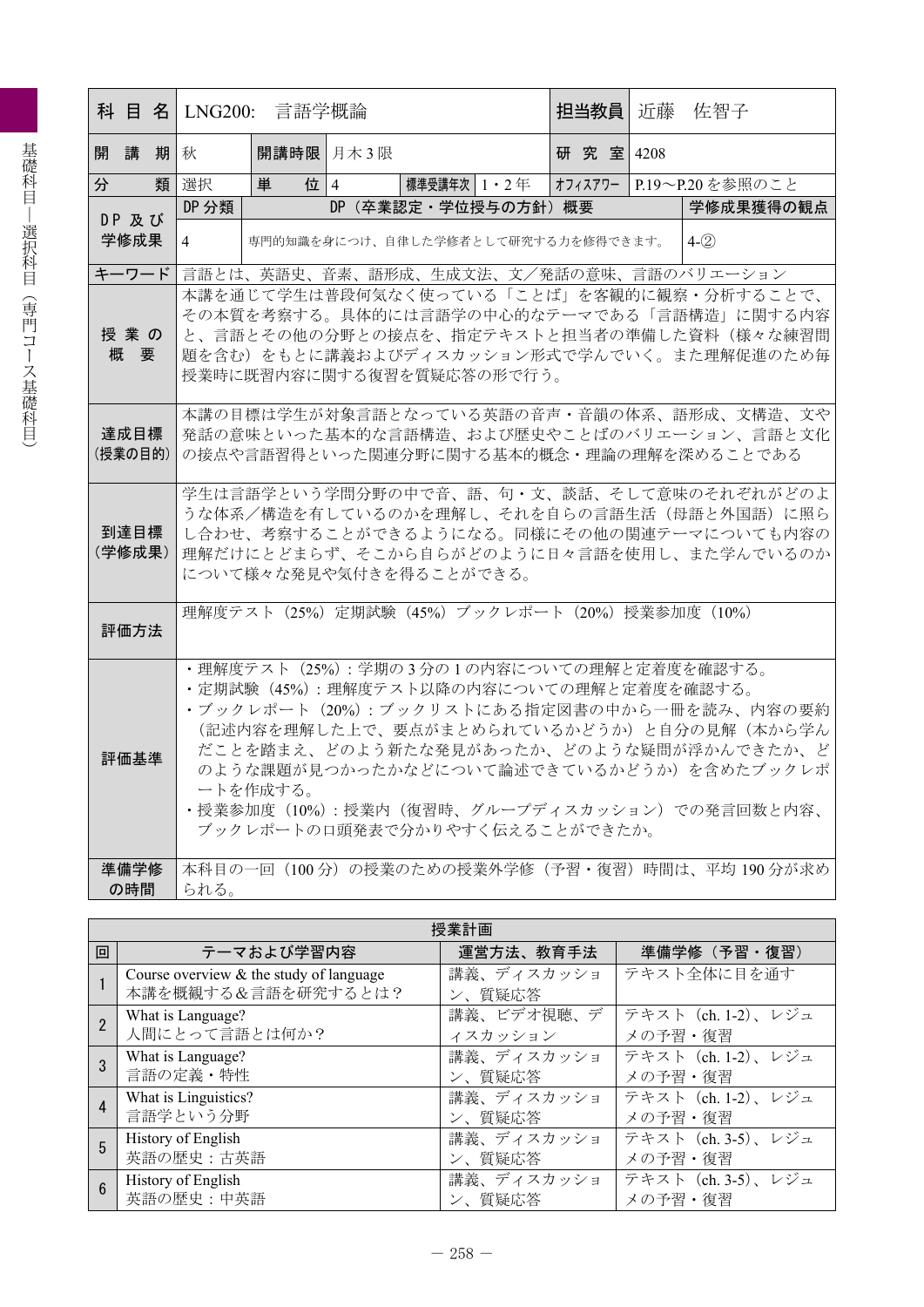| 科目名 | LNG200:　言語学概論 | | | | | 担当教員 | 近藤　佐智子 |
|---|---|---|---|---|---|---|---|
| 開講期 | 秋 | 開講時限 | 月木3限 | | | 研究室 | 4208 |
| 分類 | 選択 | 単位 | 4 | 標準受講年次 | 1・2年 | オフィスアワー | P.19〜P.20を参照のこと |

| DP及び学修成果 | DP分類 | DP（卒業認定・学位授与の方針）概要 | 学修成果獲得の観点 |
|---|---|---|---|
| | 4 | 専門的知識を身につけ、自律した学修者として研究する力を修得できます。 | 4-② |

| 項目 | 内容 |
|---|---|
| キーワード | 言語とは、英語史、音素、語形成、生成文法、文／発話の意味、言語のバリエーション |
| 授業の概要 | 本講を通じて学生は普段何気なく使っている「ことば」を客観的に観察・分析することで、その本質を考察する。具体的には言語学の中心的なテーマである「言語構造」に関する内容と、言語とその他の分野との接点を、指定テキストと担当者の準備した資料（様々な練習問題を含む）をもとに講義およびディスカッション形式で学んでいく。また理解促進のため毎授業時に既習内容に関する復習を質疑応答の形で行う。 |
| 達成目標（授業の目的） | 本講の目標は学生が対象言語となっている英語の音声・音韻の体系、語形成、文構造、文や発話の意味といった基本的な言語構造、および歴史やことばのバリエーション、言語と文化の接点や言語習得といった関連分野に関する基本的概念・理論の理解を深めることである |
| 到達目標（学修成果） | 学生は言語学という学問分野の中で音、語、句・文、談話、そして意味のそれぞれがどのような体系／構造を有しているのかを理解し、それを自らの言語生活（母語と外国語）に照らし合わせ、考察することができるようになる。同様にその他の関連テーマについても内容の理解だけにとどまらず、そこから自らがどのように日々言語を使用し、また学んでいるのかについて様々な発見や気付きを得ることができる。 |
| 評価方法 | 理解度テスト（25%）定期試験（45%）ブックレポート（20%）授業参加度（10%） |
| 評価基準 | ・理解度テスト（25%）：学期の3分の1の内容についての理解と定着度を確認する。<br>・定期試験（45%）：理解度テスト以降の内容についての理解と定着度を確認する。<br>・ブックレポート（20%）：ブックリストにある指定図書の中から一冊を読み、内容の要約（記述内容を理解した上で、要点がまとめられているかどうか）と自分の見解（本から学んだことを踏まえ、どのよう新たな発見があったか、どのような疑問が浮かんできたか、どのような課題が見つかったかなどについて論述できているかどうか）を含めたブックレポートを作成する。<br>・授業参加度（10%）：授業内（復習時、グループディスカッション）での発言回数と内容、ブックレポートの口頭発表で分かりやすく伝えることができたか。 |
| 準備学修の時間 | 本科目の一回（100分）の授業のための授業外学修（予習・復習）時間は、平均190分が求められる。 |

**授業計画**

| 回 | テーマおよび学習内容 | 運営方法、教育手法 | 準備学修（予習・復習） |
|---|---|---|---|
| 1 | Course overview & the study of language<br>本講を概観する＆言語を研究するとは？ | 講義、ディスカッション、質疑応答 | テキスト全体に目を通す |
| 2 | What is Language?<br>人間にとって言語とは何か？ | 講義、ビデオ視聴、ディスカッション | テキスト（ch. 1-2）、レジュメの予習・復習 |
| 3 | What is Language?<br>言語の定義・特性 | 講義、ディスカッション、質疑応答 | テキスト（ch. 1-2）、レジュメの予習・復習 |
| 4 | What is Linguistics?<br>言語学という分野 | 講義、ディスカッション、質疑応答 | テキスト（ch. 1-2）、レジュメの予習・復習 |
| 5 | History of English<br>英語の歴史：古英語 | 講義、ディスカッション、質疑応答 | テキスト（ch. 3-5）、レジュメの予習・復習 |
| 6 | History of English<br>英語の歴史：中英語 | 講義、ディスカッション、質疑応答 | テキスト（ch. 3-5）、レジュメの予習・復習 |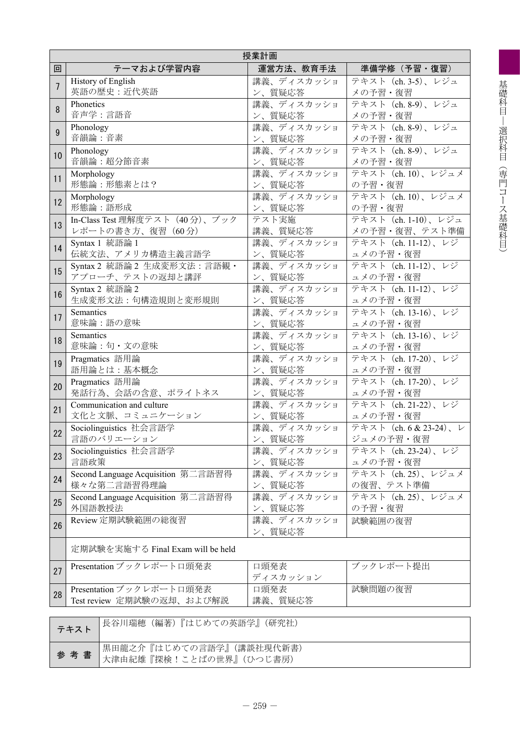| 授業計画 | | | |
|---|---|---|---|
| 回 | テーマおよび学習内容 | 運営方法、教育手法 | 準備学修（予習・復習） |
| 7 | History of English<br>英語の歴史：近代英語 | 講義、ディスカッション、質疑応答 | テキスト（ch. 3-5）、レジュメの予習・復習 |
| 8 | Phonetics<br>音声学：言語音 | 講義、ディスカッション、質疑応答 | テキスト（ch. 8-9）、レジュメの予習・復習 |
| 9 | Phonology<br>音韻論：音素 | 講義、ディスカッション、質疑応答 | テキスト（ch. 8-9）、レジュメの予習・復習 |
| 10 | Phonology<br>音韻論：超分節音素 | 講義、ディスカッション、質疑応答 | テキスト（ch. 8-9）、レジュメの予習・復習 |
| 11 | Morphology<br>形態論：形態素とは？ | 講義、ディスカッション、質疑応答 | テキスト（ch. 10）、レジュメの予習・復習 |
| 12 | Morphology<br>形態論：語形成 | 講義、ディスカッション、質疑応答 | テキスト（ch. 10）、レジュメの予習・復習 |
| 13 | In-Class Test 理解度テスト（40分）、ブックレポートの書き方、復習（60分） | テスト実施<br>講義、質疑応答 | テキスト（ch. 1-10）、レジュメの予習・復習、テスト準備 |
| 14 | Syntax 1 統語論 1<br>伝統文法、アメリカ構造主義言語学 | 講義、ディスカッション、質疑応答 | テキスト（ch. 11-12）、レジュメの予習・復習 |
| 15 | Syntax 2 統語論 2 生成変形文法：言語観・アプローチ、テストの返却と講評 | 講義、ディスカッション、質疑応答 | テキスト（ch. 11-12）、レジュメの予習・復習 |
| 16 | Syntax 2 統語論 2<br>生成変形文法：句構造規則と変形規則 | 講義、ディスカッション、質疑応答 | テキスト（ch. 11-12）、レジュメの予習・復習 |
| 17 | Semantics<br>意味論：語の意味 | 講義、ディスカッション、質疑応答 | テキスト（ch. 13-16）、レジュメの予習・復習 |
| 18 | Semantics<br>意味論：句・文の意味 | 講義、ディスカッション、質疑応答 | テキスト（ch. 13-16）、レジュメの予習・復習 |
| 19 | Pragmatics 語用論<br>語用論とは：基本概念 | 講義、ディスカッション、質疑応答 | テキスト（ch. 17-20）、レジュメの予習・復習 |
| 20 | Pragmatics 語用論<br>発話行為、会話の含意、ポライトネス | 講義、ディスカッション、質疑応答 | テキスト（ch. 17-20）、レジュメの予習・復習 |
| 21 | Communication and culture<br>文化と文脈、コミュニケーション | 講義、ディスカッション、質疑応答 | テキスト（ch. 21-22）、レジュメの予習・復習 |
| 22 | Sociolinguistics 社会言語学<br>言語のバリエーション | 講義、ディスカッション、質疑応答 | テキスト（ch. 6 & 23-24）、レジュメの予習・復習 |
| 23 | Sociolinguistics 社会言語学<br>言語政策 | 講義、ディスカッション、質疑応答 | テキスト（ch. 23-24）、レジュメの予習・復習 |
| 24 | Second Language Acquisition 第二言語習得<br>様々な第二言語習得理論 | 講義、ディスカッション、質疑応答 | テキスト（ch. 25）、レジュメの復習、テスト準備 |
| 25 | Second Language Acquisition 第二言語習得<br>外国語教授法 | 講義、ディスカッション、質疑応答 | テキスト（ch. 25）、レジュメの予習・復習 |
| 26 | Review 定期試験範囲の総復習 | 講義、ディスカッション、質疑応答 | 試験範囲の復習 |
| | 定期試験を実施する Final Exam will be held | | |
| 27 | Presentation ブックレポート口頭発表 | 口頭発表<br>ディスカッション | ブックレポート提出 |
| 28 | Presentation ブックレポート口頭発表<br>Test review 定期試験の返却、および解説 | 口頭発表<br>講義、質疑応答 | 試験問題の復習 |

| テキスト | 長谷川瑞穂（編著）『はじめての英語学』（研究社） |
|---|---|
| 参考書 | 黒田龍之介『はじめての言語学』（講談社現代新書）<br>大津由紀雄『探検！ことばの世界』（ひつじ書房） |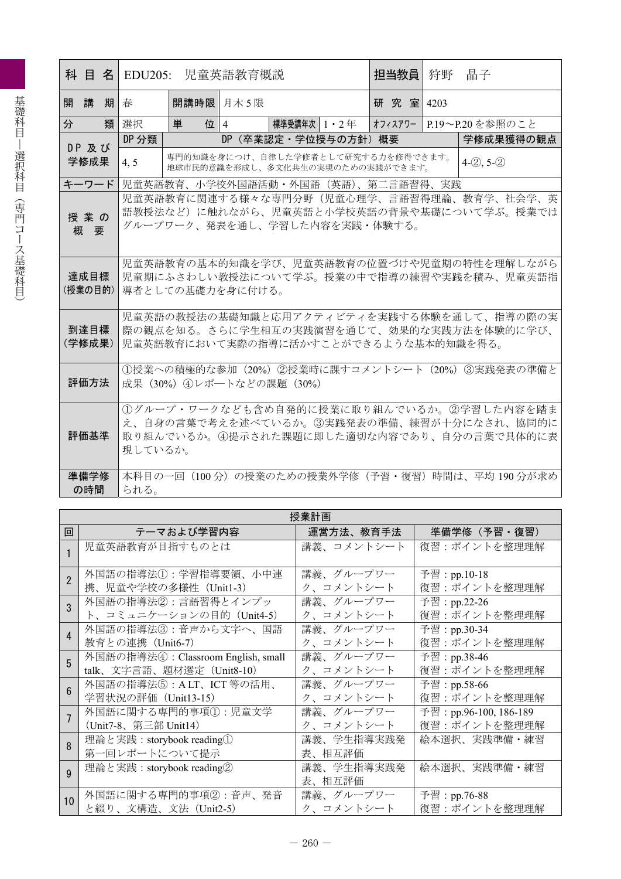| 科目名 | EDU205: 児童英語教育概説 | | | | | 担当教員 | 狩野 晶子 | |
|---|---|---|---|---|---|---|---|---|
| 開講期 | 春 | 開講時限 | 月木5限 | | | 研究室 | 4203 | |
| 分類 | 選択 | 単位 | 4 | 標準受講年次 | 1・2年 | オフィスアワー | P.19〜P.20 を参照のこと | |
| DP及び学修成果 | DP分類 | DP（卒業認定・学位授与の方針）概要 | | | | | | 学修成果獲得の観点 |
| | 4, 5 | 専門的知識を身につけ、自律した学修者として研究する力を修得できます。地球市民的意識を形成し、多文化共生の実現のための実践ができます。 | | | | | | 4-②, 5-② |
| キーワード | 児童英語教育、小学校外国語活動・外国語（英語）、第二言語習得、実践 | | | | | | | |
| 授業の概要 | 児童英語教育に関連する様々な専門分野（児童心理学、言語習得理論、教育学、社会学、英語教授法など）に触れながら、児童英語と小学校英語の背景や基礎について学ぶ。授業ではグループワーク、発表を通し、学習した内容を実践・体験する。 | | | | | | | |
| 達成目標（授業の目的） | 児童英語教育の基本的知識を学び、児童英語教育の位置づけや児童期の特性を理解しながら児童期にふさわしい教授法について学ぶ。授業の中で指導の練習や実践を積み、児童英語指導者としての基礎力を身に付ける。 | | | | | | | |
| 到達目標（学修成果） | 児童英語の教授法の基礎知識と応用アクティビティを実践する体験を通して、指導の際の実際の観点を知る。さらに学生相互の実践演習を通じて、効果的な実践方法を体験的に学び、児童英語教育において実際の指導に活かすことができるような基本的知識を得る。 | | | | | | | |
| 評価方法 | ①授業への積極的な参加（20%）②授業時に課すコメントシート（20%）③実践発表の準備と成果（30%）④レポ―トなどの課題（30%） | | | | | | | |
| 評価基準 | ①グループ・ワークなども含め自発的に授業に取り組んでいるか。②学習した内容を踏まえ、自身の言葉で考えを述べているか。③実践発表の準備、練習が十分になされ、協同的に取り組んでいるか。④提示された課題に即した適切な内容であり、自分の言葉で具体的に表現しているか。 | | | | | | | |
| 準備学修の時間 | 本科目の一回（100分）の授業のための授業外学修（予習・復習）時間は、平均190分が求められる。 | | | | | | | |

**授業計画**

| 回 | テーマおよび学習内容 | 運営方法、教育手法 | 準備学修（予習・復習） |
|---|---|---|---|
| 1 | 児童英語教育が目指すものとは | 講義、コメントシート | 復習：ポイントを整理理解 |
| 2 | 外国語の指導法①：学習指導要領、小中連携、児童や学校の多様性（Unit1-3） | 講義、グループワーク、コメントシート | 予習：pp.10-18<br>復習：ポイントを整理理解 |
| 3 | 外国語の指導法②：言語習得とインプット、コミュニケーションの目的（Unit4-5） | 講義、グループワーク、コメントシート | 予習：pp.22-26<br>復習：ポイントを整理理解 |
| 4 | 外国語の指導法③：音声から文字へ、国語教育との連携（Unit6-7） | 講義、グループワーク、コメントシート | 予習：pp.30-34<br>復習：ポイントを整理理解 |
| 5 | 外国語の指導法④：Classroom English, small talk、文字言語、題材選定（Unit8-10） | 講義、グループワーク、コメントシート | 予習：pp.38-46<br>復習：ポイントを整理理解 |
| 6 | 外国語の指導法⑤：ALT、ICT等の活用、学習状況の評価（Unit13-15） | 講義、グループワーク、コメントシート | 予習：pp.58-66<br>復習：ポイントを整理理解 |
| 7 | 外国語に関する専門的事項①：児童文学（Unit7-8、第三部 Unit14） | 講義、グループワーク、コメントシート | 予習：pp.96-100, 186-189<br>復習：ポイントを整理理解 |
| 8 | 理論と実践：storybook reading①<br>第一回レポートについて提示 | 講義、学生指導実践発表、相互評価 | 絵本選択、実践準備・練習 |
| 9 | 理論と実践：storybook reading② | 講義、学生指導実践発表、相互評価 | 絵本選択、実践準備・練習 |
| 10 | 外国語に関する専門的事項②：音声、発音と綴り、文構造、文法（Unit2-5） | 講義、グループワーク、コメントシート | 予習：pp.76-88<br>復習：ポイントを整理理解 |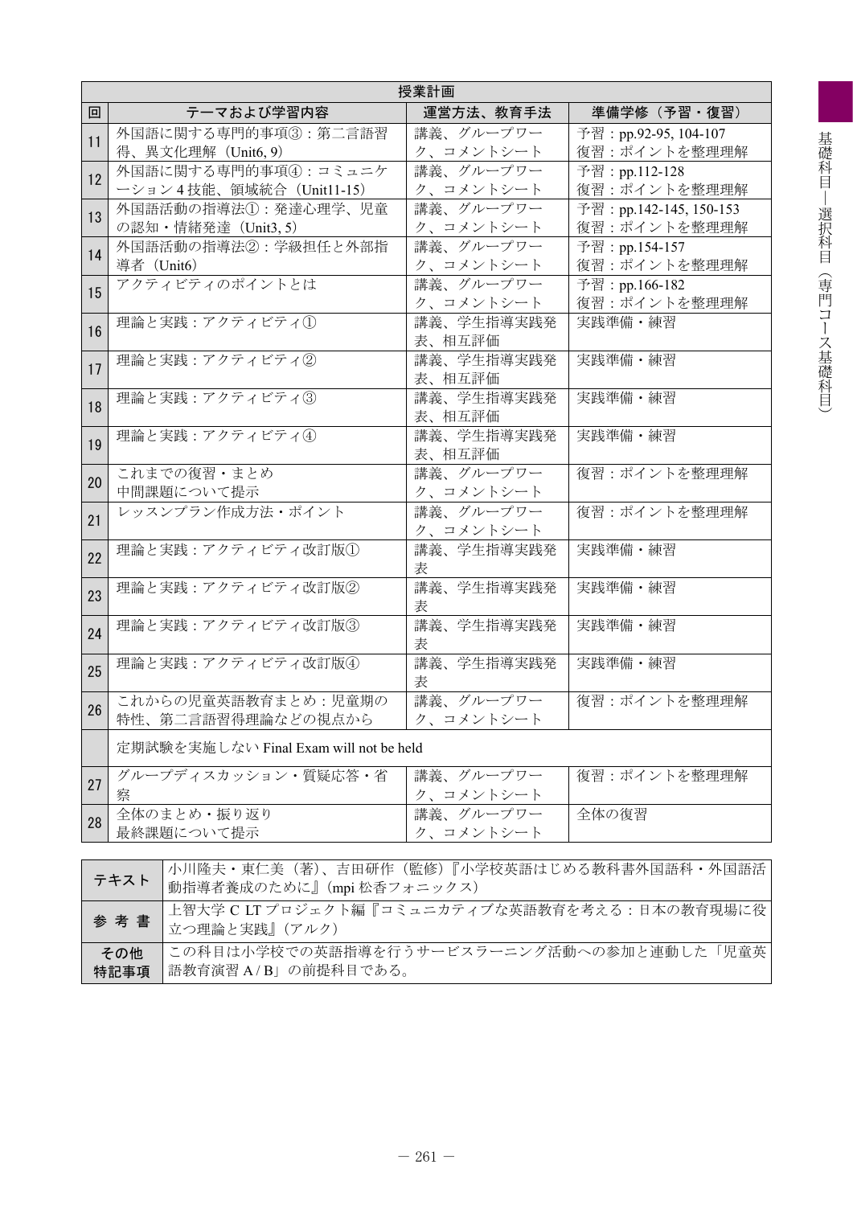| 授業計画 | | | |
|---|---|---|---|
| 回 | テーマおよび学習内容 | 運営方法、教育手法 | 準備学修（予習・復習） |
| 11 | 外国語に関する専門的事項③：第二言語習得、異文化理解（Unit6, 9） | 講義、グループワーク、コメントシート | 予習：pp.92-95, 104-107<br>復習：ポイントを整理理解 |
| 12 | 外国語に関する専門的事項④：コミュニケーション4技能、領域統合（Unit11-15） | 講義、グループワーク、コメントシート | 予習：pp.112-128<br>復習：ポイントを整理理解 |
| 13 | 外国語活動の指導法①：発達心理学、児童の認知・情緒発達（Unit3, 5） | 講義、グループワーク、コメントシート | 予習：pp.142-145, 150-153<br>復習：ポイントを整理理解 |
| 14 | 外国語活動の指導法②：学級担任と外部指導者（Unit6） | 講義、グループワーク、コメントシート | 予習：pp.154-157<br>復習：ポイントを整理理解 |
| 15 | アクティビティのポイントとは | 講義、グループワーク、コメントシート | 予習：pp.166-182<br>復習：ポイントを整理理解 |
| 16 | 理論と実践：アクティビティ① | 講義、学生指導実践発表、相互評価 | 実践準備・練習 |
| 17 | 理論と実践：アクティビティ② | 講義、学生指導実践発表、相互評価 | 実践準備・練習 |
| 18 | 理論と実践：アクティビティ③ | 講義、学生指導実践発表、相互評価 | 実践準備・練習 |
| 19 | 理論と実践：アクティビティ④ | 講義、学生指導実践発表、相互評価 | 実践準備・練習 |
| 20 | これまでの復習・まとめ<br>中間課題について提示 | 講義、グループワーク、コメントシート | 復習：ポイントを整理理解 |
| 21 | レッスンプラン作成方法・ポイント | 講義、グループワーク、コメントシート | 復習：ポイントを整理理解 |
| 22 | 理論と実践：アクティビティ改訂版① | 講義、学生指導実践発表 | 実践準備・練習 |
| 23 | 理論と実践：アクティビティ改訂版② | 講義、学生指導実践発表 | 実践準備・練習 |
| 24 | 理論と実践：アクティビティ改訂版③ | 講義、学生指導実践発表 | 実践準備・練習 |
| 25 | 理論と実践：アクティビティ改訂版④ | 講義、学生指導実践発表 | 実践準備・練習 |
| 26 | これからの児童英語教育まとめ：児童期の特性、第二言語習得理論などの視点から | 講義、グループワーク、コメントシート | 復習：ポイントを整理理解 |
| | 定期試験を実施しない Final Exam will not be held | | |
| 27 | グループディスカッション・質疑応答・省察 | 講義、グループワーク、コメントシート | 復習：ポイントを整理理解 |
| 28 | 全体のまとめ・振り返り<br>最終課題について提示 | 講義、グループワーク、コメントシート | 全体の復習 |

| | |
|---|---|
| テキスト | 小川隆夫・東仁美（著）、吉田研作（監修）『小学校英語はじめる教科書外国語科・外国語活動指導者養成のために』(mpi 松香フォニックス) |
| 参考書 | 上智大学 C LT プロジェクト編『コミュニカティブな英語教育を考える：日本の教育現場に役立つ理論と実践』(アルク) |
| その他特記事項 | この科目は小学校での英語指導を行うサービスラーニング活動への参加と連動した「児童英語教育演習 A / B」の前提科目である。 |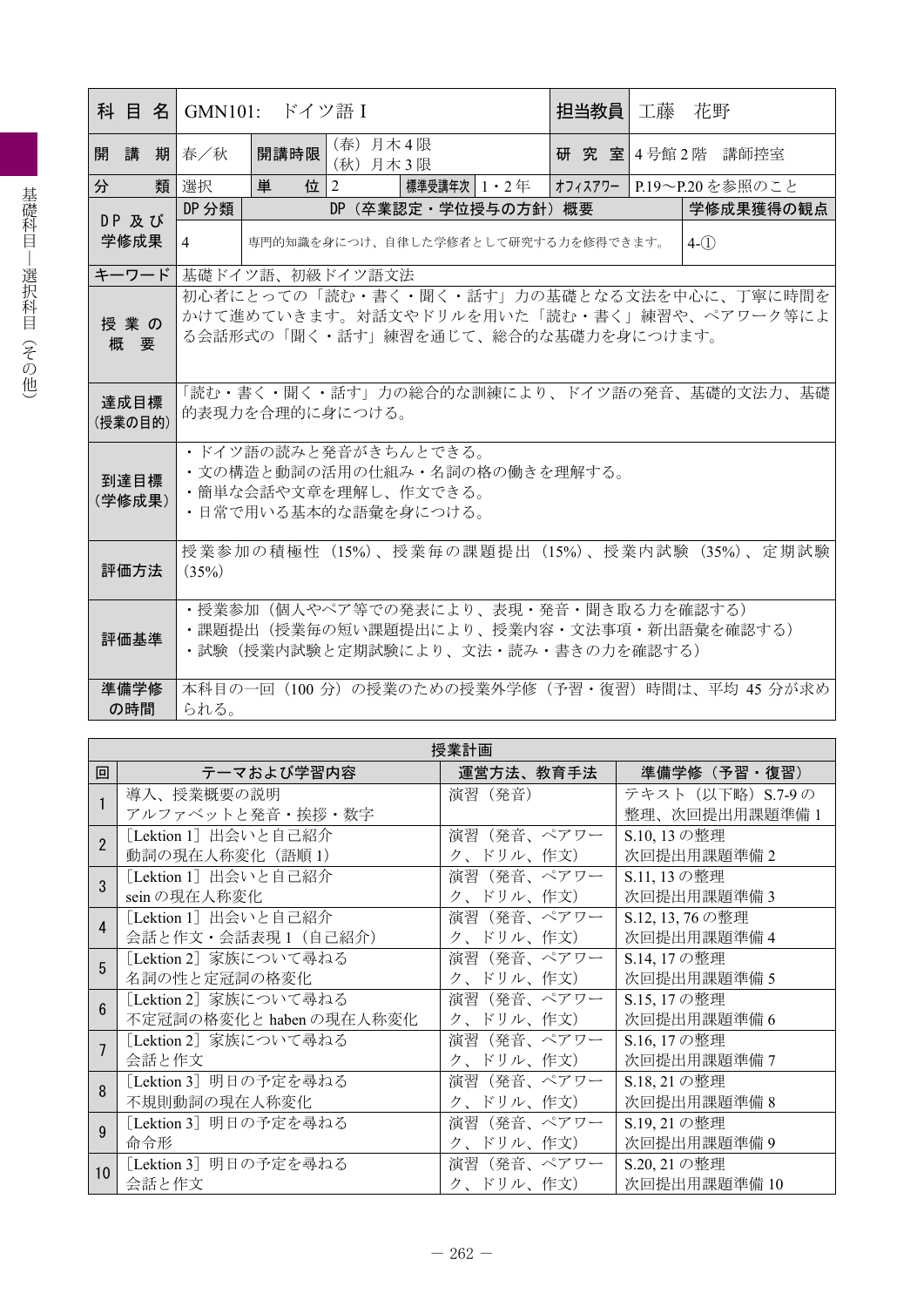| 科目名 | GMN101: ドイツ語 I | | | | | 担当教員 | 工藤　花野 |
|---|---|---|---|---|---|---|---|
| 開講期 | 春／秋 | 開講時限 | (春) 月木4限<br>(秋) 月木3限 | | | 研究室 | 4号館2階　講師控室 |
| 分類 | 選択 | 単位 | 2 | 標準受講年次 | 1・2年 | ｵﾌｨｽｱﾜｰ | P.19～P.20を参照のこと |
| DP及び学修成果 | DP分類 | DP（卒業認定・学位授与の方針）概要 | | | | | 学修成果獲得の観点 |
| | 4 | 専門的知識を身につけ、自律した学修者として研究する力を修得できます。 | | | | | 4-① |
| キーワード | 基礎ドイツ語、初級ドイツ語文法 | | | | | | |
| 授業の概要 | 初心者にとっての「読む・書く・聞く・話す」力の基礎となる文法を中心に、丁寧に時間をかけて進めていきます。対話文やドリルを用いた「読む・書く」練習や、ペアワーク等による会話形式の「聞く・話す」練習を通じて、総合的な基礎力を身につけます。 | | | | | | |
| 達成目標(授業の目的) | 「読む・書く・聞く・話す」力の総合的な訓練により、ドイツ語の発音、基礎的文法力、基礎的表現力を合理的に身につける。 | | | | | | |
| 到達目標(学修成果) | ・ドイツ語の読みと発音がきちんとできる。<br>・文の構造と動詞の活用の仕組み・名詞の格の働きを理解する。<br>・簡単な会話や文章を理解し、作文できる。<br>・日常で用いる基本的な語彙を身につける。 | | | | | | |
| 評価方法 | 授業参加の積極性（15%）、授業毎の課題提出（15%）、授業内試験（35%）、定期試験（35%） | | | | | | |
| 評価基準 | ・授業参加（個人やペア等での発表により、表現・発音・聞き取る力を確認する）<br>・課題提出（授業毎の短い課題提出により、授業内容・文法事項・新出語彙を確認する）<br>・試験（授業内試験と定期試験により、文法・読み・書きの力を確認する） | | | | | | |
| 準備学修の時間 | 本科目の一回（100分）の授業のための授業外学修（予習・復習）時間は、平均45分が求められる。 | | | | | | |

**授業計画**

| 回 | テーマおよび学習内容 | 運営方法、教育手法 | 準備学修（予習・復習） |
|---|---|---|---|
| 1 | 導入、授業概要の説明<br>アルファベットと発音・挨拶・数字 | 演習（発音） | テキスト（以下略）S.7-9の整理、次回提出用課題準備1 |
| 2 | [Lektion 1] 出会いと自己紹介<br>動詞の現在人称変化（語順1） | 演習（発音、ペアワーク、ドリル、作文） | S.10, 13の整理<br>次回提出用課題準備2 |
| 3 | [Lektion 1] 出会いと自己紹介<br>seinの現在人称変化 | 演習（発音、ペアワーク、ドリル、作文） | S.11, 13の整理<br>次回提出用課題準備3 |
| 4 | [Lektion 1] 出会いと自己紹介<br>会話と作文・会話表現1（自己紹介） | 演習（発音、ペアワーク、ドリル、作文） | S.12, 13, 76の整理<br>次回提出用課題準備4 |
| 5 | [Lektion 2] 家族について尋ねる<br>名詞の性と定冠詞の格変化 | 演習（発音、ペアワーク、ドリル、作文） | S.14, 17の整理<br>次回提出用課題準備5 |
| 6 | [Lektion 2] 家族について尋ねる<br>不定冠詞の格変化とhabenの現在人称変化 | 演習（発音、ペアワーク、ドリル、作文） | S.15, 17の整理<br>次回提出用課題準備6 |
| 7 | [Lektion 2] 家族について尋ねる<br>会話と作文 | 演習（発音、ペアワーク、ドリル、作文） | S.16, 17の整理<br>次回提出用課題準備7 |
| 8 | [Lektion 3] 明日の予定を尋ねる<br>不規則動詞の現在人称変化 | 演習（発音、ペアワーク、ドリル、作文） | S.18, 21の整理<br>次回提出用課題準備8 |
| 9 | [Lektion 3] 明日の予定を尋ねる<br>命令形 | 演習（発音、ペアワーク、ドリル、作文） | S.19, 21の整理<br>次回提出用課題準備9 |
| 10 | [Lektion 3] 明日の予定を尋ねる<br>会話と作文 | 演習（発音、ペアワーク、ドリル、作文） | S.20, 21の整理<br>次回提出用課題準備10 |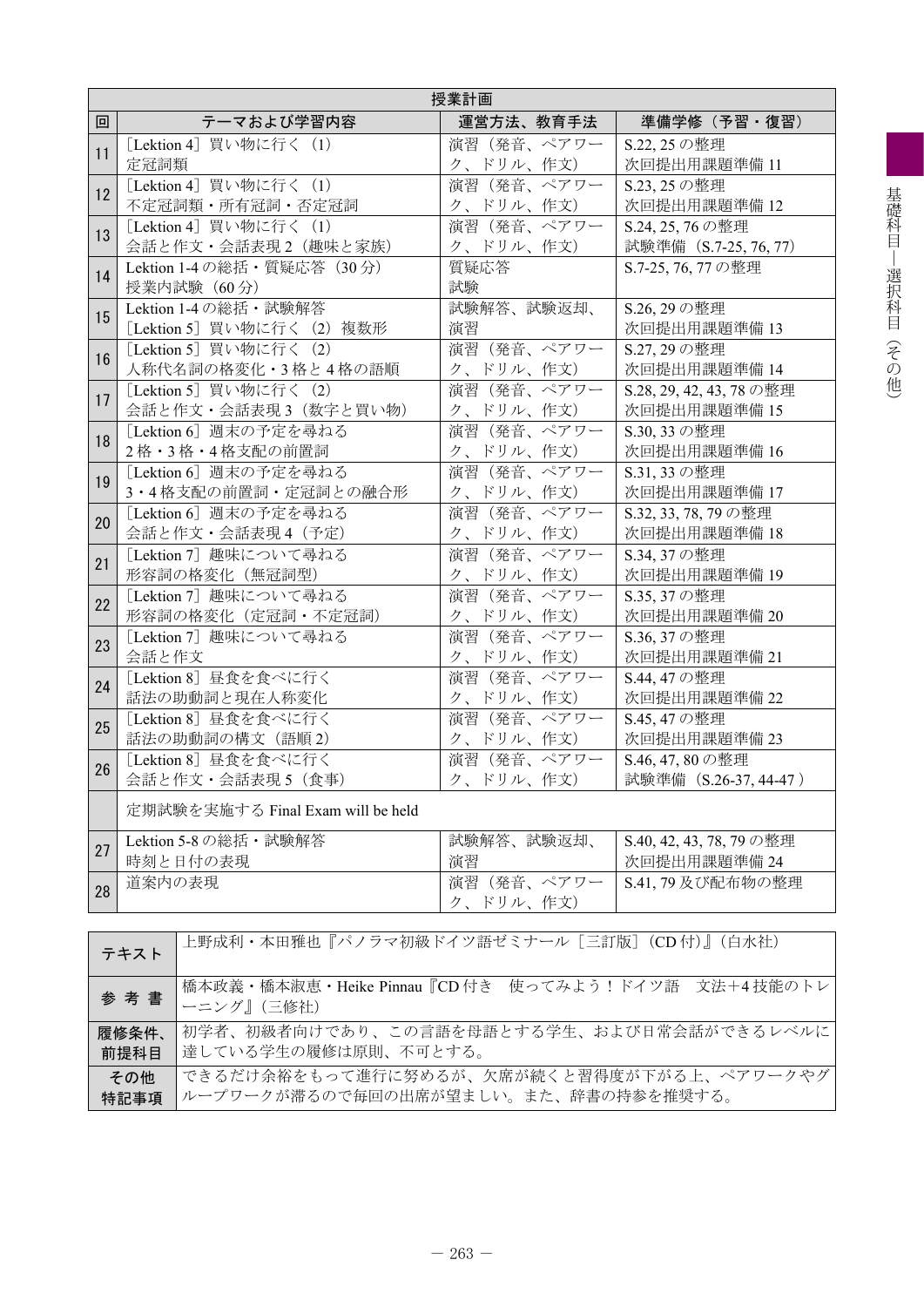| 授業計画 | | | |
|---|---|---|---|
| 回 | テーマおよび学習内容 | 運営方法、教育手法 | 準備学修（予習・復習） |
| 11 | ［Lektion 4］買い物に行く（1）<br>定冠詞類 | 演習（発音、ペアワーク、ドリル、作文） | S.22, 25 の整理<br>次回提出用課題準備 11 |
| 12 | ［Lektion 4］買い物に行く（1）<br>不定冠詞類・所有冠詞・否定冠詞 | 演習（発音、ペアワーク、ドリル、作文） | S.23, 25 の整理<br>次回提出用課題準備 12 |
| 13 | ［Lektion 4］買い物に行く（1）<br>会話と作文・会話表現 2（趣味と家族） | 演習（発音、ペアワーク、ドリル、作文） | S.24, 25, 76 の整理<br>試験準備（S.7-25, 76, 77） |
| 14 | Lektion 1-4 の総括・質疑応答（30 分）<br>授業内試験（60 分） | 質疑応答<br>試験 | S.7-25, 76, 77 の整理 |
| 15 | Lektion 1-4 の総括・試験解答<br>［Lektion 5］買い物に行く（2）複数形 | 試験解答、試験返却、演習 | S.26, 29 の整理<br>次回提出用課題準備 13 |
| 16 | ［Lektion 5］買い物に行く（2）<br>人称代名詞の格変化・3 格と 4 格の語順 | 演習（発音、ペアワーク、ドリル、作文） | S.27, 29 の整理<br>次回提出用課題準備 14 |
| 17 | ［Lektion 5］買い物に行く（2）<br>会話と作文・会話表現 3（数字と買い物） | 演習（発音、ペアワーク、ドリル、作文） | S.28, 29, 42, 43, 78 の整理<br>次回提出用課題準備 15 |
| 18 | ［Lektion 6］週末の予定を尋ねる<br>2 格・3 格・4 格支配の前置詞 | 演習（発音、ペアワーク、ドリル、作文） | S.30, 33 の整理<br>次回提出用課題準備 16 |
| 19 | ［Lektion 6］週末の予定を尋ねる<br>3・4 格支配の前置詞・定冠詞との融合形 | 演習（発音、ペアワーク、ドリル、作文） | S.31, 33 の整理<br>次回提出用課題準備 17 |
| 20 | ［Lektion 6］週末の予定を尋ねる<br>会話と作文・会話表現 4（予定） | 演習（発音、ペアワーク、ドリル、作文） | S.32, 33, 78, 79 の整理<br>次回提出用課題準備 18 |
| 21 | ［Lektion 7］趣味について尋ねる<br>形容詞の格変化（無冠詞型） | 演習（発音、ペアワーク、ドリル、作文） | S.34, 37 の整理<br>次回提出用課題準備 19 |
| 22 | ［Lektion 7］趣味について尋ねる<br>形容詞の格変化（定冠詞・不定冠詞） | 演習（発音、ペアワーク、ドリル、作文） | S.35, 37 の整理<br>次回提出用課題準備 20 |
| 23 | ［Lektion 7］趣味について尋ねる<br>会話と作文 | 演習（発音、ペアワーク、ドリル、作文） | S.36, 37 の整理<br>次回提出用課題準備 21 |
| 24 | ［Lektion 8］昼食を食べに行く<br>話法の助動詞と現在人称変化 | 演習（発音、ペアワーク、ドリル、作文） | S.44, 47 の整理<br>次回提出用課題準備 22 |
| 25 | ［Lektion 8］昼食を食べに行く<br>話法の助動詞の構文（語順 2） | 演習（発音、ペアワーク、ドリル、作文） | S.45, 47 の整理<br>次回提出用課題準備 23 |
| 26 | ［Lektion 8］昼食を食べに行く<br>会話と作文・会話表現 5（食事） | 演習（発音、ペアワーク、ドリル、作文） | S.46, 47, 80 の整理<br>試験準備（S.26-37, 44-47） |
| | 定期試験を実施する Final Exam will be held | | |
| 27 | Lektion 5-8 の総括・試験解答<br>時刻と日付の表現 | 試験解答、試験返却、演習 | S.40, 42, 43, 78, 79 の整理<br>次回提出用課題準備 24 |
| 28 | 道案内の表現 | 演習（発音、ペアワーク、ドリル、作文） | S.41, 79 及び配布物の整理 |

| | |
|---|---|
| テキスト | 上野成利・本田雅也『パノラマ初級ドイツ語ゼミナール［三訂版］(CD 付)』(白水社) |
| 参考書 | 橋本政義・橋本淑恵・Heike Pinnau『CD 付き　使ってみよう！ドイツ語　文法+4 技能のトレーニング』(三修社) |
| 履修条件、前提科目 | 初学者、初級者向けであり、この言語を母語とする学生、および日常会話ができるレベルに達している学生の履修は原則、不可とする。 |
| その他特記事項 | できるだけ余裕をもって進行に努めるが、欠席が続くと習得度が下がる上、ペアワークやグループワークが滞るので毎回の出席が望ましい。また、辞書の持参を推奨する。 |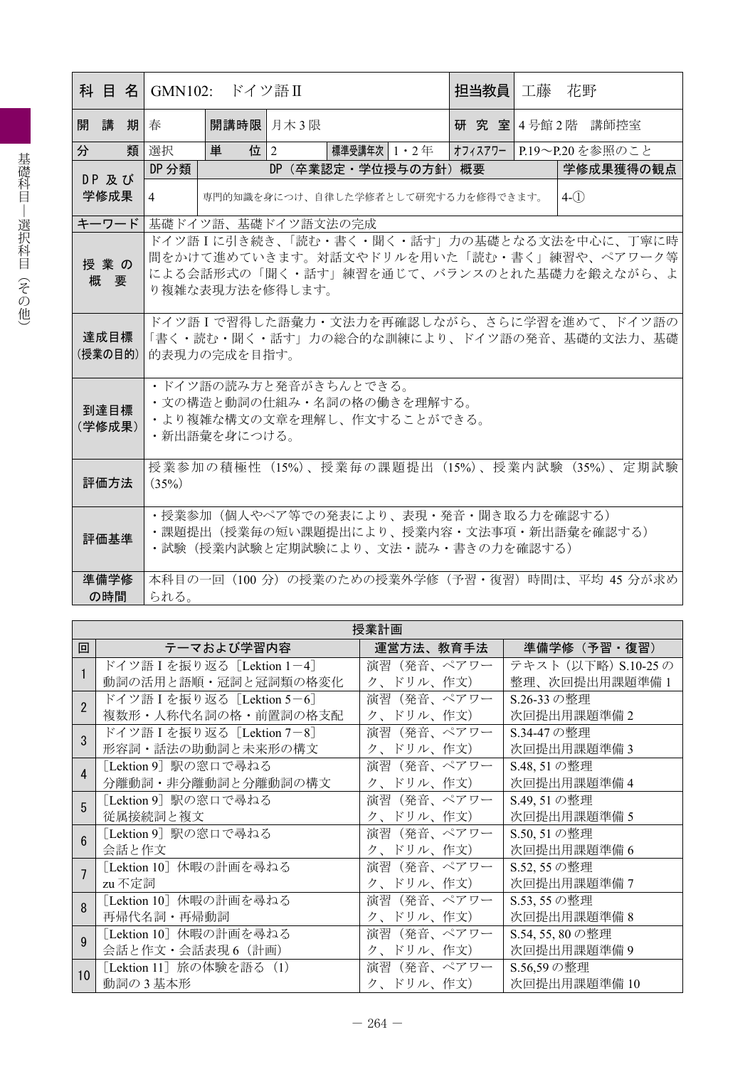| 科目名 | GMN102:　ドイツ語Ⅱ | | | | | 担当教員 | 工藤　花野 |
|---|---|---|---|---|---|---|---|
| 開講期 | 春 | 開講時限 | 月木3限 | | | 研究室 | 4号館2階　講師控室 |
| 分類 | 選択 | 単位 | 2 | 標準受講年次 | 1・2年 | ｵﾌｨｽｱﾜｰ | P.19〜P.20を参照のこと |
| DP及び学修成果 | DP分類 | DP（卒業認定・学位授与の方針）概要 | | | | | 学修成果獲得の観点 |
| | 4 | 専門的知識を身につけ、自律した学修者として研究する力を修得できます。 | | | | | 4-① |
| キーワード | 基礎ドイツ語、基礎ドイツ語文法の完成 | | | | | | |
| 授業の概要 | ドイツ語Ⅰに引き続き、「読む・書く・聞く・話す」力の基礎となる文法を中心に、丁寧に時間をかけて進めていきます。対話文やドリルを用いた「読む・書く」練習や、ペアワーク等による会話形式の「聞く・話す」練習を通じて、バランスのとれた基礎力を鍛えながら、より複雑な表現方法を修得します。 | | | | | | |
| 達成目標（授業の目的） | ドイツ語Ⅰで習得した語彙力・文法力を再確認しながら、さらに学習を進めて、ドイツ語の「書く・読む・聞く・話す」力の総合的な訓練により、ドイツ語の発音、基礎的文法力、基礎的表現力の完成を目指す。 | | | | | | |
| 到達目標（学修成果） | ・ドイツ語の読み方と発音がきちんとできる。<br>・文の構造と動詞の仕組み・名詞の格の働きを理解する。<br>・より複雑な構文の文章を理解し、作文することができる。<br>・新出語彙を身につける。 | | | | | | |
| 評価方法 | 授業参加の積極性（15%）、授業毎の課題提出（15%）、授業内試験（35%）、定期試験（35%） | | | | | | |
| 評価基準 | ・授業参加（個人やペア等での発表により、表現・発音・聞き取る力を確認する）<br>・課題提出（授業毎の短い課題提出により、授業内容・文法事項・新出語彙を確認する）<br>・試験（授業内試験と定期試験により、文法・読み・書きの力を確認する） | | | | | | |
| 準備学修の時間 | 本科目の一回（100分）の授業のための授業外学修（予習・復習）時間は、平均45分が求められる。 | | | | | | |

**授業計画**

| 回 | テーマおよび学習内容 | 運営方法、教育手法 | 準備学修（予習・復習） |
|---|---|---|---|
| 1 | ドイツ語Ⅰを振り返る［Lektion 1－4］<br>動詞の活用と語順・冠詞と冠詞類の格変化 | 演習（発音、ペアワーク、ドリル、作文） | テキスト（以下略）S.10-25の整理、次回提出用課題準備1 |
| 2 | ドイツ語Ⅰを振り返る［Lektion 5－6］<br>複数形・人称代名詞の格・前置詞の格支配 | 演習（発音、ペアワーク、ドリル、作文） | S.26-33の整理<br>次回提出用課題準備2 |
| 3 | ドイツ語Ⅰを振り返る［Lektion 7－8］<br>形容詞・話法の助動詞と未来形の構文 | 演習（発音、ペアワーク、ドリル、作文） | S.34-47の整理<br>次回提出用課題準備3 |
| 4 | ［Lektion 9］駅の窓口で尋ねる<br>分離動詞・非分離動詞と分離動詞の構文 | 演習（発音、ペアワーク、ドリル、作文） | S.48, 51の整理<br>次回提出用課題準備4 |
| 5 | ［Lektion 9］駅の窓口で尋ねる<br>従属接続詞と複文 | 演習（発音、ペアワーク、ドリル、作文） | S.49, 51の整理<br>次回提出用課題準備5 |
| 6 | ［Lektion 9］駅の窓口で尋ねる<br>会話と作文 | 演習（発音、ペアワーク、ドリル、作文） | S.50, 51の整理<br>次回提出用課題準備6 |
| 7 | ［Lektion 10］休暇の計画を尋ねる<br>zu不定詞 | 演習（発音、ペアワーク、ドリル、作文） | S.52, 55の整理<br>次回提出用課題準備7 |
| 8 | ［Lektion 10］休暇の計画を尋ねる<br>再帰代名詞・再帰動詞 | 演習（発音、ペアワーク、ドリル、作文） | S.53, 55の整理<br>次回提出用課題準備8 |
| 9 | ［Lektion 10］休暇の計画を尋ねる<br>会話と作文・会話表現6（計画） | 演習（発音、ペアワーク、ドリル、作文） | S.54, 55, 80の整理<br>次回提出用課題準備9 |
| 10 | ［Lektion 11］旅の体験を語る（1）<br>動詞の3基本形 | 演習（発音、ペアワーク、ドリル、作文） | S.56,59の整理<br>次回提出用課題準備10 |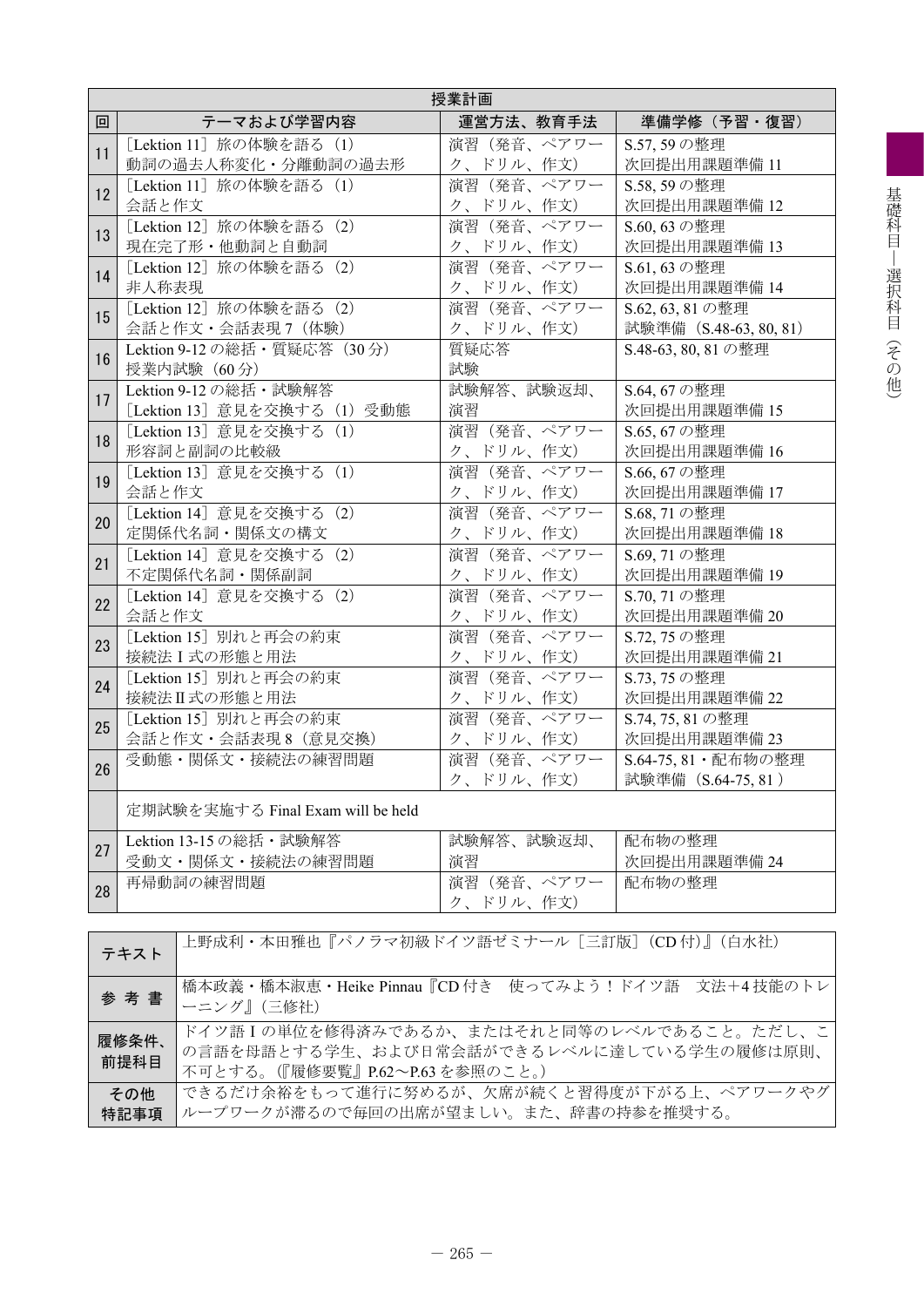| 授業計画 | | | |
|---|---|---|---|
| 回 | テーマおよび学習内容 | 運営方法、教育手法 | 準備学修（予習・復習） |
| 11 | ［Lektion 11］旅の体験を語る（1）<br>動詞の過去人称変化・分離動詞の過去形 | 演習（発音、ペアワーク、ドリル、作文） | S.57, 59 の整理<br>次回提出用課題準備 11 |
| 12 | ［Lektion 11］旅の体験を語る（1）<br>会話と作文 | 演習（発音、ペアワーク、ドリル、作文） | S.58, 59 の整理<br>次回提出用課題準備 12 |
| 13 | ［Lektion 12］旅の体験を語る（2）<br>現在完了形・他動詞と自動詞 | 演習（発音、ペアワーク、ドリル、作文） | S.60, 63 の整理<br>次回提出用課題準備 13 |
| 14 | ［Lektion 12］旅の体験を語る（2）<br>非人称表現 | 演習（発音、ペアワーク、ドリル、作文） | S.61, 63 の整理<br>次回提出用課題準備 14 |
| 15 | ［Lektion 12］旅の体験を語る（2）<br>会話と作文・会話表現 7（体験） | 演習（発音、ペアワーク、ドリル、作文） | S.62, 63, 81 の整理<br>試験準備（S.48-63, 80, 81） |
| 16 | Lektion 9-12 の総括・質疑応答（30 分）<br>授業内試験（60 分） | 質疑応答<br>試験 | S.48-63, 80, 81 の整理 |
| 17 | Lektion 9-12 の総括・試験解答<br>［Lektion 13］意見を交換する（1）受動態 | 試験解答、試験返却、演習 | S.64, 67 の整理<br>次回提出用課題準備 15 |
| 18 | ［Lektion 13］意見を交換する（1）<br>形容詞と副詞の比較級 | 演習（発音、ペアワーク、ドリル、作文） | S.65, 67 の整理<br>次回提出用課題準備 16 |
| 19 | ［Lektion 13］意見を交換する（1）<br>会話と作文 | 演習（発音、ペアワーク、ドリル、作文） | S.66, 67 の整理<br>次回提出用課題準備 17 |
| 20 | ［Lektion 14］意見を交換する（2）<br>定関係代名詞・関係文の構文 | 演習（発音、ペアワーク、ドリル、作文） | S.68, 71 の整理<br>次回提出用課題準備 18 |
| 21 | ［Lektion 14］意見を交換する（2）<br>不定関係代名詞・関係副詞 | 演習（発音、ペアワーク、ドリル、作文） | S.69, 71 の整理<br>次回提出用課題準備 19 |
| 22 | ［Lektion 14］意見を交換する（2）<br>会話と作文 | 演習（発音、ペアワーク、ドリル、作文） | S.70, 71 の整理<br>次回提出用課題準備 20 |
| 23 | ［Lektion 15］別れと再会の約束<br>接続法 I 式の形態と用法 | 演習（発音、ペアワーク、ドリル、作文） | S.72, 75 の整理<br>次回提出用課題準備 21 |
| 24 | ［Lektion 15］別れと再会の約束<br>接続法 II 式の形態と用法 | 演習（発音、ペアワーク、ドリル、作文） | S.73, 75 の整理<br>次回提出用課題準備 22 |
| 25 | ［Lektion 15］別れと再会の約束<br>会話と作文・会話表現 8（意見交換） | 演習（発音、ペアワーク、ドリル、作文） | S.74, 75, 81 の整理<br>次回提出用課題準備 23 |
| 26 | 受動態・関係文・接続法の練習問題 | 演習（発音、ペアワーク、ドリル、作文） | S.64-75, 81・配布物の整理<br>試験準備（S.64-75, 81） |
| | 定期試験を実施する Final Exam will be held | | |
| 27 | Lektion 13-15 の総括・試験解答<br>受動文・関係文・接続法の練習問題 | 試験解答、試験返却、演習 | 配布物の整理<br>次回提出用課題準備 24 |
| 28 | 再帰動詞の練習問題 | 演習（発音、ペアワーク、ドリル、作文） | 配布物の整理 |

| | |
|---|---|
| テキスト | 上野成利・本田雅也『パノラマ初級ドイツ語ゼミナール［三訂版］（CD 付）』（白水社） |
| 参考書 | 橋本政義・橋本淑恵・Heike Pinnau『CD 付き　使ってみよう！ドイツ語　文法＋4 技能のトレーニング』（三修社） |
| 履修条件、前提科目 | ドイツ語 I の単位を修得済みであるか、またはそれと同等のレベルであること。ただし、この言語を母語とする学生、および日常会話ができるレベルに達している学生の履修は原則、不可とする。（『履修要覧』P.62～P.63 を参照のこと。） |
| その他特記事項 | できるだけ余裕をもって進行に努めるが、欠席が続くと習得度が下がる上、ペアワークやグループワークが滞るので毎回の出席が望ましい。また、辞書の持参を推奨する。 |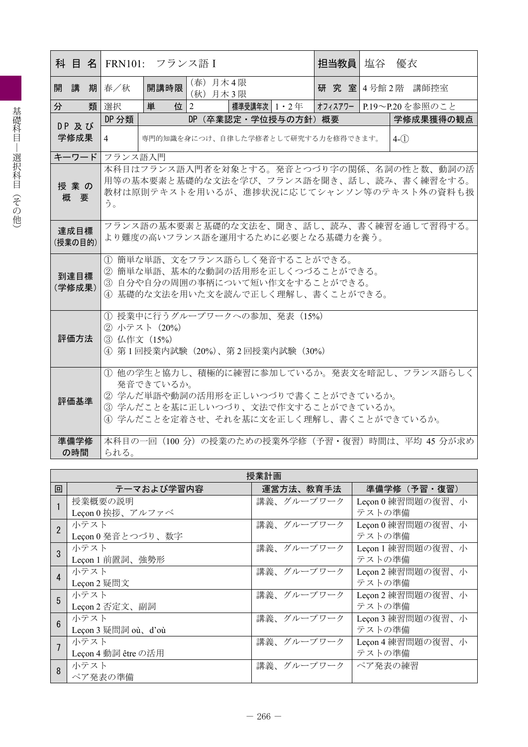| 科目名 | FRN101: フランス語 I | | | | | 担当教員 | 塩谷 優衣 |
|---|---|---|---|---|---|---|---|
| 開講期 | 春／秋 | 開講時限 | (春) 月木4限<br>(秋) 月木3限 | | | 研究室 | 4号館2階 講師控室 |
| 分類 | 選択 | 単位 | 2 | 標準受講年次 | 1・2年 | オフィスアワー | P.19～P.20 を参照のこと |

| DP 及び学修成果 | DP 分類 | DP（卒業認定・学位授与の方針）概要 | 学修成果獲得の観点 |
|---|---|---|---|
| | 4 | 専門的知識を身につけ、自律した学修者として研究する力を修得できます。 | 4-① |

| 項目 | 内容 |
|---|---|
| キーワード | フランス語入門 |
| 授業の概要 | 本科目はフランス語入門者を対象とする。発音とつづり字の関係、名詞の性と数、動詞の活用等の基本要素と基礎的な文法を学び、フランス語を聞き、話し、読み、書く練習をする。教材は原則テキストを用いるが、進捗状況に応じてシャンソン等のテキスト外の資料も扱う。 |
| 達成目標（授業の目的） | フランス語の基本要素と基礎的な文法を、聞き、話し、読み、書く練習を通して習得する。より難度の高いフランス語を運用するために必要となる基礎力を養う。 |
| 到達目標（学修成果） | ① 簡単な単語、文をフランス語らしく発音することができる。<br>② 簡単な単語、基本的な動詞の活用形を正しくつづることができる。<br>③ 自分や自分の周囲の事柄について短い作文をすることができる。<br>④ 基礎的な文法を用いた文を読んで正しく理解し、書くことができる。 |
| 評価方法 | ① 授業中に行うグループワークへの参加、発表（15%）<br>② 小テスト（20%）<br>③ 仏作文（15%）<br>④ 第1回授業内試験（20%）、第2回授業内試験（30%） |
| 評価基準 | ① 他の学生と協力し、積極的に練習に参加しているか。発表文を暗記し、フランス語らしく発音できているか。<br>② 学んだ単語や動詞の活用形を正しいつづりで書くことができているか。<br>③ 学んだことを基に正しいつづり、文法で作文することができているか。<br>④ 学んだことを定着させ、それを基に文を正しく理解し、書くことができているか。 |
| 準備学修の時間 | 本科目の一回（100 分）の授業のための授業外学修（予習・復習）時間は、平均 45 分が求められる。 |

**授業計画**

| 回 | テーマおよび学習内容 | 運営方法、教育手法 | 準備学修（予習・復習） |
|---|---|---|---|
| 1 | 授業概要の説明<br>Leçon 0 挨拶、アルファベ | 講義、グループワーク | Leçon 0 練習問題の復習、小テストの準備 |
| 2 | 小テスト<br>Leçon 0 発音とつづり、数字 | 講義、グループワーク | Leçon 0 練習問題の復習、小テストの準備 |
| 3 | 小テスト<br>Leçon 1 前置詞、強勢形 | 講義、グループワーク | Leçon 1 練習問題の復習、小テストの準備 |
| 4 | 小テスト<br>Leçon 2 疑問文 | 講義、グループワーク | Leçon 2 練習問題の復習、小テストの準備 |
| 5 | 小テスト<br>Leçon 2 否定文、副詞 | 講義、グループワーク | Leçon 2 練習問題の復習、小テストの準備 |
| 6 | 小テスト<br>Leçon 3 疑問詞 où、d'où | 講義、グループワーク | Leçon 3 練習問題の復習、小テストの準備 |
| 7 | 小テスト<br>Leçon 4 動詞 être の活用 | 講義、グループワーク | Leçon 4 練習問題の復習、小テストの準備 |
| 8 | 小テスト<br>ペア発表の準備 | 講義、グループワーク | ペア発表の練習 |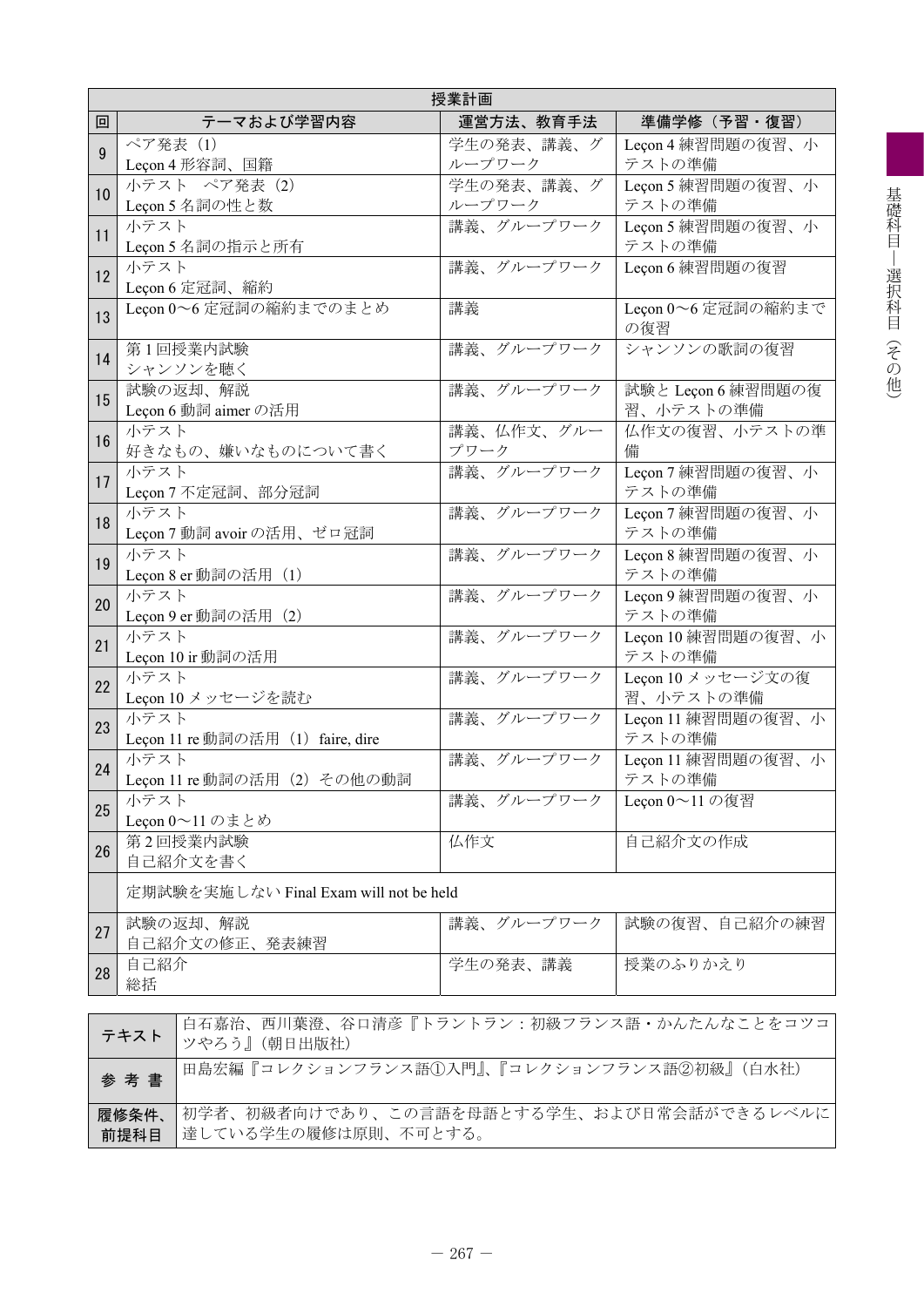| 授業計画 | | | |
|---|---|---|---|
| 回 | テーマおよび学習内容 | 運営方法、教育手法 | 準備学修（予習・復習） |
| 9 | ペア発表（1）<br>Leçon 4 形容詞、国籍 | 学生の発表、講義、グループワーク | Leçon 4 練習問題の復習、小テストの準備 |
| 10 | 小テスト　ペア発表（2）<br>Leçon 5 名詞の性と数 | 学生の発表、講義、グループワーク | Leçon 5 練習問題の復習、小テストの準備 |
| 11 | 小テスト<br>Leçon 5 名詞の指示と所有 | 講義、グループワーク | Leçon 5 練習問題の復習、小テストの準備 |
| 12 | 小テスト<br>Leçon 6 定冠詞、縮約 | 講義、グループワーク | Leçon 6 練習問題の復習 |
| 13 | Leçon 0～6 定冠詞の縮約までのまとめ | 講義 | Leçon 0～6 定冠詞の縮約までの復習 |
| 14 | 第 1 回授業内試験<br>シャンソンを聴く | 講義、グループワーク | シャンソンの歌詞の復習 |
| 15 | 試験の返却、解説<br>Leçon 6 動詞 aimer の活用 | 講義、グループワーク | 試験と Leçon 6 練習問題の復習、小テストの準備 |
| 16 | 小テスト<br>好きなもの、嫌いなものについて書く | 講義、仏作文、グループワーク | 仏作文の復習、小テストの準備 |
| 17 | 小テスト<br>Leçon 7 不定冠詞、部分冠詞 | 講義、グループワーク | Leçon 7 練習問題の復習、小テストの準備 |
| 18 | 小テスト<br>Leçon 7 動詞 avoir の活用、ゼロ冠詞 | 講義、グループワーク | Leçon 7 練習問題の復習、小テストの準備 |
| 19 | 小テスト<br>Leçon 8 er 動詞の活用（1） | 講義、グループワーク | Leçon 8 練習問題の復習、小テストの準備 |
| 20 | 小テスト<br>Leçon 9 er 動詞の活用（2） | 講義、グループワーク | Leçon 9 練習問題の復習、小テストの準備 |
| 21 | 小テスト<br>Leçon 10 ir 動詞の活用 | 講義、グループワーク | Leçon 10 練習問題の復習、小テストの準備 |
| 22 | 小テスト<br>Leçon 10 メッセージを読む | 講義、グループワーク | Leçon 10 メッセージ文の復習、小テストの準備 |
| 23 | 小テスト<br>Leçon 11 re 動詞の活用（1）faire, dire | 講義、グループワーク | Leçon 11 練習問題の復習、小テストの準備 |
| 24 | 小テスト<br>Leçon 11 re 動詞の活用（2）その他の動詞 | 講義、グループワーク | Leçon 11 練習問題の復習、小テストの準備 |
| 25 | 小テスト<br>Leçon 0～11 のまとめ | 講義、グループワーク | Leçon 0～11 の復習 |
| 26 | 第 2 回授業内試験<br>自己紹介文を書く | 仏作文 | 自己紹介文の作成 |
| | 定期試験を実施しない Final Exam will not be held | | |
| 27 | 試験の返却、解説<br>自己紹介文の修正、発表練習 | 講義、グループワーク | 試験の復習、自己紹介の練習 |
| 28 | 自己紹介<br>総括 | 学生の発表、講義 | 授業のふりかえり |

| | |
|---|---|
| テキスト | 白石嘉治、西川葉澄、谷口清彦『トラントラン：初級フランス語・かんたんなことをコツコツやろう』（朝日出版社） |
| 参考書 | 田島宏編『コレクションフランス語①入門』、『コレクションフランス語②初級』（白水社） |
| 履修条件、前提科目 | 初学者、初級者向けであり、この言語を母語とする学生、および日常会話ができるレベルに達している学生の履修は原則、不可とする。 |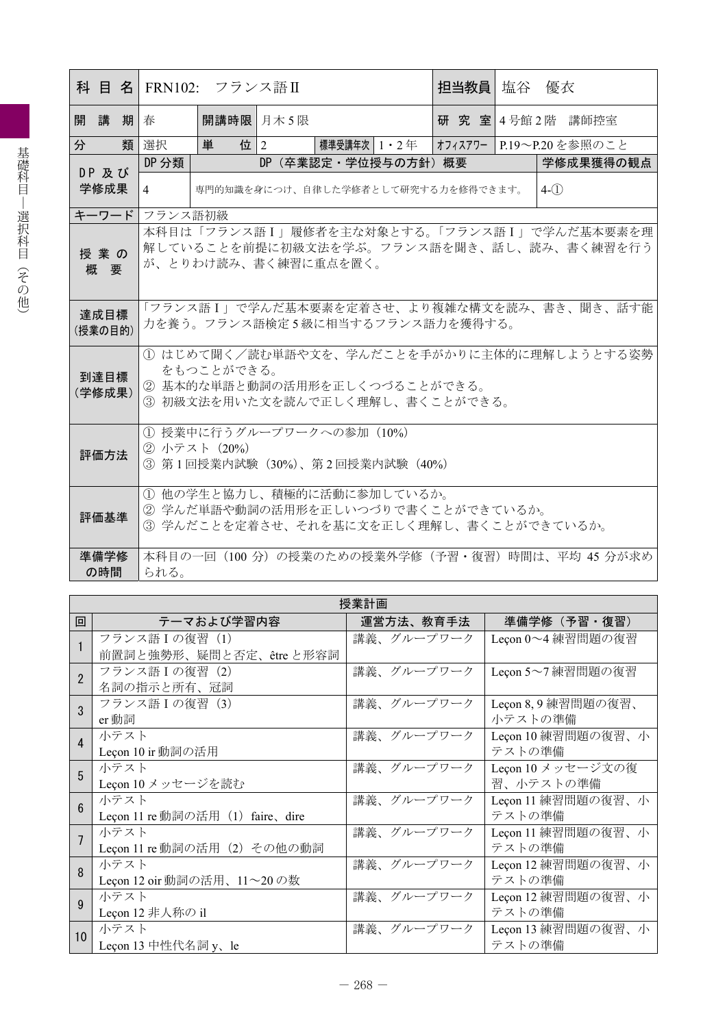| 科目名 | FRN102: フランス語Ⅱ | | | | | 担当教員 | 塩谷 優衣 |
|---|---|---|---|---|---|---|---|
| 開講期 | 春 | 開講時限 | 月木5限 | | | 研究室 | 4号館2階 講師控室 |
| 分類 | 選択 | 単位 | 2 | 標準受講年次 | 1・2年 | オフィスアワー | P.19〜P.20を参照のこと |
| DP及び学修成果 | DP分類 | DP（卒業認定・学位授与の方針）概要 | | | | | 学修成果獲得の観点 |
| | 4 | 専門的知識を身につけ、自律した学修者として研究する力を修得できます。 | | | | | 4-① |
| キーワード | フランス語初級 | | | | | | |
| 授業の概要 | 本科目は「フランス語Ⅰ」履修者を主な対象とする。「フランス語Ⅰ」で学んだ基本要素を理解していることを前提に初級文法を学ぶ。フランス語を聞き、話し、読み、書く練習を行うが、とりわけ読み、書く練習に重点を置く。 | | | | | | |
| 達成目標（授業の目的） | 「フランス語Ⅰ」で学んだ基本要素を定着させ、より複雑な構文を読み、書き、聞き、話す能力を養う。フランス語検定5級に相当するフランス語力を獲得する。 | | | | | | |
| 到達目標（学修成果） | ① はじめて聞く／読む単語や文を、学んだことを手がかりに主体的に理解しようとする姿勢をもつことができる。<br>② 基本的な単語と動詞の活用形を正しくつづることができる。<br>③ 初級文法を用いた文を読んで正しく理解し、書くことができる。 | | | | | | |
| 評価方法 | ① 授業中に行うグループワークへの参加（10%）<br>② 小テスト（20%）<br>③ 第1回授業内試験（30%）、第2回授業内試験（40%） | | | | | | |
| 評価基準 | ① 他の学生と協力し、積極的に活動に参加しているか。<br>② 学んだ単語や動詞の活用形を正しいつづりで書くことができているか。<br>③ 学んだことを定着させ、それを基に文を正しく理解し、書くことができているか。 | | | | | | |
| 準備学修の時間 | 本科目の一回（100分）の授業のための授業外学修（予習・復習）時間は、平均45分が求められる。 | | | | | | |

**授業計画**

| 回 | テーマおよび学習内容 | 運営方法、教育手法 | 準備学修（予習・復習） |
|---|---|---|---|
| 1 | フランス語Ⅰの復習（1）<br>前置詞と強勢形、疑問と否定、être と形容詞 | 講義、グループワーク | Leçon 0〜4 練習問題の復習 |
| 2 | フランス語Ⅰの復習（2）<br>名詞の指示と所有、冠詞 | 講義、グループワーク | Leçon 5〜7 練習問題の復習 |
| 3 | フランス語Ⅰの復習（3）<br>er 動詞 | 講義、グループワーク | Leçon 8, 9 練習問題の復習、小テストの準備 |
| 4 | 小テスト<br>Leçon 10 ir 動詞の活用 | 講義、グループワーク | Leçon 10 練習問題の復習、小テストの準備 |
| 5 | 小テスト<br>Leçon 10 メッセージを読む | 講義、グループワーク | Leçon 10 メッセージ文の復習、小テストの準備 |
| 6 | 小テスト<br>Leçon 11 re 動詞の活用（1）faire、dire | 講義、グループワーク | Leçon 11 練習問題の復習、小テストの準備 |
| 7 | 小テスト<br>Leçon 11 re 動詞の活用（2）その他の動詞 | 講義、グループワーク | Leçon 11 練習問題の復習、小テストの準備 |
| 8 | 小テスト<br>Leçon 12 oir 動詞の活用、11〜20の数 | 講義、グループワーク | Leçon 12 練習問題の復習、小テストの準備 |
| 9 | 小テスト<br>Leçon 12 非人称の il | 講義、グループワーク | Leçon 12 練習問題の復習、小テストの準備 |
| 10 | 小テスト<br>Leçon 13 中性代名詞 y、le | 講義、グループワーク | Leçon 13 練習問題の復習、小テストの準備 |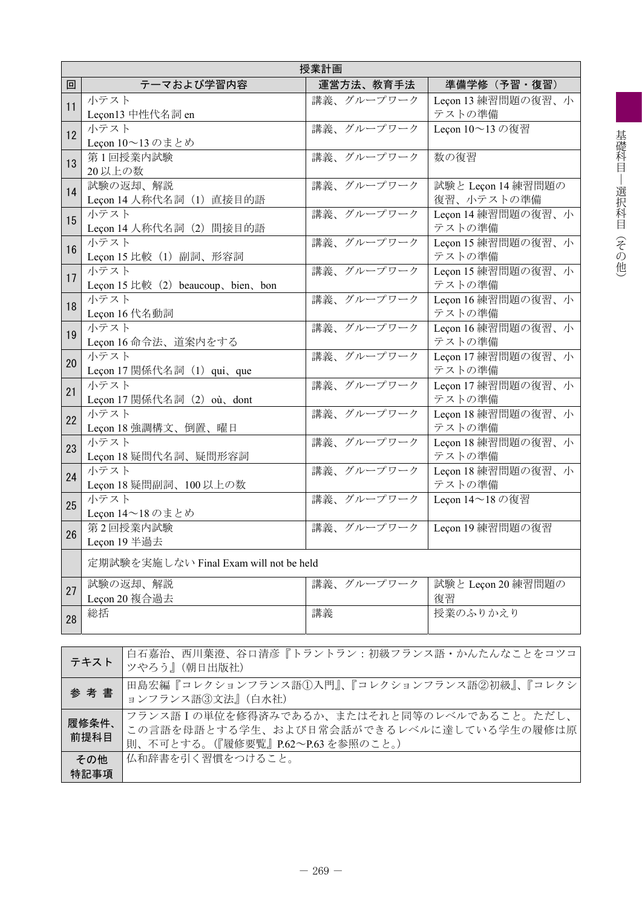| 授業計画 | | | |
|---|---|---|---|
| 回 | テーマおよび学習内容 | 運営方法、教育手法 | 準備学修（予習・復習） |
| 11 | 小テスト<br>Leçon13 中性代名詞 en | 講義、グループワーク | Leçon 13 練習問題の復習、小テストの準備 |
| 12 | 小テスト<br>Leçon 10〜13 のまとめ | 講義、グループワーク | Leçon 10〜13 の復習 |
| 13 | 第 1 回授業内試験<br>20 以上の数 | 講義、グループワーク | 数の復習 |
| 14 | 試験の返却、解説<br>Leçon 14 人称代名詞（1）直接目的語 | 講義、グループワーク | 試験と Leçon 14 練習問題の復習、小テストの準備 |
| 15 | 小テスト<br>Leçon 14 人称代名詞（2）間接目的語 | 講義、グループワーク | Leçon 14 練習問題の復習、小テストの準備 |
| 16 | 小テスト<br>Leçon 15 比較（1）副詞、形容詞 | 講義、グループワーク | Leçon 15 練習問題の復習、小テストの準備 |
| 17 | 小テスト<br>Leçon 15 比較（2）beaucoup、bien、bon | 講義、グループワーク | Leçon 15 練習問題の復習、小テストの準備 |
| 18 | 小テスト<br>Leçon 16 代名動詞 | 講義、グループワーク | Leçon 16 練習問題の復習、小テストの準備 |
| 19 | 小テスト<br>Leçon 16 命令法、道案内をする | 講義、グループワーク | Leçon 16 練習問題の復習、小テストの準備 |
| 20 | 小テスト<br>Leçon 17 関係代名詞（1）qui、que | 講義、グループワーク | Leçon 17 練習問題の復習、小テストの準備 |
| 21 | 小テスト<br>Leçon 17 関係代名詞（2）où、dont | 講義、グループワーク | Leçon 17 練習問題の復習、小テストの準備 |
| 22 | 小テスト<br>Leçon 18 強調構文、倒置、曜日 | 講義、グループワーク | Leçon 18 練習問題の復習、小テストの準備 |
| 23 | 小テスト<br>Leçon 18 疑問代名詞、疑問形容詞 | 講義、グループワーク | Leçon 18 練習問題の復習、小テストの準備 |
| 24 | 小テスト<br>Leçon 18 疑問副詞、100 以上の数 | 講義、グループワーク | Leçon 18 練習問題の復習、小テストの準備 |
| 25 | 小テスト<br>Leçon 14〜18 のまとめ | 講義、グループワーク | Leçon 14〜18 の復習 |
| 26 | 第 2 回授業内試験<br>Leçon 19 半過去 | 講義、グループワーク | Leçon 19 練習問題の復習 |
| | 定期試験を実施しない Final Exam will not be held | | |
| 27 | 試験の返却、解説<br>Leçon 20 複合過去 | 講義、グループワーク | 試験と Leçon 20 練習問題の復習 |
| 28 | 総括 | 講義 | 授業のふりかえり |

| | |
|---|---|
| テキスト | 白石嘉治、西川葉澄、谷口清彦『トラントラン：初級フランス語・かんたんなことをコツコツやろう』（朝日出版社） |
| 参考書 | 田島宏編『コレクションフランス語①入門』、『コレクションフランス語②初級』、『コレクションフランス語③文法』（白水社） |
| 履修条件、前提科目 | フランス語 I の単位を修得済みであるか、またはそれと同等のレベルであること。ただし、この言語を母語とする学生、および日常会話ができるレベルに達している学生の履修は原則、不可とする。（『履修要覧』P.62〜P.63 を参照のこと。） |
| その他特記事項 | 仏和辞書を引く習慣をつけること。 |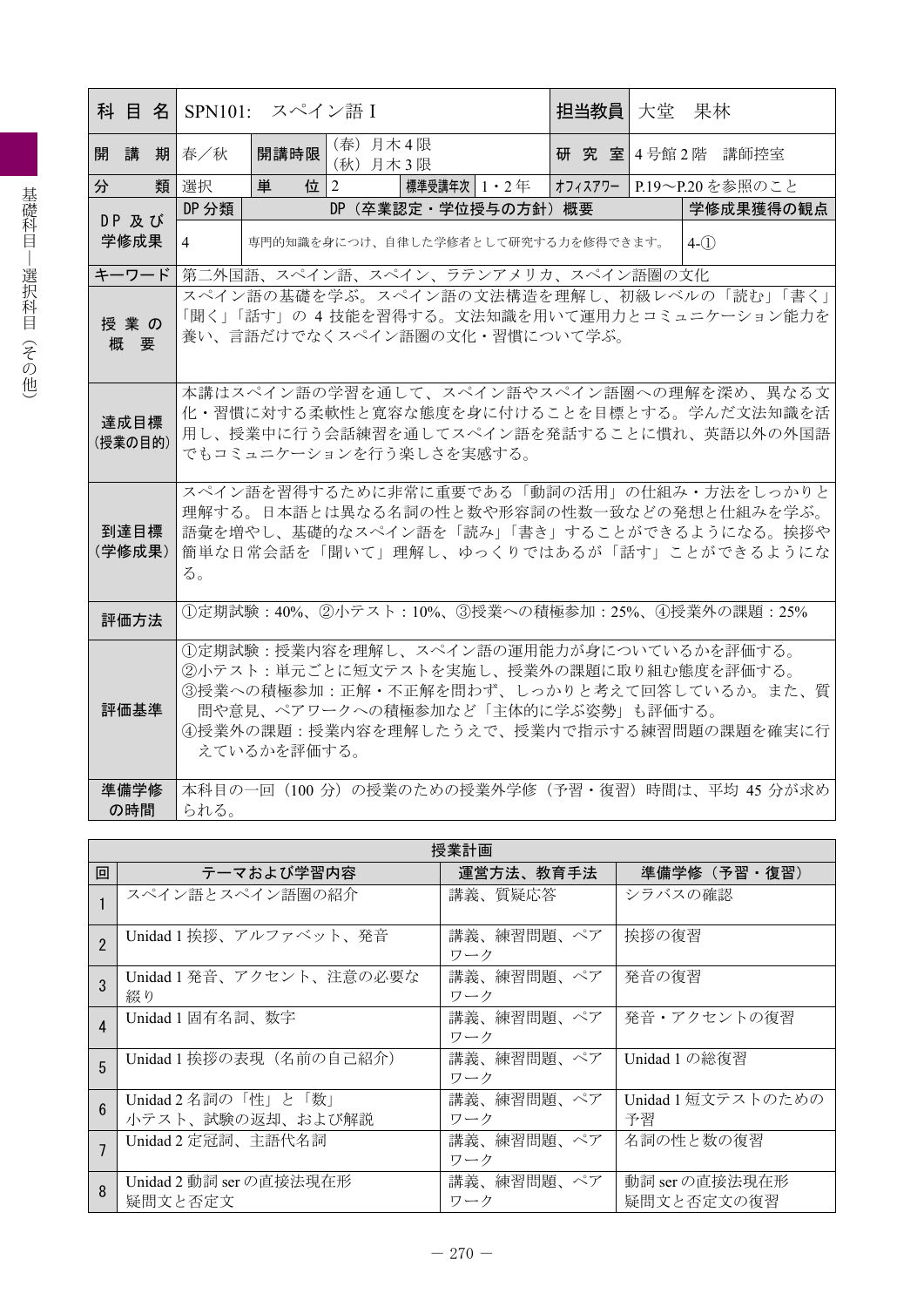| 科目名 | SPN101: スペイン語 I | | | | 担当教員 | 大堂 果林 |
|---|---|---|---|---|---|---|
| 開講期 | 春／秋 | 開講時限 | (春) 月木4限<br>(秋) 月木3限 | | 研究室 | 4号館2階 講師控室 |
| 分類 | 選択 | 単位 | 2 | 標準受講年次 1・2年 | オフィスアワー | P.19〜P.20 を参照のこと |

| DP及び学修成果 | DP分類 | DP（卒業認定・学位授与の方針）概要 | 学修成果獲得の観点 |
|---|---|---|---|
| | 4 | 専門的知識を身につけ、自律した学修者として研究する力を修得できます。 | 4-① |

| 項目 | 内容 |
|---|---|
| キーワード | 第二外国語、スペイン語、スペイン、ラテンアメリカ、スペイン語圏の文化 |
| 授業の概要 | スペイン語の基礎を学ぶ。スペイン語の文法構造を理解し、初級レベルの「読む」「書く」「聞く」「話す」の4技能を習得する。文法知識を用いて運用力とコミュニケーション能力を養い、言語だけでなくスペイン語圏の文化・習慣について学ぶ。 |
| 達成目標（授業の目的） | 本講はスペイン語の学習を通して、スペイン語やスペイン語圏への理解を深め、異なる文化・習慣に対する柔軟性と寛容な態度を身に付けることを目標とする。学んだ文法知識を活用し、授業中に行う会話練習を通してスペイン語を発話することに慣れ、英語以外の外国語でもコミュニケーションを行う楽しさを実感する。 |
| 到達目標（学修成果） | スペイン語を習得するために非常に重要である「動詞の活用」の仕組み・方法をしっかりと理解する。日本語とは異なる名詞の性と数や形容詞の性数一致などの発想と仕組みを学ぶ。語彙を増やし、基礎的なスペイン語を「読み」「書き」することができるようになる。挨拶や簡単な日常会話を「聞いて」理解し、ゆっくりではあるが「話す」ことができるようになる。 |
| 評価方法 | ①定期試験：40%、②小テスト：10%、③授業への積極参加：25%、④授業外の課題：25% |
| 評価基準 | ①定期試験：授業内容を理解し、スペイン語の運用能力が身についているかを評価する。<br>②小テスト：単元ごとに短文テストを実施し、授業外の課題に取り組む態度を評価する。<br>③授業への積極参加：正解・不正解を問わず、しっかりと考えて回答しているか。また、質問や意見、ペアワークへの積極参加など「主体的に学ぶ姿勢」も評価する。<br>④授業外の課題：授業内容を理解したうえで、授業内で指示する練習問題の課題を確実に行えているかを評価する。 |
| 準備学修の時間 | 本科目の一回（100分）の授業のための授業外学修（予習・復習）時間は、平均45分が求められる。 |

**授業計画**

| 回 | テーマおよび学習内容 | 運営方法、教育手法 | 準備学修（予習・復習） |
|---|---|---|---|
| 1 | スペイン語とスペイン語圏の紹介 | 講義、質疑応答 | シラバスの確認 |
| 2 | Unidad 1 挨拶、アルファベット、発音 | 講義、練習問題、ペアワーク | 挨拶の復習 |
| 3 | Unidad 1 発音、アクセント、注意の必要な綴り | 講義、練習問題、ペアワーク | 発音の復習 |
| 4 | Unidad 1 固有名詞、数字 | 講義、練習問題、ペアワーク | 発音・アクセントの復習 |
| 5 | Unidad 1 挨拶の表現（名前の自己紹介） | 講義、練習問題、ペアワーク | Unidad 1 の総復習 |
| 6 | Unidad 2 名詞の「性」と「数」<br>小テスト、試験の返却、および解説 | 講義、練習問題、ペアワーク | Unidad 1 短文テストのための予習 |
| 7 | Unidad 2 定冠詞、主語代名詞 | 講義、練習問題、ペアワーク | 名詞の性と数の復習 |
| 8 | Unidad 2 動詞 ser の直接法現在形<br>疑問文と否定文 | 講義、練習問題、ペアワーク | 動詞 ser の直接法現在形<br>疑問文と否定文の復習 |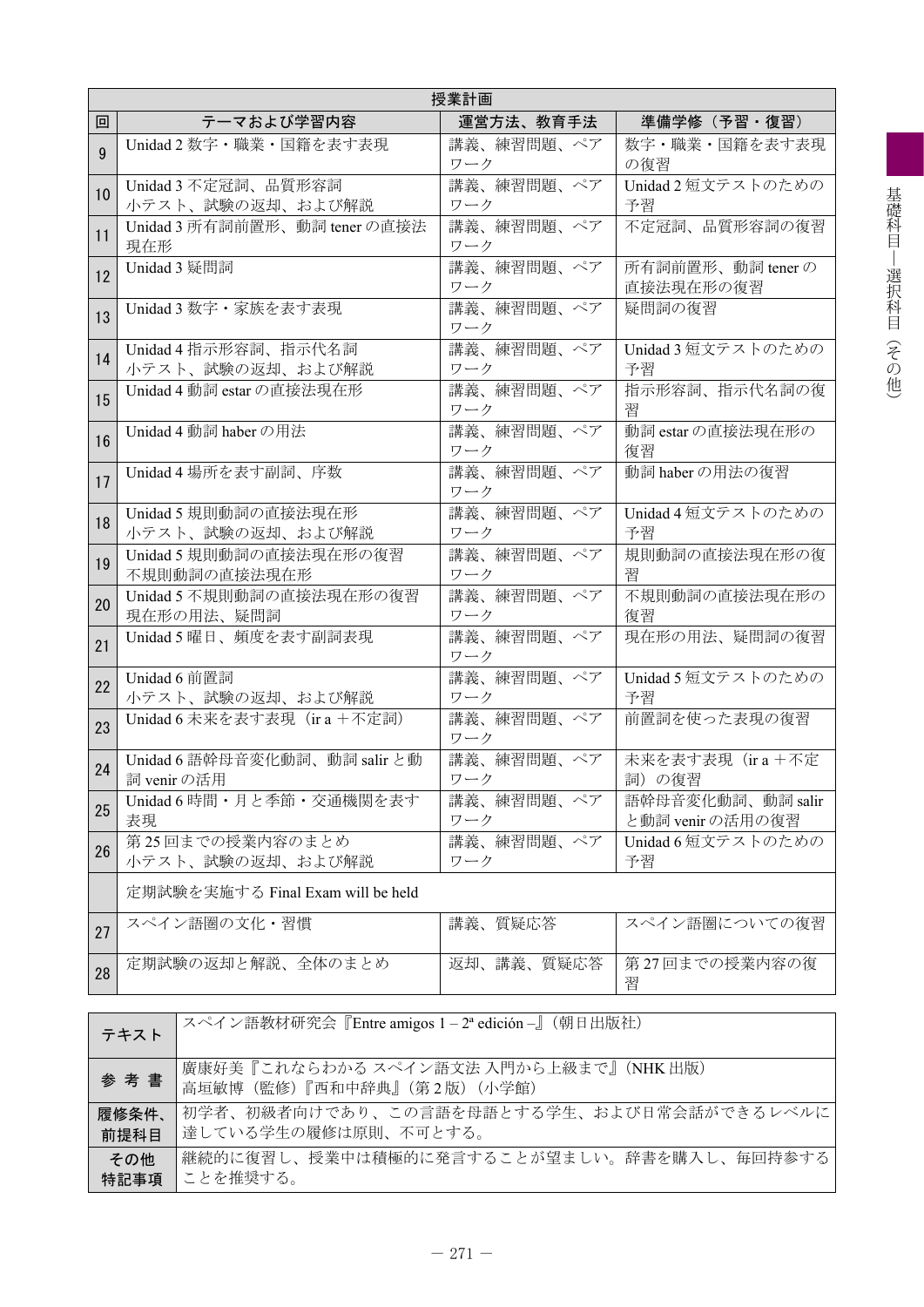| 授業計画 | | | |
|---|---|---|---|
| 回 | テーマおよび学習内容 | 運営方法、教育手法 | 準備学修（予習・復習） |
| 9 | Unidad 2 数字・職業・国籍を表す表現 | 講義、練習問題、ペアワーク | 数字・職業・国籍を表す表現の復習 |
| 10 | Unidad 3 不定冠詞、品質形容詞<br>小テスト、試験の返却、および解説 | 講義、練習問題、ペアワーク | Unidad 2 短文テストのための予習 |
| 11 | Unidad 3 所有詞前置形、動詞 tener の直接法現在形 | 講義、練習問題、ペアワーク | 不定冠詞、品質形容詞の復習 |
| 12 | Unidad 3 疑問詞 | 講義、練習問題、ペアワーク | 所有詞前置形、動詞 tener の直接法現在形の復習 |
| 13 | Unidad 3 数字・家族を表す表現 | 講義、練習問題、ペアワーク | 疑問詞の復習 |
| 14 | Unidad 4 指示形容詞、指示代名詞<br>小テスト、試験の返却、および解説 | 講義、練習問題、ペアワーク | Unidad 3 短文テストのための予習 |
| 15 | Unidad 4 動詞 estar の直接法現在形 | 講義、練習問題、ペアワーク | 指示形容詞、指示代名詞の復習 |
| 16 | Unidad 4 動詞 haber の用法 | 講義、練習問題、ペアワーク | 動詞 estar の直接法現在形の復習 |
| 17 | Unidad 4 場所を表す副詞、序数 | 講義、練習問題、ペアワーク | 動詞 haber の用法の復習 |
| 18 | Unidad 5 規則動詞の直接法現在形<br>小テスト、試験の返却、および解説 | 講義、練習問題、ペアワーク | Unidad 4 短文テストのための予習 |
| 19 | Unidad 5 規則動詞の直接法現在形の復習<br>不規則動詞の直接法現在形 | 講義、練習問題、ペアワーク | 規則動詞の直接法現在形の復習 |
| 20 | Unidad 5 不規則動詞の直接法現在形の復習<br>現在形の用法、疑問詞 | 講義、練習問題、ペアワーク | 不規則動詞の直接法現在形の復習 |
| 21 | Unidad 5 曜日、頻度を表す副詞表現 | 講義、練習問題、ペアワーク | 現在形の用法、疑問詞の復習 |
| 22 | Unidad 6 前置詞<br>小テスト、試験の返却、および解説 | 講義、練習問題、ペアワーク | Unidad 5 短文テストのための予習 |
| 23 | Unidad 6 未来を表す表現（ir a ＋不定詞） | 講義、練習問題、ペアワーク | 前置詞を使った表現の復習 |
| 24 | Unidad 6 語幹母音変化動詞、動詞 salir と動詞 venir の活用 | 講義、練習問題、ペアワーク | 未来を表す表現（ir a ＋不定詞）の復習 |
| 25 | Unidad 6 時間・月と季節・交通機関を表す表現 | 講義、練習問題、ペアワーク | 語幹母音変化動詞、動詞 salir と動詞 venir の活用の復習 |
| 26 | 第 25 回までの授業内容のまとめ<br>小テスト、試験の返却、および解説 | 講義、練習問題、ペアワーク | Unidad 6 短文テストのための予習 |
| | 定期試験を実施する Final Exam will be held | | |
| 27 | スペイン語圏の文化・習慣 | 講義、質疑応答 | スペイン語圏についての復習 |
| 28 | 定期試験の返却と解説、全体のまとめ | 返却、講義、質疑応答 | 第 27 回までの授業内容の復習 |

| | |
|---|---|
| テキスト | スペイン語教材研究会『Entre amigos 1 – 2ª edición –』（朝日出版社） |
| 参考書 | 廣康好美『これならわかる スペイン語文法 入門から上級まで』（NHK 出版）<br>高垣敏博（監修）『西和中辞典』（第 2 版）（小学館） |
| 履修条件、前提科目 | 初学者、初級者向けであり、この言語を母語とする学生、および日常会話ができるレベルに達している学生の履修は原則、不可とする。 |
| その他特記事項 | 継続的に復習し、授業中は積極的に発言することが望ましい。辞書を購入し、毎回持参することを推奨する。 |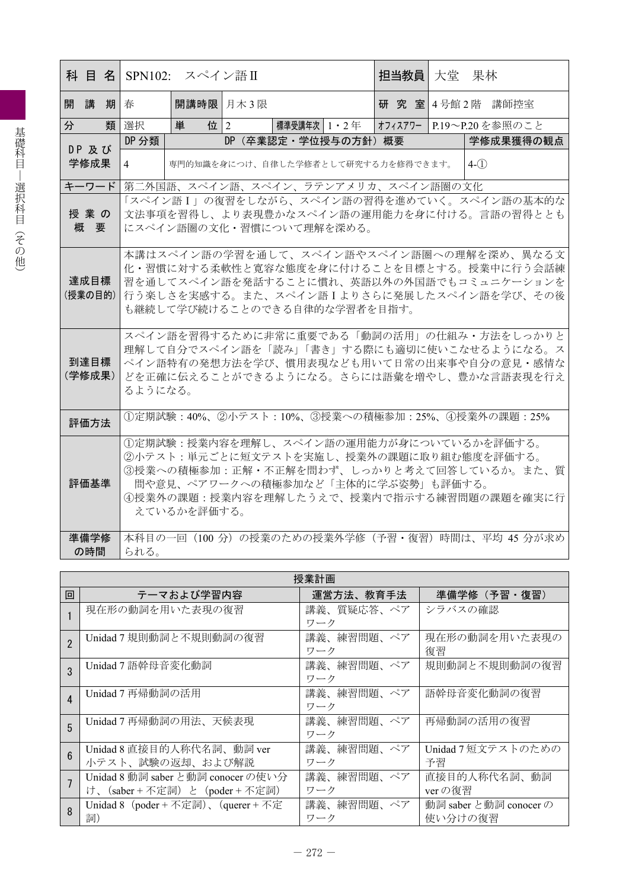| 科目名 | SPN102:　スペイン語Ⅱ | | | | | 担当教員 | 大堂　果林 |
|---|---|---|---|---|---|---|---|
| 開講期 | 春 | 開講時限 | 月木3限 | | | 研究室 | 4号館2階　講師控室 |
| 分類 | 選択 | 単位 | 2 | 標準受講年次 | 1・2年 | オフィスアワー | P.19〜P.20を参照のこと |
| DP及び学修成果 | DP分類 | DP（卒業認定・学位授与の方針）概要 | | | | | 学修成果獲得の観点 |
| | 4 | 専門的知識を身につけ、自律した学修者として研究する力を修得できます。 | | | | | 4-① |
| キーワード | 第二外国語、スペイン語、スペイン、ラテンアメリカ、スペイン語圏の文化 | | | | | | |
| 授業の概要 | 「スペイン語Ⅰ」の復習をしながら、スペイン語の習得を進めていく。スペイン語の基本的な文法事項を習得し、より表現豊かなスペイン語の運用能力を身に付ける。言語の習得とともにスペイン語圏の文化・習慣について理解を深める。 | | | | | | |
| 達成目標（授業の目的） | 本講はスペイン語の学習を通して、スペイン語やスペイン語圏への理解を深め、異なる文化・習慣に対する柔軟性と寛容な態度を身に付けることを目標とする。授業中に行う会話練習を通してスペイン語を発話することに慣れ、英語以外の外国語でもコミュニケーションを行う楽しさを実感する。また、スペイン語Ｉよりさらに発展したスペイン語を学び、その後も継続して学び続けることのできる自律的な学習者を目指す。 | | | | | | |
| 到達目標（学修成果） | スペイン語を習得するために非常に重要である「動詞の活用」の仕組み・方法をしっかりと理解して自分でスペイン語を「読み」「書き」する際にも適切に使いこなせるようになる。スペイン語特有の発想方法を学び、慣用表現なども用いて日常の出来事や自分の意見・感情などを正確に伝えることができるようになる。さらには語彙を増やし、豊かな言語表現を行えるようになる。 | | | | | | |
| 評価方法 | ①定期試験：40%、②小テスト：10%、③授業への積極参加：25%、④授業外の課題：25% | | | | | | |
| 評価基準 | ①定期試験：授業内容を理解し、スペイン語の運用能力が身についているかを評価する。<br>②小テスト：単元ごとに短文テストを実施し、授業外の課題に取り組む態度を評価する。<br>③授業への積極参加：正解・不正解を問わず、しっかりと考えて回答しているか。また、質問や意見、ペアワークへの積極参加など「主体的に学ぶ姿勢」も評価する。<br>④授業外の課題：授業内容を理解したうえで、授業内で指示する練習問題の課題を確実に行えているかを評価する。 | | | | | | |
| 準備学修の時間 | 本科目の一回（100分）の授業のための授業外学修（予習・復習）時間は、平均45分が求められる。 | | | | | | |

授業計画

| 回 | テーマおよび学習内容 | 運営方法、教育手法 | 準備学修（予習・復習） |
|---|---|---|---|
| 1 | 現在形の動詞を用いた表現の復習 | 講義、質疑応答、ペアワーク | シラバスの確認 |
| 2 | Unidad 7 規則動詞と不規則動詞の復習 | 講義、練習問題、ペアワーク | 現在形の動詞を用いた表現の復習 |
| 3 | Unidad 7 語幹母音変化動詞 | 講義、練習問題、ペアワーク | 規則動詞と不規則動詞の復習 |
| 4 | Unidad 7 再帰動詞の活用 | 講義、練習問題、ペアワーク | 語幹母音変化動詞の復習 |
| 5 | Unidad 7 再帰動詞の用法、天候表現 | 講義、練習問題、ペアワーク | 再帰動詞の活用の復習 |
| 6 | Unidad 8 直接目的人称代名詞、動詞 ver<br>小テスト、試験の返却、および解説 | 講義、練習問題、ペアワーク | Unidad 7 短文テストのための予習 |
| 7 | Unidad 8 動詞 saber と動詞 conocer の使い分け、（saber＋不定詞）と（poder＋不定詞） | 講義、練習問題、ペアワーク | 直接目的人称代名詞、動詞 ver の復習 |
| 8 | Unidad 8（poder＋不定詞）、（querer＋不定詞） | 講義、練習問題、ペアワーク | 動詞 saber と動詞 conocer の使い分けの復習 |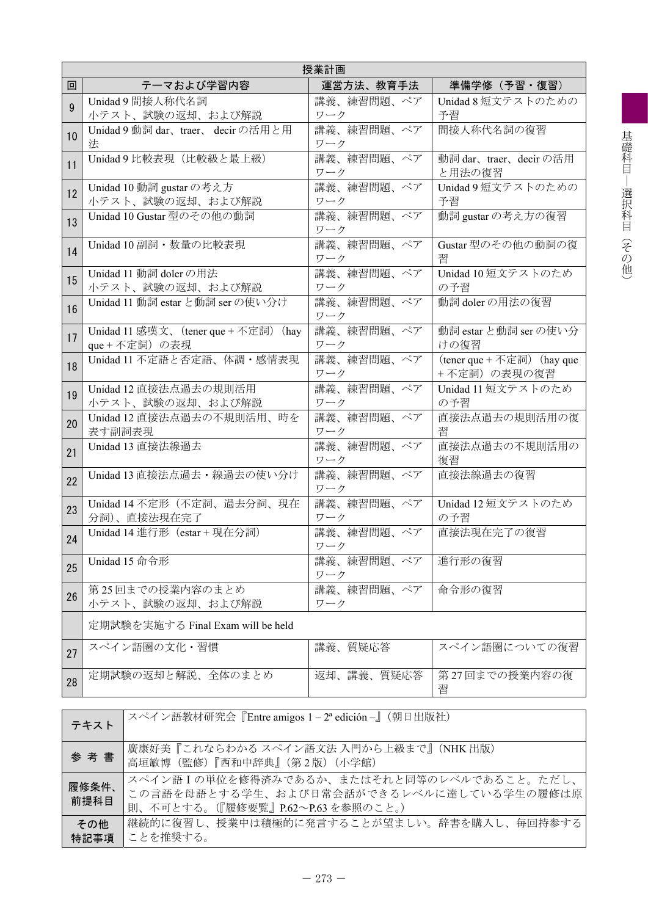| 授業計画 | | | |
|---|---|---|---|
| 回 | テーマおよび学習内容 | 運営方法、教育手法 | 準備学修（予習・復習） |
| 9 | Unidad 9 間接人称代名詞<br>小テスト、試験の返却、および解説 | 講義、練習問題、ペアワーク | Unidad 8 短文テストのための予習 |
| 10 | Unidad 9 動詞 dar、traer、 decir の活用と用法 | 講義、練習問題、ペアワーク | 間接人称代名詞の復習 |
| 11 | Unidad 9 比較表現（比較級と最上級） | 講義、練習問題、ペアワーク | 動詞 dar、traer、decir の活用と用法の復習 |
| 12 | Unidad 10 動詞 gustar の考え方<br>小テスト、試験の返却、および解説 | 講義、練習問題、ペアワーク | Unidad 9 短文テストのための予習 |
| 13 | Unidad 10 Gustar 型のその他の動詞 | 講義、練習問題、ペアワーク | 動詞 gustar の考え方の復習 |
| 14 | Unidad 10 副詞・数量の比較表現 | 講義、練習問題、ペアワーク | Gustar 型のその他の動詞の復習 |
| 15 | Unidad 11 動詞 doler の用法<br>小テスト、試験の返却、および解説 | 講義、練習問題、ペアワーク | Unidad 10 短文テストのための予習 |
| 16 | Unidad 11 動詞 estar と動詞 ser の使い分け | 講義、練習問題、ペアワーク | 動詞 doler の用法の復習 |
| 17 | Unidad 11 感嘆文、（tener que + 不定詞）（hay que + 不定詞）の表現 | 講義、練習問題、ペアワーク | 動詞 estar と動詞 ser の使い分けの復習 |
| 18 | Unidad 11 不定語と否定語、体調・感情表現 | 講義、練習問題、ペアワーク | （tener que + 不定詞）（hay que + 不定詞）の表現の復習 |
| 19 | Unidad 12 直接法点過去の規則活用<br>小テスト、試験の返却、および解説 | 講義、練習問題、ペアワーク | Unidad 11 短文テストのための予習 |
| 20 | Unidad 12 直接法点過去の不規則活用、時を表す副詞表現 | 講義、練習問題、ペアワーク | 直接法点過去の規則活用の復習 |
| 21 | Unidad 13 直接法線過去 | 講義、練習問題、ペアワーク | 直接法点過去の不規則活用の復習 |
| 22 | Unidad 13 直接法点過去・線過去の使い分け | 講義、練習問題、ペアワーク | 直接法線過去の復習 |
| 23 | Unidad 14 不定形（不定詞、過去分詞、現在分詞）、直接法現在完了 | 講義、練習問題、ペアワーク | Unidad 12 短文テストのための予習 |
| 24 | Unidad 14 進行形（estar + 現在分詞） | 講義、練習問題、ペアワーク | 直接法現在完了の復習 |
| 25 | Unidad 15 命令形 | 講義、練習問題、ペアワーク | 進行形の復習 |
| 26 | 第 25 回までの授業内容のまとめ<br>小テスト、試験の返却、および解説 | 講義、練習問題、ペアワーク | 命令形の復習 |
| | 定期試験を実施する Final Exam will be held | | |
| 27 | スペイン語圏の文化・習慣 | 講義、質疑応答 | スペイン語圏についての復習 |
| 28 | 定期試験の返却と解説、全体のまとめ | 返却、講義、質疑応答 | 第 27 回までの授業内容の復習 |

| | |
|---|---|
| テキスト | スペイン語教材研究会『Entre amigos 1 – 2ª edición –』（朝日出版社） |
| 参考書 | 廣康好美『これならわかる スペイン語文法 入門から上級まで』（NHK 出版）<br>高垣敏博（監修）『西和中辞典』（第 2 版）（小学館） |
| 履修条件、前提科目 | スペイン語 I の単位を修得済みであるか、またはそれと同等のレベルであること。ただし、この言語を母語とする学生、および日常会話ができるレベルに達している学生の履修は原則、不可とする。（『履修要覧』P.62〜P.63 を参照のこと。） |
| その他特記事項 | 継続的に復習し、授業中は積極的に発言することが望ましい。辞書を購入し、毎回持参することを推奨する。 |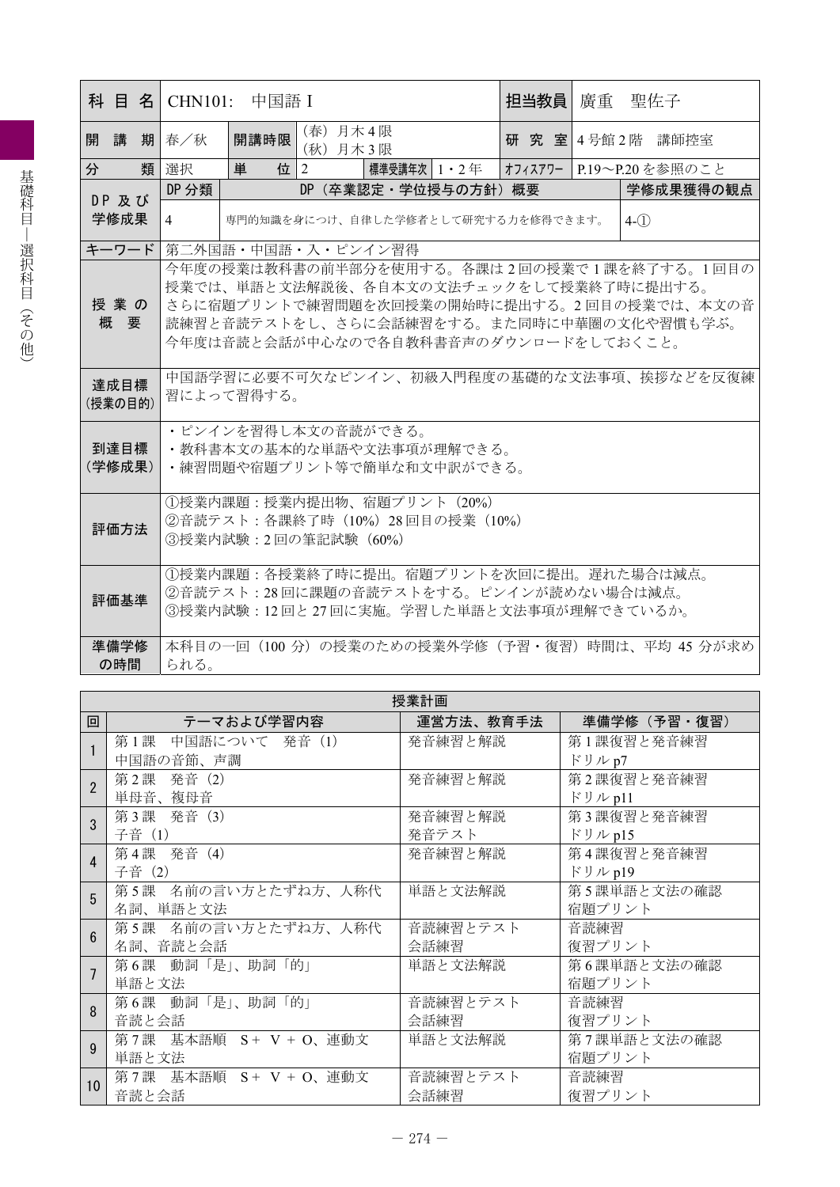| 科目名 | CHN101: 中国語 I | | | | | 担当教員 | 廣重 聖佐子 |
|---|---|---|---|---|---|---|---|
| 開講期 | 春／秋 | 開講時限 | (春) 月木4限<br>(秋) 月木3限 | | | 研究室 | 4号館2階 講師控室 |
| 分類 | 選択 | 単位 | 2 | 標準受講年次 | 1・2年 | オフィスアワー | P.19〜P.20 を参照のこと |
| DP及び学修成果 | DP分類 | DP（卒業認定・学位授与の方針）概要 | | | | | 学修成果獲得の観点 |
| | 4 | 専門的知識を身につけ、自律した学修者として研究する力を修得できます。 | | | | | 4-① |
| キーワード | 第二外国語・中国語・入・ピンイン習得 | | | | | | |
| 授業の概要 | 今年度の授業は教科書の前半部分を使用する。各課は2回の授業で1課を終了する。1回目の授業では、単語と文法解説後、各自本文の文法チェックをして授業終了時に提出する。さらに宿題プリントで練習問題を次回授業の開始時に提出する。2回目の授業では、本文の音読練習と音読テストをし、さらに会話練習をする。また同時に中華圏の文化や習慣も学ぶ。今年度は音読と会話が中心なので各自教科書音声のダウンロードをしておくこと。 | | | | | | |
| 達成目標（授業の目的） | 中国語学習に必要不可欠なピンイン、初級入門程度の基礎的な文法事項、挨拶などを反復練習によって習得する。 | | | | | | |
| 到達目標（学修成果） | ・ピンインを習得し本文の音読ができる。<br>・教科書本文の基本的な単語や文法事項が理解できる。<br>・練習問題や宿題プリント等で簡単な和文中訳ができる。 | | | | | | |
| 評価方法 | ①授業内課題：授業内提出物、宿題プリント（20%）<br>②音読テスト：各課終了時（10%）28回目の授業（10%）<br>③授業内試験：2回の筆記試験（60%） | | | | | | |
| 評価基準 | ①授業内課題：各授業終了時に提出。宿題プリントを次回に提出。遅れた場合は減点。<br>②音読テスト：28回に課題の音読テストをする。ピンインが読めない場合は減点。<br>③授業内試験：12回と27回に実施。学習した単語と文法事項が理解できているか。 | | | | | | |
| 準備学修の時間 | 本科目の一回（100分）の授業のための授業外学修（予習・復習）時間は、平均45分が求められる。 | | | | | | |

**授業計画**

| 回 | テーマおよび学習内容 | 運営方法、教育手法 | 準備学修（予習・復習） |
|---|---|---|---|
| 1 | 第1課 中国語について 発音（1）<br>中国語の音節、声調 | 発音練習と解説 | 第1課復習と発音練習<br>ドリル p7 |
| 2 | 第2課 発音（2）<br>単母音、複母音 | 発音練習と解説 | 第2課復習と発音練習<br>ドリル p11 |
| 3 | 第3課 発音（3）<br>子音（1） | 発音練習と解説<br>発音テスト | 第3課復習と発音練習<br>ドリル p15 |
| 4 | 第4課 発音（4）<br>子音（2） | 発音練習と解説 | 第4課復習と発音練習<br>ドリル p19 |
| 5 | 第5課 名前の言い方とたずね方、人称代名詞、単語と文法 | 単語と文法解説 | 第5課単語と文法の確認<br>宿題プリント |
| 6 | 第5課 名前の言い方とたずね方、人称代名詞、音読と会話 | 音読練習とテスト<br>会話練習 | 音読練習<br>復習プリント |
| 7 | 第6課 動詞「是」、助詞「的」<br>単語と文法 | 単語と文法解説 | 第6課単語と文法の確認<br>宿題プリント |
| 8 | 第6課 動詞「是」、助詞「的」<br>音読と会話 | 音読練習とテスト<br>会話練習 | 音読練習<br>復習プリント |
| 9 | 第7課 基本語順 S＋ V ＋ O、連動文<br>単語と文法 | 単語と文法解説 | 第7課単語と文法の確認<br>宿題プリント |
| 10 | 第7課 基本語順 S＋ V ＋ O、連動文<br>音読と会話 | 音読練習とテスト<br>会話練習 | 音読練習<br>復習プリント |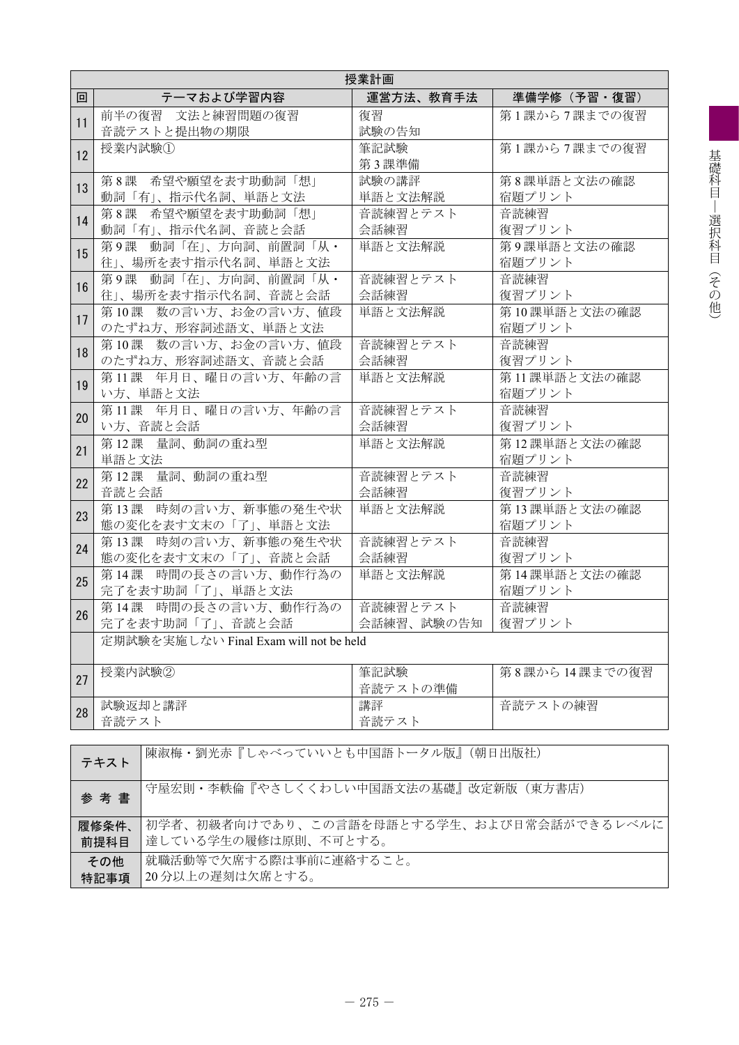| 授業計画 | | | |
|---|---|---|---|
| 回 | テーマおよび学習内容 | 運営方法、教育手法 | 準備学修（予習・復習） |
| 11 | 前半の復習　文法と練習問題の復習<br>音読テストと提出物の期限 | 復習<br>試験の告知 | 第1課から7課までの復習 |
| 12 | 授業内試験① | 筆記試験<br>第3課準備 | 第1課から7課までの復習 |
| 13 | 第8課　希望や願望を表す助動詞「想」動詞「有」、指示代名詞、単語と文法 | 試験の講評<br>単語と文法解説 | 第8課単語と文法の確認<br>宿題プリント |
| 14 | 第8課　希望や願望を表す助動詞「想」動詞「有」、指示代名詞、音読と会話 | 音読練習とテスト<br>会話練習 | 音読練習<br>復習プリント |
| 15 | 第9課　動詞「在」、方向詞、前置詞「从・往」、場所を表す指示代名詞、単語と文法 | 単語と文法解説 | 第9課単語と文法の確認<br>宿題プリント |
| 16 | 第9課　動詞「在」、方向詞、前置詞「从・往」、場所を表す指示代名詞、音読と会話 | 音読練習とテスト<br>会話練習 | 音読練習<br>復習プリント |
| 17 | 第10課　数の言い方、お金の言い方、値段のたずね方、形容詞述語文、単語と文法 | 単語と文法解説 | 第10課単語と文法の確認<br>宿題プリント |
| 18 | 第10課　数の言い方、お金の言い方、値段のたずね方、形容詞述語文、音読と会話 | 音読練習とテスト<br>会話練習 | 音読練習<br>復習プリント |
| 19 | 第11課　年月日、曜日の言い方、年齢の言い方、単語と文法 | 単語と文法解説 | 第11課単語と文法の確認<br>宿題プリント |
| 20 | 第11課　年月日、曜日の言い方、年齢の言い方、音読と会話 | 音読練習とテスト<br>会話練習 | 音読練習<br>復習プリント |
| 21 | 第12課　量詞、動詞の重ね型<br>単語と文法 | 単語と文法解説 | 第12課単語と文法の確認<br>宿題プリント |
| 22 | 第12課　量詞、動詞の重ね型<br>音読と会話 | 音読練習とテスト<br>会話練習 | 音読練習<br>復習プリント |
| 23 | 第13課　時刻の言い方、新事態の発生や状態の変化を表す文末の「了」、単語と文法 | 単語と文法解説 | 第13課単語と文法の確認<br>宿題プリント |
| 24 | 第13課　時刻の言い方、新事態の発生や状態の変化を表す文末の「了」、音読と会話 | 音読練習とテスト<br>会話練習 | 音読練習<br>復習プリント |
| 25 | 第14課　時間の長さの言い方、動作行為の完了を表す助詞「了」、単語と文法 | 単語と文法解説 | 第14課単語と文法の確認<br>宿題プリント |
| 26 | 第14課　時間の長さの言い方、動作行為の完了を表す助詞「了」、音読と会話 | 音読練習とテスト<br>会話練習、試験の告知 | 音読練習<br>復習プリント |
| | 定期試験を実施しない Final Exam will not be held | | |
| 27 | 授業内試験② | 筆記試験<br>音読テストの準備 | 第8課から14課までの復習 |
| 28 | 試験返却と講評<br>音読テスト | 講評<br>音読テスト | 音読テストの練習 |

| | |
|---|---|
| テキスト | 陳淑梅・劉光赤『しゃべっていいとも中国語トータル版』(朝日出版社) |
| 参考書 | 守屋宏則・李軼倫『やさしくくわしい中国語文法の基礎』改定新版（東方書店） |
| 履修条件、前提科目 | 初学者、初級者向けであり、この言語を母語とする学生、および日常会話ができるレベルに達している学生の履修は原則、不可とする。 |
| その他特記事項 | 就職活動等で欠席する際は事前に連絡すること。<br>20分以上の遅刻は欠席とする。 |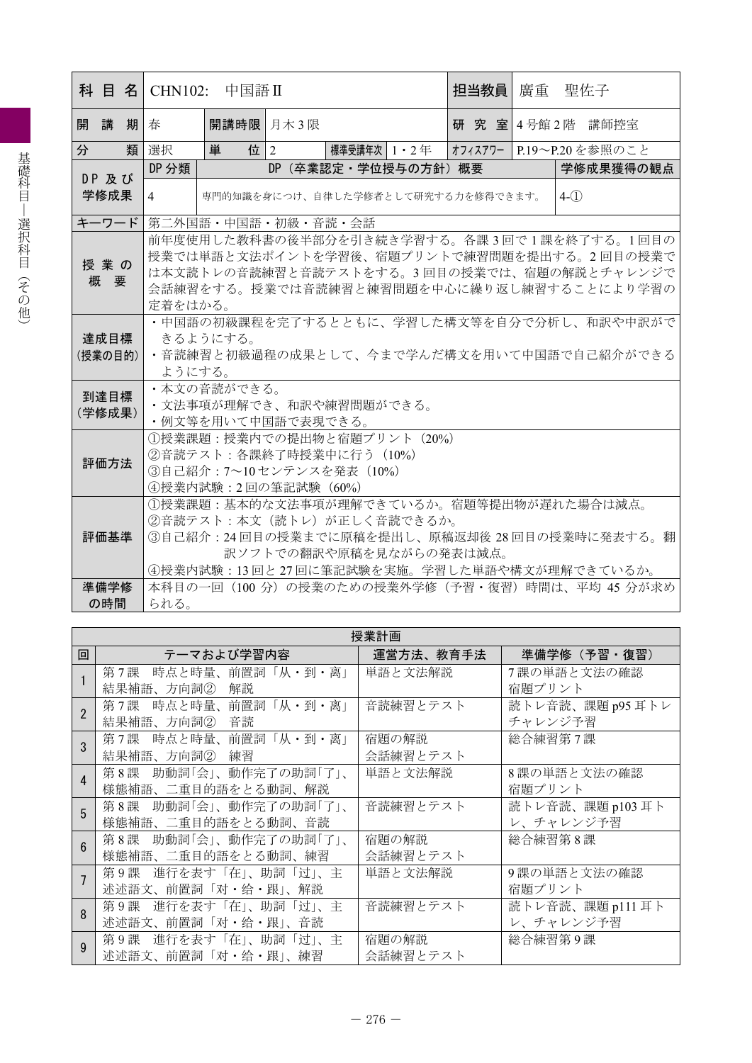| 科目名 | CHN102:　中国語Ⅱ | | | | | 担当教員 | 廣重　聖佐子 | |
|---|---|---|---|---|---|---|---|---|
| 開講期 | 春 | 開講時限 | 月木3限 | | | 研究室 | 4号館2階　講師控室 | |
| 分類 | 選択 | 単位 | 2 | 標準受講年次 | 1・2年 | ｵﾌｨｽｱﾜｰ | P.19～P.20を参照のこと | |
| DP及び学修成果 | DP分類 | DP（卒業認定・学位授与の方針）概要 | | | | | | 学修成果獲得の観点 |
| | 4 | 専門的知識を身につけ、自律した学修者として研究する力を修得できます。 | | | | | | 4-① |
| キーワード | 第二外国語・中国語・初級・音読・会話 | | | | | | | |
| 授業の概要 | 前年度使用した教科書の後半部分を引き続き学習する。各課3回で1課を終了する。1回目の授業では単語と文法ポイントを学習後、宿題プリントで練習問題を提出する。2回目の授業では本文読トレの音読練習と音読テストをする。3回目の授業では、宿題の解説とチャレンジで会話練習をする。授業では音読練習と練習問題を中心に繰り返し練習することにより学習の定着をはかる。 | | | | | | | |
| 達成目標（授業の目的） | ・中国語の初級課程を完了するとともに、学習した構文等を自分で分析し、和訳や中訳ができるようにする。<br>・音読練習と初級過程の成果として、今まで学んだ構文を用いて中国語で自己紹介ができるようにする。 | | | | | | | |
| 到達目標（学修成果） | ・本文の音読ができる。<br>・文法事項が理解でき、和訳や練習問題ができる。<br>・例文等を用いて中国語で表現できる。 | | | | | | | |
| 評価方法 | ①授業課題：授業内での提出物と宿題プリント（20%）<br>②音読テスト：各課終了時授業中に行う（10%）<br>③自己紹介：7～10センテンスを発表（10%）<br>④授業内試験：2回の筆記試験（60%） | | | | | | | |
| 評価基準 | ①授業課題：基本的な文法事項が理解できているか。宿題等提出物が遅れた場合は減点。<br>②音読テスト：本文（読トレ）が正しく音読できるか。<br>③自己紹介：24回目の授業までに原稿を提出し、原稿返却後28回目の授業時に発表する。翻訳ソフトでの翻訳や原稿を見ながらの発表は減点。<br>④授業内試験：13回と27回に筆記試験を実施。学習した単語や構文が理解できているか。 | | | | | | | |
| 準備学修の時間 | 本科目の一回（100分）の授業のための授業外学修（予習・復習）時間は、平均45分が求められる。 | | | | | | | |

**授業計画**

| 回 | テーマおよび学習内容 | 運営方法、教育手法 | 準備学修（予習・復習） |
|---|---|---|---|
| 1 | 第7課　時点と時量、前置詞「从・到・离」結果補語、方向詞②　解説 | 単語と文法解説 | 7課の単語と文法の確認<br>宿題プリント |
| 2 | 第7課　時点と時量、前置詞「从・到・离」結果補語、方向詞②　音読 | 音読練習とテスト | 読トレ音読、課題p95耳トレ<br>チャレンジ予習 |
| 3 | 第7課　時点と時量、前置詞「从・到・离」結果補語、方向詞②　練習 | 宿題の解説<br>会話練習とテスト | 総合練習第7課 |
| 4 | 第8課　助動詞「会」、動作完了の助詞「了」、様態補語、二重目的語をとる動詞、解説 | 単語と文法解説 | 8課の単語と文法の確認<br>宿題プリント |
| 5 | 第8課　助動詞「会」、動作完了の助詞「了」、様態補語、二重目的語をとる動詞、音読 | 音読練習とテスト | 読トレ音読、課題p103耳トレ、チャレンジ予習 |
| 6 | 第8課　助動詞「会」、動作完了の助詞「了」、様態補語、二重目的語をとる動詞、練習 | 宿題の解説<br>会話練習とテスト | 総合練習第8課 |
| 7 | 第9課　進行を表す「在」、助詞「过」、主述述語文、前置詞「对・给・跟」、解説 | 単語と文法解説 | 9課の単語と文法の確認<br>宿題プリント |
| 8 | 第9課　進行を表す「在」、助詞「过」、主述述語文、前置詞「对・给・跟」、音読 | 音読練習とテスト | 読トレ音読、課題p111耳トレ、チャレンジ予習 |
| 9 | 第9課　進行を表す「在」、助詞「过」、主述述語文、前置詞「对・给・跟」、練習 | 宿題の解説<br>会話練習とテスト | 総合練習第9課 |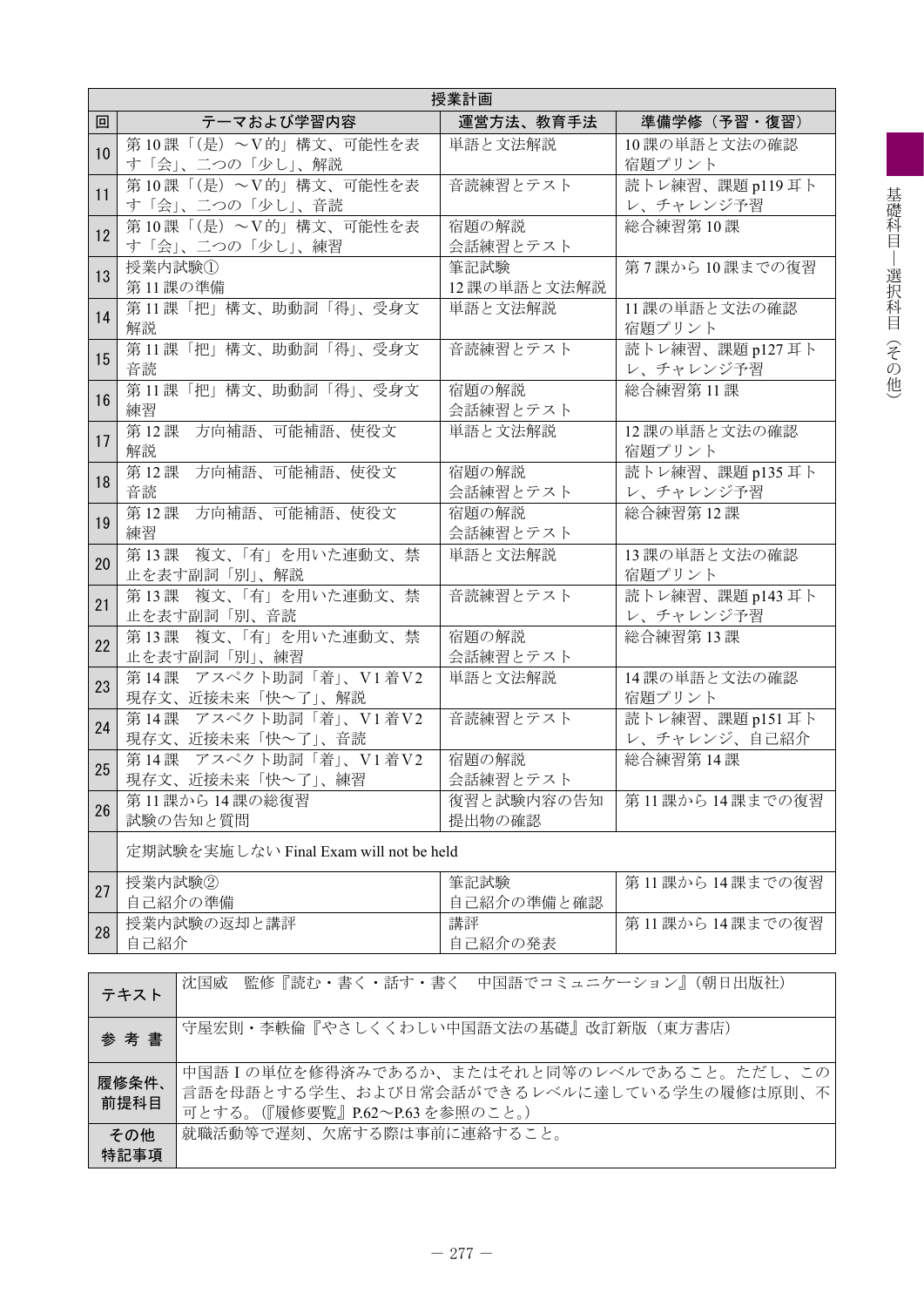| 授業計画 | | | |
|---|---|---|---|
| 回 | テーマおよび学習内容 | 運営方法、教育手法 | 準備学修（予習・復習） |
| 10 | 第10課「(是) ～V的」構文、可能性を表す「会」、二つの「少し」、解説 | 単語と文法解説 | 10課の単語と文法の確認<br>宿題プリント |
| 11 | 第10課「(是) ～V的」構文、可能性を表す「会」、二つの「少し」、音読 | 音読練習とテスト | 読トレ練習、課題p119耳トレ、チャレンジ予習 |
| 12 | 第10課「(是) ～V的」構文、可能性を表す「会」、二つの「少し」、練習 | 宿題の解説<br>会話練習とテスト | 総合練習第10課 |
| 13 | 授業内試験①<br>第11課の準備 | 筆記試験<br>12課の単語と文法解説 | 第7課から10課までの復習 |
| 14 | 第11課「把」構文、助動詞「得」、受身文解説 | 単語と文法解説 | 11課の単語と文法の確認<br>宿題プリント |
| 15 | 第11課「把」構文、助動詞「得」、受身文音読 | 音読練習とテスト | 読トレ練習、課題p127耳トレ、チャレンジ予習 |
| 16 | 第11課「把」構文、助動詞「得」、受身文練習 | 宿題の解説<br>会話練習とテスト | 総合練習第11課 |
| 17 | 第12課　方向補語、可能補語、使役文<br>解説 | 単語と文法解説 | 12課の単語と文法の確認<br>宿題プリント |
| 18 | 第12課　方向補語、可能補語、使役文<br>音読 | 宿題の解説<br>会話練習とテスト | 読トレ練習、課題p135耳トレ、チャレンジ予習 |
| 19 | 第12課　方向補語、可能補語、使役文<br>練習 | 宿題の解説<br>会話練習とテスト | 総合練習第12課 |
| 20 | 第13課　複文、「有」を用いた連動文、禁止を表す副詞「別」、解説 | 単語と文法解説 | 13課の単語と文法の確認<br>宿題プリント |
| 21 | 第13課　複文、「有」を用いた連動文、禁止を表す副詞「別」、音読 | 音読練習とテスト | 読トレ練習、課題p143耳トレ、チャレンジ予習 |
| 22 | 第13課　複文、「有」を用いた連動文、禁止を表す副詞「別」、練習 | 宿題の解説<br>会話練習とテスト | 総合練習第13課 |
| 23 | 第14課　アスペクト助詞「着」、V1着V2現存文、近接未来「快～了」、解説 | 単語と文法解説 | 14課の単語と文法の確認<br>宿題プリント |
| 24 | 第14課　アスペクト助詞「着」、V1着V2現存文、近接未来「快～了」、音読 | 音読練習とテスト | 読トレ練習、課題p151耳トレ、チャレンジ、自己紹介 |
| 25 | 第14課　アスペクト助詞「着」、V1着V2現存文、近接未来「快～了」、練習 | 宿題の解説<br>会話練習とテスト | 総合練習第14課 |
| 26 | 第11課から14課の総復習<br>試験の告知と質問 | 復習と試験内容の告知<br>提出物の確認 | 第11課から14課までの復習 |
| | 定期試験を実施しない Final Exam will not be held | | |
| 27 | 授業内試験②<br>自己紹介の準備 | 筆記試験<br>自己紹介の準備と確認 | 第11課から14課までの復習 |
| 28 | 授業内試験の返却と講評<br>自己紹介 | 講評<br>自己紹介の発表 | 第11課から14課までの復習 |

| | |
|---|---|
| テキスト | 沈国威　監修『読む・書く・話す・書く　中国語でコミュニケーション』（朝日出版社） |
| 参考書 | 守屋宏則・李軼倫『やさしくくわしい中国語文法の基礎』改訂新版（東方書店） |
| 履修条件、前提科目 | 中国語Ⅰの単位を修得済みであるか、またはそれと同等のレベルであること。ただし、この言語を母語とする学生、および日常会話ができるレベルに達している学生の履修は原則、不可とする。（『履修要覧』P.62～P.63を参照のこと。） |
| その他特記事項 | 就職活動等で遅刻、欠席する際は事前に連絡すること。 |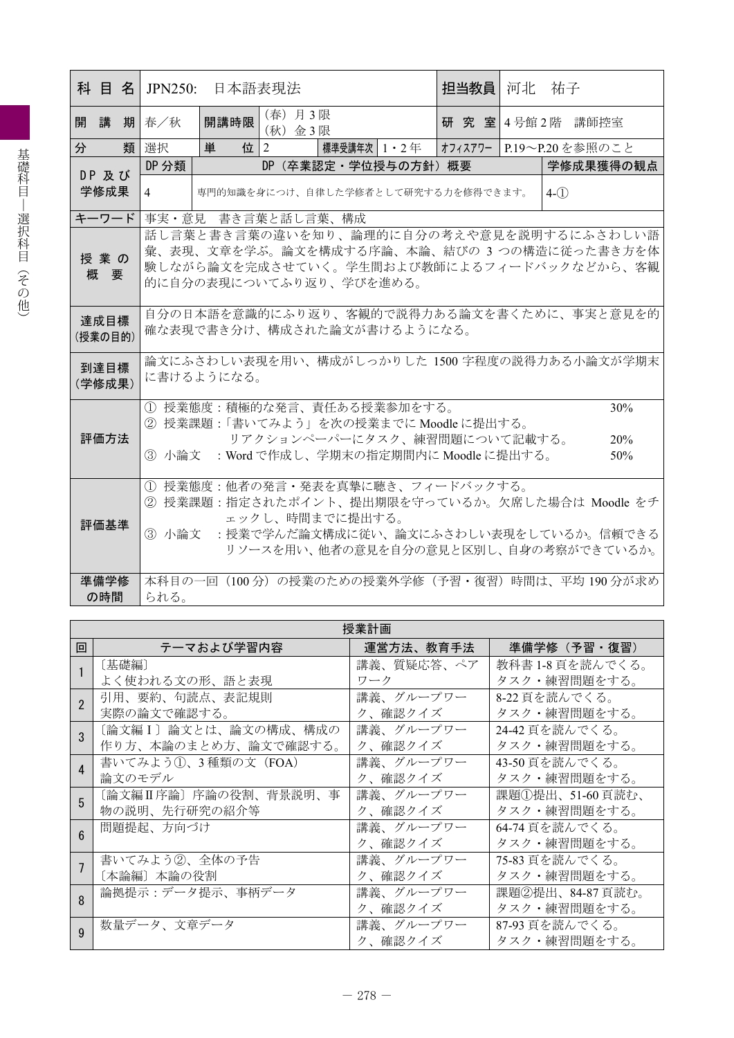| 科目名 | JPN250: 日本語表現法 | | | | | 担当教員 | 河北 祐子 |
|---|---|---|---|---|---|---|---|
| 開講期 | 春／秋 | 開講時限 | (春) 月3限<br>(秋) 金3限 | | | 研究室 | 4号館2階 講師控室 |
| 分類 | 選択 | 単位 | 2 | 標準受講年次 | 1・2年 | オフィスアワー | P.19～P.20を参照のこと |
| DP及び学修成果 | DP分類 | DP（卒業認定・学位授与の方針）概要 | | | | | 学修成果獲得の観点 |
| | 4 | 専門的知識を身につけ、自律した学修者として研究する力を修得できます。 | | | | | 4-① |
| キーワード | 事実・意見 書き言葉と話し言葉、構成 | | | | | | |
| 授業の概要 | 話し言葉と書き言葉の違いを知り、論理的に自分の考えや意見を説明するにふさわしい語彙、表現、文章を学ぶ。論文を構成する序論、本論、結びの3つの構造に従った書き方を体験しながら論文を完成させていく。学生間および教師によるフィードバックなどから、客観的に自分の表現についてふり返り、学びを進める。 | | | | | | |
| 達成目標（授業の目的） | 自分の日本語を意識的にふり返り、客観的で説得力ある論文を書くために、事実と意見を的確な表現で書き分け、構成された論文が書けるようになる。 | | | | | | |
| 到達目標（学修成果） | 論文にふさわしい表現を用い、構成がしっかりした1500字程度の説得力ある小論文が学期末に書けるようになる。 | | | | | | |
| 評価方法 | ① 授業態度：積極的な発言、責任ある授業参加をする。 30%<br>② 授業課題：「書いてみよう」を次の授業までにMoodleに提出する。リアクションペーパーにタスク、練習問題について記載する。 20%<br>③ 小論文 ：Wordで作成し、学期末の指定期間内にMoodleに提出する。 50% | | | | | | |
| 評価基準 | ① 授業態度：他者の発言・発表を真摯に聴き、フィードバックする。<br>② 授業課題：指定されたポイント、提出期限を守っているか。欠席した場合はMoodleをチェックし、時間までに提出する。<br>③ 小論文 ：授業で学んだ論文構成に従い、論文にふさわしい表現をしているか。信頼できるリソースを用い、他者の意見を自分の意見と区別し、自身の考察ができているか。 | | | | | | |
| 準備学修の時間 | 本科目の一回（100分）の授業のための授業外学修（予習・復習）時間は、平均190分が求められる。 | | | | | | |

**授業計画**

| 回 | テーマおよび学習内容 | 運営方法、教育手法 | 準備学修（予習・復習） |
|---|---|---|---|
| 1 | 〔基礎編〕<br>よく使われる文の形、語と表現 | 講義、質疑応答、ペアワーク | 教科書1-8頁を読んでくる。<br>タスク・練習問題をする。 |
| 2 | 引用、要約、句読点、表記規則<br>実際の論文で確認する。 | 講義、グループワーク、確認クイズ | 8-22頁を読んでくる。<br>タスク・練習問題をする。 |
| 3 | 〔論文編Ⅰ〕論文とは、論文の構成、構成の作り方、本論のまとめ方、論文で確認する。 | 講義、グループワーク、確認クイズ | 24-42頁を読んでくる。<br>タスク・練習問題をする。 |
| 4 | 書いてみよう①、3種類の文（FOA）<br>論文のモデル | 講義、グループワーク、確認クイズ | 43-50頁を読んでくる。<br>タスク・練習問題をする。 |
| 5 | 〔論文編Ⅱ序論〕序論の役割、背景説明、事物の説明、先行研究の紹介等 | 講義、グループワーク、確認クイズ | 課題①提出、51-60頁読む、<br>タスク・練習問題をする。 |
| 6 | 問題提起、方向づけ | 講義、グループワーク、確認クイズ | 64-74頁を読んでくる。<br>タスク・練習問題をする。 |
| 7 | 書いてみよう②、全体の予告<br>〔本論編〕本論の役割 | 講義、グループワーク、確認クイズ | 75-83頁を読んでくる。<br>タスク・練習問題をする。 |
| 8 | 論拠提示：データ提示、事柄データ | 講義、グループワーク、確認クイズ | 課題②提出、84-87頁読む。<br>タスク・練習問題をする。 |
| 9 | 数量データ、文章データ | 講義、グループワーク、確認クイズ | 87-93頁を読んでくる。<br>タスク・練習問題をする。 |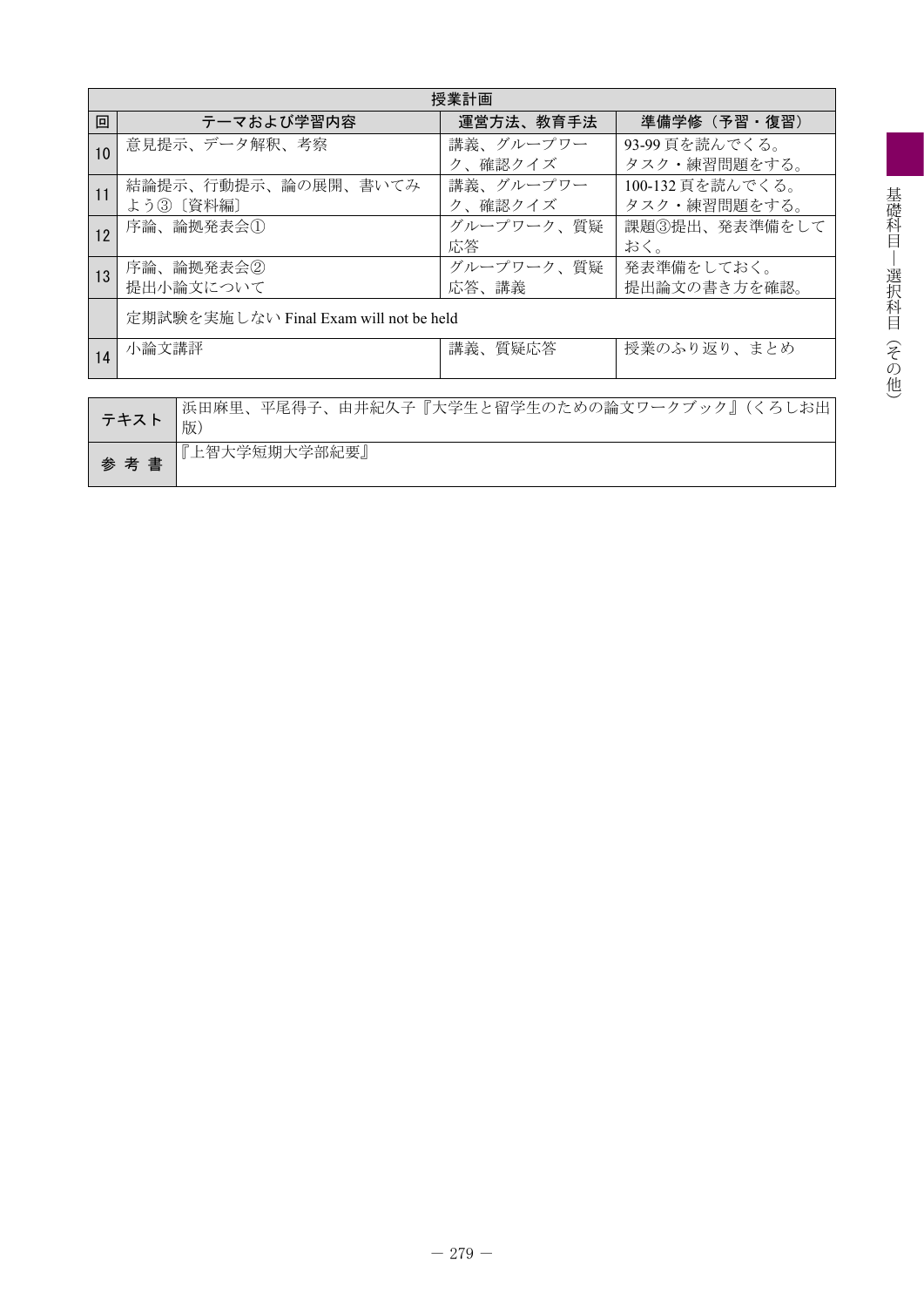| 授業計画 | | | |
|---|---|---|---|
| 回 | テーマおよび学習内容 | 運営方法、教育手法 | 準備学修（予習・復習） |
| 10 | 意見提示、データ解釈、考察 | 講義、グループワーク、確認クイズ | 93-99 頁を読んでくる。タスク・練習問題をする。 |
| 11 | 結論提示、行動提示、論の展開、書いてみよう③〔資料編〕 | 講義、グループワーク、確認クイズ | 100-132 頁を読んでくる。タスク・練習問題をする。 |
| 12 | 序論、論拠発表会① | グループワーク、質疑応答 | 課題③提出、発表準備をしておく。 |
| 13 | 序論、論拠発表会②<br>提出小論文について | グループワーク、質疑応答、講義 | 発表準備をしておく。<br>提出論文の書き方を確認。 |
| | 定期試験を実施しない Final Exam will not be held | | |
| 14 | 小論文講評 | 講義、質疑応答 | 授業のふり返り、まとめ |

| | |
|---|---|
| テキスト | 浜田麻里、平尾得子、由井紀久子『大学生と留学生のための論文ワークブック』（くろしお出版） |
| 参考書 | 『上智大学短期大学部紀要』 |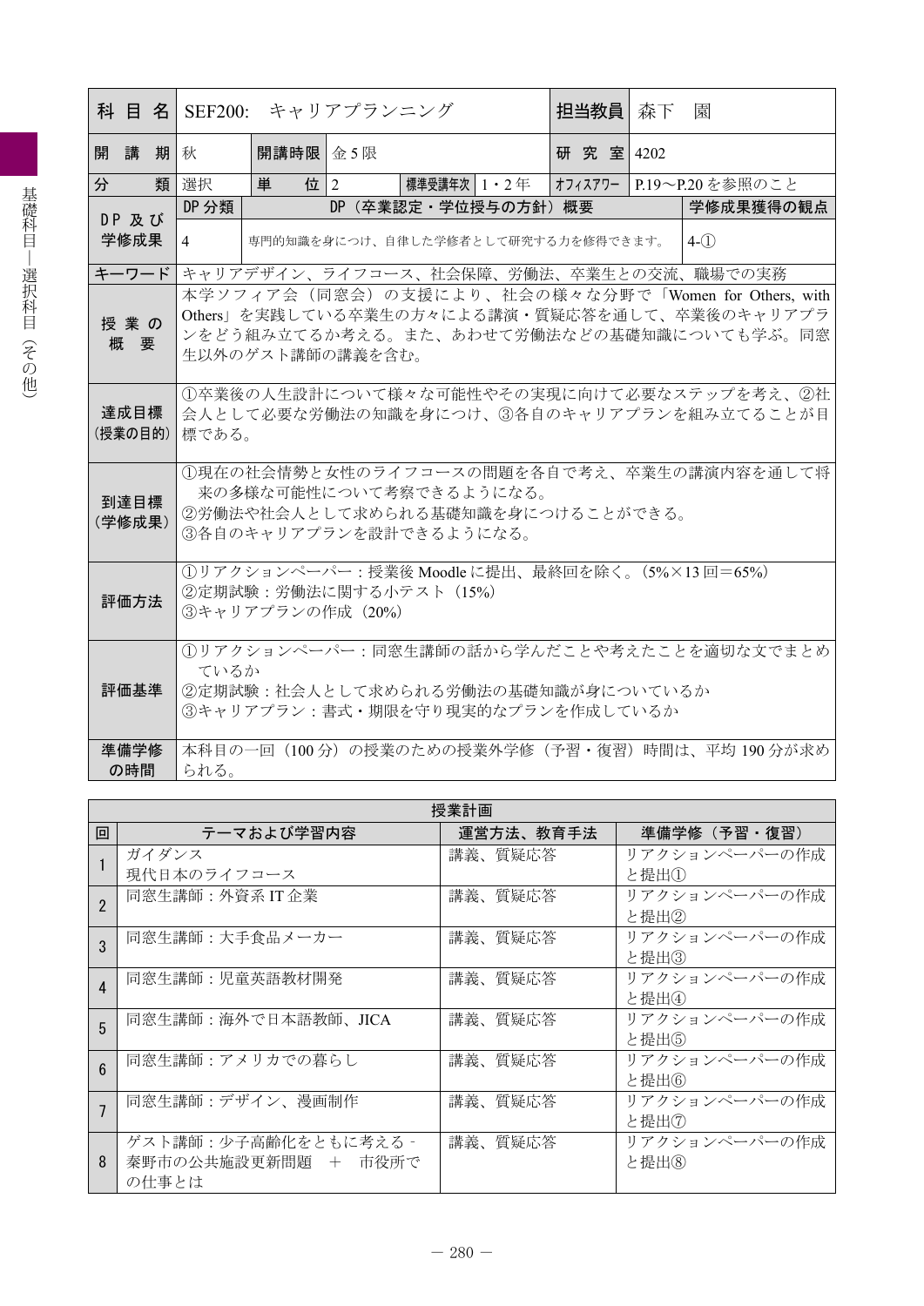| 科目名 | SEF200: キャリアプランニング | | | | | 担当教員 | 森下 園 | |
|---|---|---|---|---|---|---|---|---|
| 開講期 | 秋 | 開講時限 | 金5限 | | | 研究室 | 4202 | |
| 分類 | 選択 | 単位 | 2 | 標準受講年次 | 1・2年 | ｵﾌｨｽｱﾜｰ | P.19～P.20を参照のこと | |
| DP及び学修成果 | DP分類 | DP（卒業認定・学位授与の方針）概要 | | | | | | 学修成果獲得の観点 |
| | 4 | 専門的知識を身につけ、自律した学修者として研究する力を修得できます。 | | | | | | 4-① |
| キーワード | キャリアデザイン、ライフコース、社会保障、労働法、卒業生との交流、職場での実務 | | | | | | | |
| 授業の概要 | 本学ソフィア会（同窓会）の支援により、社会の様々な分野で「Women for Others, with Others」を実践している卒業生の方々による講演・質疑応答を通して、卒業後のキャリアプランをどう組み立てるか考える。また、あわせて労働法などの基礎知識についても学ぶ。同窓生以外のゲスト講師の講義を含む。 | | | | | | | |
| 達成目標（授業の目的） | ①卒業後の人生設計について様々な可能性やその実現に向けて必要なステップを考え、②社会人として必要な労働法の知識を身につけ、③各自のキャリアプランを組み立てることが目標である。 | | | | | | | |
| 到達目標（学修成果） | ①現在の社会情勢と女性のライフコースの問題を各自で考え、卒業生の講演内容を通して将来の多様な可能性について考察できるようになる。<br>②労働法や社会人として求められる基礎知識を身につけることができる。<br>③各自のキャリアプランを設計できるようになる。 | | | | | | | |
| 評価方法 | ①リアクションペーパー：授業後Moodleに提出、最終回を除く。（5%×13回＝65%）<br>②定期試験：労働法に関する小テスト（15%）<br>③キャリアプランの作成（20%） | | | | | | | |
| 評価基準 | ①リアクションペーパー：同窓生講師の話から学んだことや考えたことを適切な文でまとめているか<br>②定期試験：社会人として求められる労働法の基礎知識が身についているか<br>③キャリアプラン：書式・期限を守り現実的なプランを作成しているか | | | | | | | |
| 準備学修の時間 | 本科目の一回（100分）の授業のための授業外学修（予習・復習）時間は、平均190分が求められる。 | | | | | | | |

**授業計画**

| 回 | テーマおよび学習内容 | 運営方法、教育手法 | 準備学修（予習・復習） |
|---|---|---|---|
| 1 | ガイダンス<br>現代日本のライフコース | 講義、質疑応答 | リアクションペーパーの作成と提出① |
| 2 | 同窓生講師：外資系IT企業 | 講義、質疑応答 | リアクションペーパーの作成と提出② |
| 3 | 同窓生講師：大手食品メーカー | 講義、質疑応答 | リアクションペーパーの作成と提出③ |
| 4 | 同窓生講師：児童英語教材開発 | 講義、質疑応答 | リアクションペーパーの作成と提出④ |
| 5 | 同窓生講師：海外で日本語教師、JICA | 講義、質疑応答 | リアクションペーパーの作成と提出⑤ |
| 6 | 同窓生講師：アメリカでの暮らし | 講義、質疑応答 | リアクションペーパーの作成と提出⑥ |
| 7 | 同窓生講師：デザイン、漫画制作 | 講義、質疑応答 | リアクションペーパーの作成と提出⑦ |
| 8 | ゲスト講師：少子高齢化をともに考える - 秦野市の公共施設更新問題 ＋ 市役所での仕事とは | 講義、質疑応答 | リアクションペーパーの作成と提出⑧ |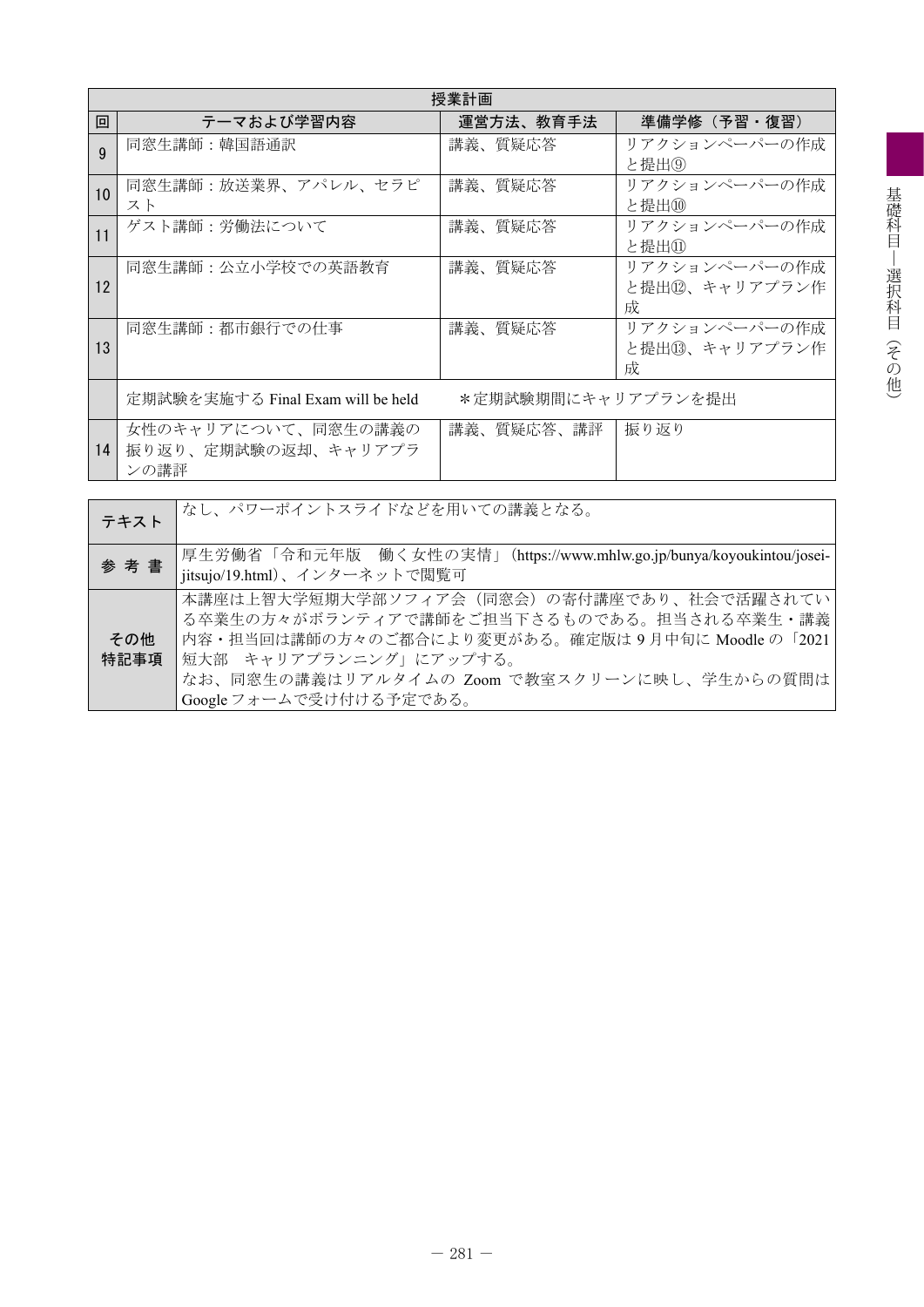| 授業計画 | | | |
|---|---|---|---|
| 回 | テーマおよび学習内容 | 運営方法、教育手法 | 準備学修（予習・復習） |
| 9 | 同窓生講師：韓国語通訳 | 講義、質疑応答 | リアクションペーパーの作成と提出⑨ |
| 10 | 同窓生講師：放送業界、アパレル、セラピスト | 講義、質疑応答 | リアクションペーパーの作成と提出⑩ |
| 11 | ゲスト講師：労働法について | 講義、質疑応答 | リアクションペーパーの作成と提出⑪ |
| 12 | 同窓生講師：公立小学校での英語教育 | 講義、質疑応答 | リアクションペーパーの作成と提出⑫、キャリアプラン作成 |
| 13 | 同窓生講師：都市銀行での仕事 | 講義、質疑応答 | リアクションペーパーの作成と提出⑬、キャリアプラン作成 |
| | 定期試験を実施する Final Exam will be held | ＊定期試験期間にキャリアプランを提出 | |
| 14 | 女性のキャリアについて、同窓生の講義の振り返り、定期試験の返却、キャリアプランの講評 | 講義、質疑応答、講評 | 振り返り |

| | |
|---|---|
| テキスト | なし、パワーポイントスライドなどを用いての講義となる。 |
| 参考書 | 厚生労働省「令和元年版　働く女性の実情」(https://www.mhlw.go.jp/bunya/koyoukintou/josei-jitsujo/19.html)、インターネットで閲覧可 |
| その他特記事項 | 本講座は上智大学短期大学部ソフィア会（同窓会）の寄付講座であり、社会で活躍されている卒業生の方々がボランティアで講師をご担当下さるものである。担当される卒業生・講義内容・担当回は講師の方々のご都合により変更がある。確定版は 9 月中旬に Moodle の「2021 短大部　キャリアプランニング」にアップする。<br>なお、同窓生の講義はリアルタイムの Zoom で教室スクリーンに映し、学生からの質問は Google フォームで受け付ける予定である。 |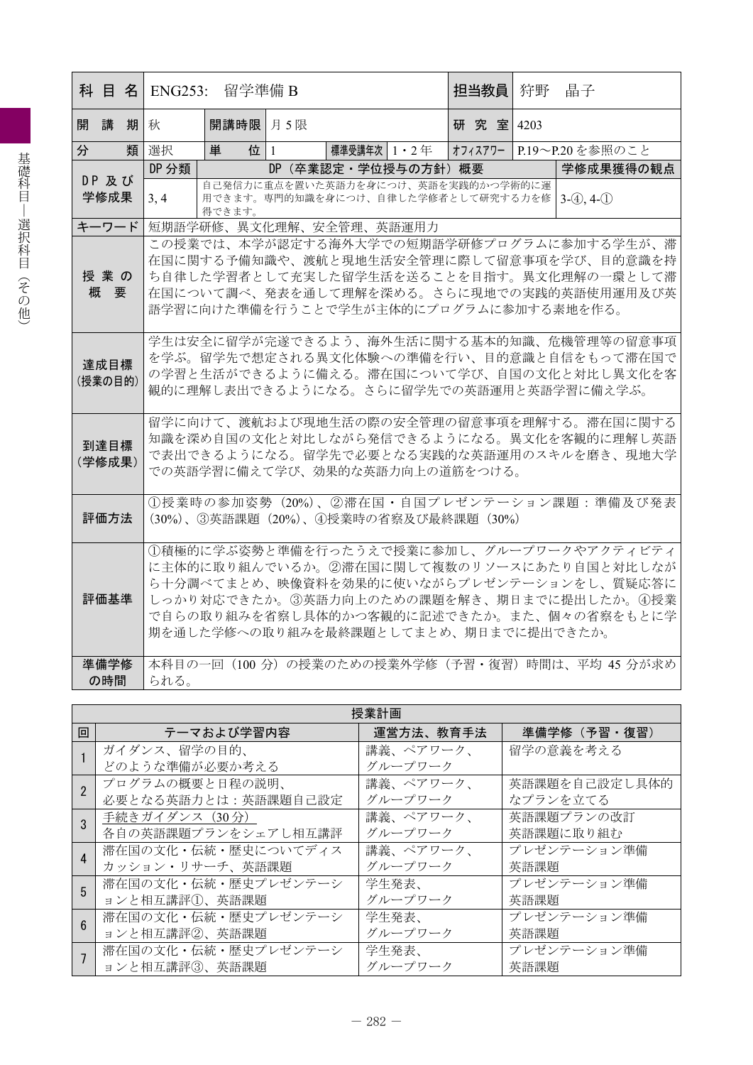| 科目名 | ENG253: 留学準備 B | | | | | 担当教員 | 狩野　晶子 | |
|---|---|---|---|---|---|---|---|---|
| 開講期 | 秋 | 開講時限 | 月 5 限 | | | 研究室 | 4203 | |
| 分類 | 選択 | 単位 | 1 | 標準受講年次 | 1・2 年 | オフィスアワー | P.19〜P.20 を参照のこと | |
| DP 及び学修成果 | DP 分類 | DP（卒業認定・学位授与の方針）概要 | | | | | | 学修成果獲得の観点 |
| | 3, 4 | 自己発信力に重点を置いた英語力を身につけ、英語を実践的かつ学術的に運用できます。専門的知識を身につけ、自律した学修者として研究する力を修得できます。 | | | | | | 3-④, 4-① |
| キーワード | 短期語学研修、異文化理解、安全管理、英語運用力 | | | | | | | |
| 授業の概要 | この授業では、本学が認定する海外大学での短期語学研修プログラムに参加する学生が、滞在国に関する予備知識や、渡航と現地生活安全管理に際して留意事項を学び、目的意識を持ち自律した学習者として充実した留学生活を送ることを目指す。異文化理解の一環として滞在国について調べ、発表を通して理解を深める。さらに現地での実践的英語使用運用及び英語学習に向けた準備を行うことで学生が主体的にプログラムに参加する素地を作る。 | | | | | | | |
| 達成目標（授業の目的） | 学生は安全に留学が完遂できるよう、海外生活に関する基本的知識、危機管理等の留意事項を学ぶ。留学先で想定される異文化体験への準備を行い、目的意識と自信をもって滞在国での学習と生活ができるように備える。滞在国について学び、自国の文化と対比し異文化を客観的に理解し表出できるようになる。さらに留学先での英語運用と英語学習に備え学ぶ。 | | | | | | | |
| 到達目標（学修成果） | 留学に向けて、渡航および現地生活の際の安全管理の留意事項を理解する。滞在国に関する知識を深め自国の文化と対比しながら発信できるようになる。異文化を客観的に理解し英語で表出できるようになる。留学先で必要となる実践的な英語運用のスキルを磨き、現地大学での英語学習に備えて学び、効果的な英語力向上の道筋をつける。 | | | | | | | |
| 評価方法 | ①授業時の参加姿勢（20%）、②滞在国・自国プレゼンテーション課題：準備及び発表（30%）、③英語課題（20%）、④授業時の省察及び最終課題（30%） | | | | | | | |
| 評価基準 | ①積極的に学ぶ姿勢と準備を行ったうえで授業に参加し、グループワークやアクティビティに主体的に取り組んでいるか。②滞在国に関して複数のリソースにあたり自国と対比しながら十分調べてまとめ、映像資料を効果的に使いながらプレゼンテーションをし、質疑応答にしっかり対応できたか。③英語力向上のための課題を解き、期日までに提出したか。④授業で自らの取り組みを省察し具体的かつ客観的に記述できたか。また、個々の省察をもとに学期を通した学修への取り組みを最終課題としてまとめ、期日までに提出できたか。 | | | | | | | |
| 準備学修の時間 | 本科目の一回（100 分）の授業のための授業外学修（予習・復習）時間は、平均 45 分が求められる。 | | | | | | | |

| 回 | テーマおよび学習内容 | 運営方法、教育手法 | 準備学修（予習・復習） |
|---|---|---|---|
| 1 | ガイダンス、留学の目的、どのような準備が必要か考える | 講義、ペアワーク、グループワーク | 留学の意義を考える |
| 2 | プログラムの概要と日程の説明、必要となる英語力とは：英語課題自己設定 | 講義、ペアワーク、グループワーク | 英語課題を自己設定し具体的なプランを立てる |
| 3 | 手続きガイダンス（30 分）各自の英語課題プランをシェアし相互講評 | 講義、ペアワーク、グループワーク | 英語課題プランの改訂 英語課題に取り組む |
| 4 | 滞在国の文化・伝統・歴史についてディスカッション・リサーチ、英語課題 | 講義、ペアワーク、グループワーク | プレゼンテーション準備 英語課題 |
| 5 | 滞在国の文化・伝統・歴史プレゼンテーションと相互講評①、英語課題 | 学生発表、グループワーク | プレゼンテーション準備 英語課題 |
| 6 | 滞在国の文化・伝統・歴史プレゼンテーションと相互講評②、英語課題 | 学生発表、グループワーク | プレゼンテーション準備 英語課題 |
| 7 | 滞在国の文化・伝統・歴史プレゼンテーションと相互講評③、英語課題 | 学生発表、グループワーク | プレゼンテーション準備 英語課題 |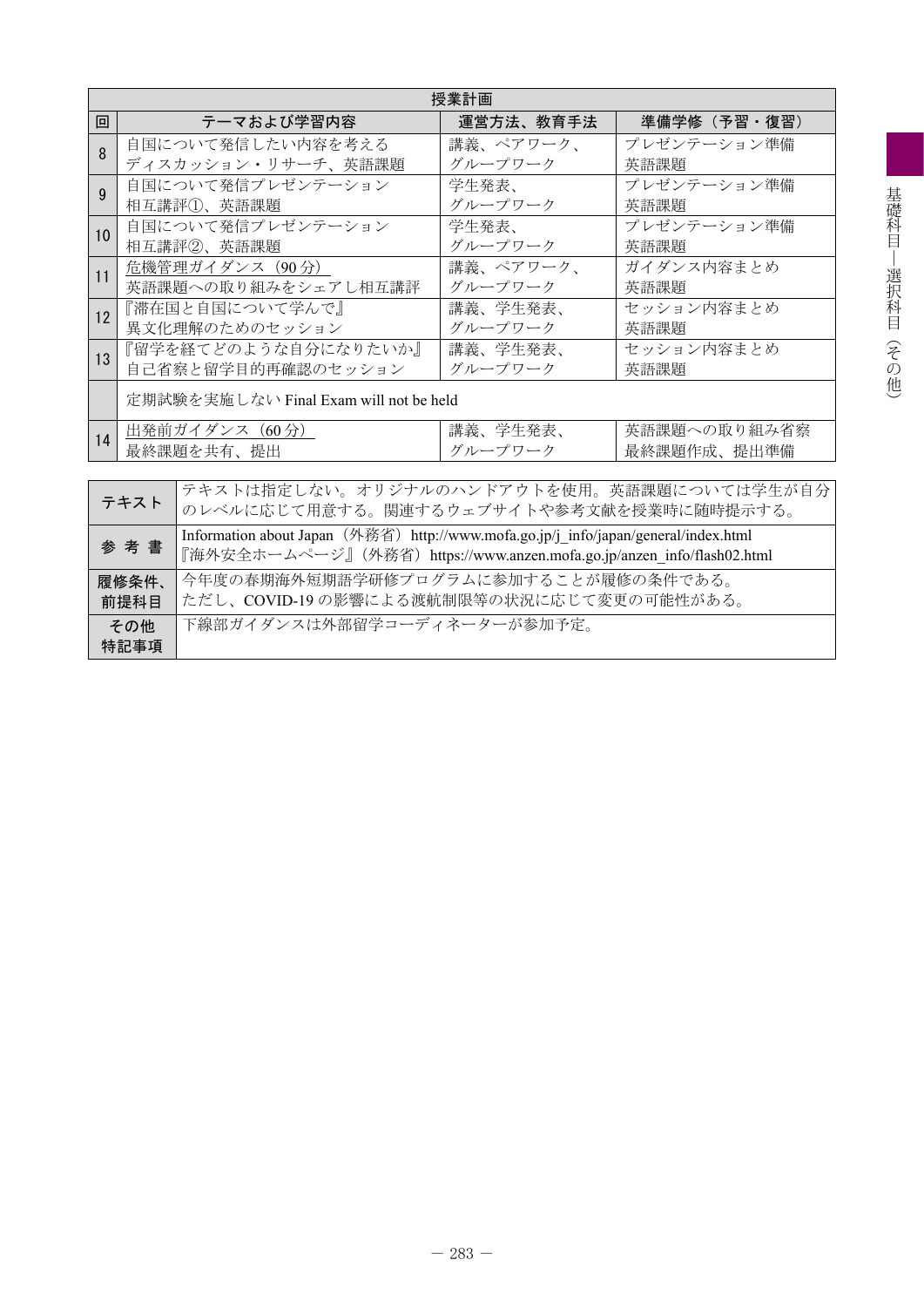| 授業計画 | | | |
|---|---|---|---|
| 回 | テーマおよび学習内容 | 運営方法、教育手法 | 準備学修（予習・復習） |
| 8 | 自国について発信したい内容を考える<br>ディスカッション・リサーチ、英語課題 | 講義、ペアワーク、<br>グループワーク | プレゼンテーション準備<br>英語課題 |
| 9 | 自国について発信プレゼンテーション<br>相互講評①、英語課題 | 学生発表、<br>グループワーク | プレゼンテーション準備<br>英語課題 |
| 10 | 自国について発信プレゼンテーション<br>相互講評②、英語課題 | 学生発表、<br>グループワーク | プレゼンテーション準備<br>英語課題 |
| 11 | 危機管理ガイダンス（90分）<br>英語課題への取り組みをシェアし相互講評 | 講義、ペアワーク、<br>グループワーク | ガイダンス内容まとめ<br>英語課題 |
| 12 | 『滞在国と自国について学んで』<br>異文化理解のためのセッション | 講義、学生発表、<br>グループワーク | セッション内容まとめ<br>英語課題 |
| 13 | 『留学を経てどのような自分になりたいか』<br>自己省察と留学目的再確認のセッション | 講義、学生発表、<br>グループワーク | セッション内容まとめ<br>英語課題 |
| | 定期試験を実施しない Final Exam will not be held | | |
| 14 | 出発前ガイダンス（60分）<br>最終課題を共有、提出 | 講義、学生発表、<br>グループワーク | 英語課題への取り組み省察<br>最終課題作成、提出準備 |

| | |
|---|---|
| テキスト | テキストは指定しない。オリジナルのハンドアウトを使用。英語課題については学生が自分のレベルに応じて用意する。関連するウェブサイトや参考文献を授業時に随時提示する。 |
| 参考書 | Information about Japan（外務省）http://www.mofa.go.jp/j_info/japan/general/index.html<br>『海外安全ホームページ』（外務省）https://www.anzen.mofa.go.jp/anzen_info/flash02.html |
| 履修条件、前提科目 | 今年度の春期海外短期語学研修プログラムに参加することが履修の条件である。<br>ただし、COVID-19の影響による渡航制限等の状況に応じて変更の可能性がある。 |
| その他特記事項 | 下線部ガイダンスは外部留学コーディネーターが参加予定。 |